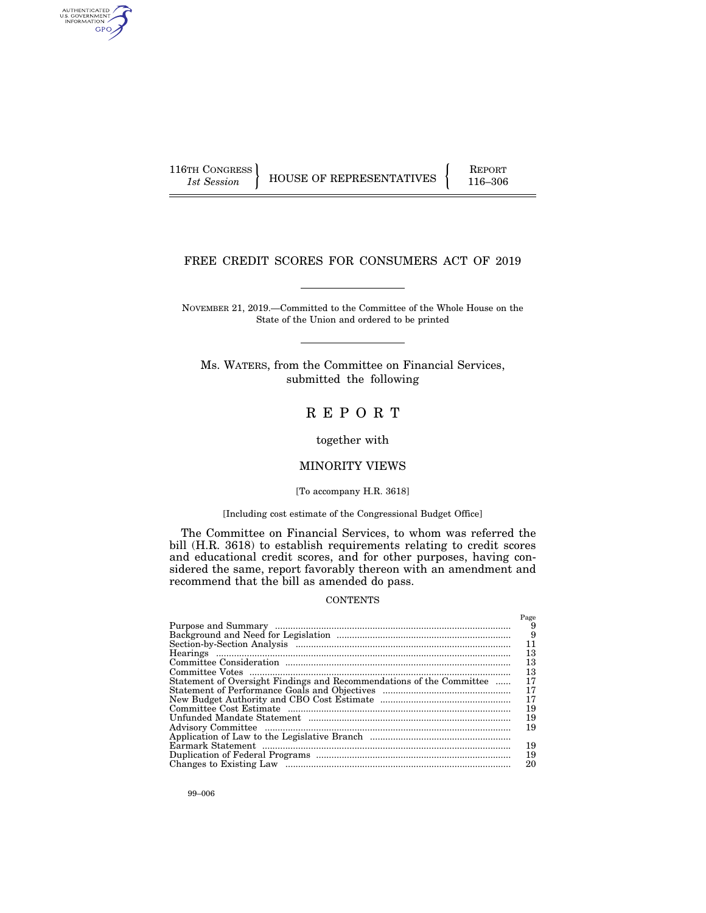116TH CONGRESS
*1st Session*

HOUSE OF REPRESENTATIVES

REPORT
116–306

# FREE CREDIT SCORES FOR CONSUMERS ACT OF 2019

NOVEMBER 21, 2019.—Committed to the Committee of the Whole House on the State of the Union and ordered to be printed

Ms. WATERS, from the Committee on Financial Services, submitted the following

# R E P O R T

together with

## MINORITY VIEWS

[To accompany H.R. 3618]

[Including cost estimate of the Congressional Budget Office]

The Committee on Financial Services, to whom was referred the bill (H.R. 3618) to establish requirements relating to credit scores and educational credit scores, and for other purposes, having considered the same, report favorably thereon with an amendment and recommend that the bill as amended do pass.

CONTENTS

| | Page |
|---|---|
| Purpose and Summary | 9 |
| Background and Need for Legislation | 9 |
| Section-by-Section Analysis | 11 |
| Hearings | 13 |
| Committee Consideration | 13 |
| Committee Votes | 13 |
| Statement of Oversight Findings and Recommendations of the Committee | 17 |
| Statement of Performance Goals and Objectives | 17 |
| New Budget Authority and CBO Cost Estimate | 17 |
| Committee Cost Estimate | 19 |
| Unfunded Mandate Statement | 19 |
| Advisory Committee | 19 |
| Application of Law to the Legislative Branch | |
| Earmark Statement | 19 |
| Duplication of Federal Programs | 19 |
| Changes to Existing Law | 20 |

99–006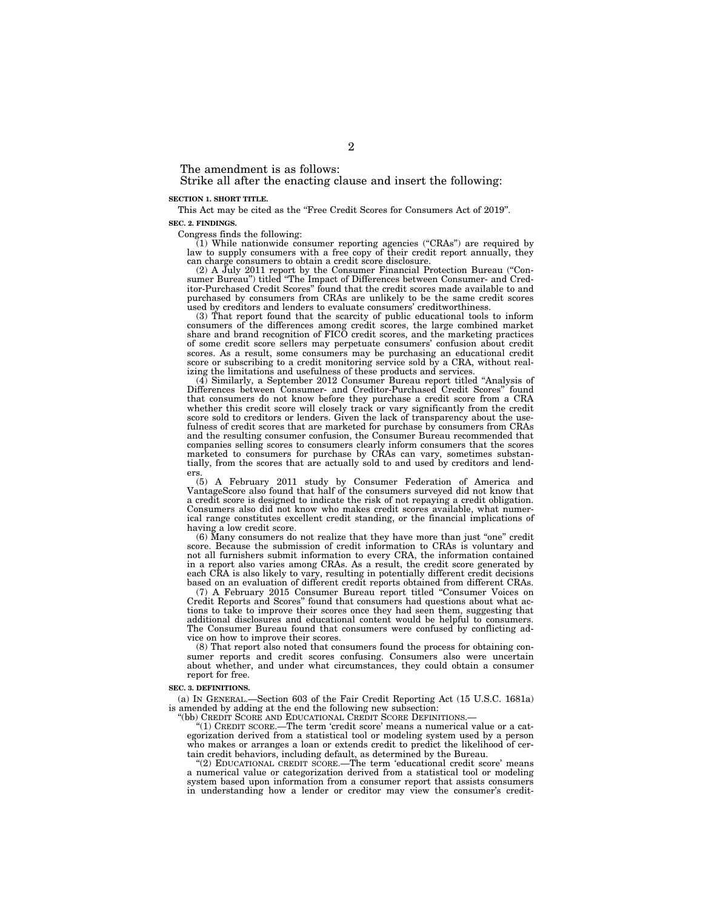The amendment is as follows:

Strike all after the enacting clause and insert the following:

**SECTION 1. SHORT TITLE.**

This Act may be cited as the "Free Credit Scores for Consumers Act of 2019".

**SEC. 2. FINDINGS.**

Congress finds the following:

(1) While nationwide consumer reporting agencies ("CRAs") are required by law to supply consumers with a free copy of their credit report annually, they can charge consumers to obtain a credit score disclosure.

(2) A July 2011 report by the Consumer Financial Protection Bureau ("Consumer Bureau") titled "The Impact of Differences between Consumer- and Creditor-Purchased Credit Scores" found that the credit scores made available to and purchased by consumers from CRAs are unlikely to be the same credit scores used by creditors and lenders to evaluate consumers' creditworthiness.

(3) That report found that the scarcity of public educational tools to inform consumers of the differences among credit scores, the large combined market share and brand recognition of FICO credit scores, and the marketing practices of some credit score sellers may perpetuate consumers' confusion about credit scores. As a result, some consumers may be purchasing an educational credit score or subscribing to a credit monitoring service sold by a CRA, without realizing the limitations and usefulness of these products and services.

(4) Similarly, a September 2012 Consumer Bureau report titled "Analysis of Differences between Consumer- and Creditor-Purchased Credit Scores" found that consumers do not know before they purchase a credit score from a CRA whether this credit score will closely track or vary significantly from the credit score sold to creditors or lenders. Given the lack of transparency about the usefulness of credit scores that are marketed for purchase by consumers from CRAs and the resulting consumer confusion, the Consumer Bureau recommended that companies selling scores to consumers clearly inform consumers that the scores marketed to consumers for purchase by CRAs can vary, sometimes substantially, from the scores that are actually sold to and used by creditors and lenders.

(5) A February 2011 study by Consumer Federation of America and VantageScore also found that half of the consumers surveyed did not know that a credit score is designed to indicate the risk of not repaying a credit obligation. Consumers also did not know who makes credit scores available, what numerical range constitutes excellent credit standing, or the financial implications of having a low credit score.

(6) Many consumers do not realize that they have more than just "one" credit score. Because the submission of credit information to CRAs is voluntary and not all furnishers submit information to every CRA, the information contained in a report also varies among CRAs. As a result, the credit score generated by each CRA is also likely to vary, resulting in potentially different credit decisions based on an evaluation of different credit reports obtained from different CRAs.

(7) A February 2015 Consumer Bureau report titled "Consumer Voices on Credit Reports and Scores" found that consumers had questions about what actions to take to improve their scores once they had seen them, suggesting that additional disclosures and educational content would be helpful to consumers. The Consumer Bureau found that consumers were confused by conflicting advice on how to improve their scores.

(8) That report also noted that consumers found the process for obtaining consumer reports and credit scores confusing. Consumers also were uncertain about whether, and under what circumstances, they could obtain a consumer report for free.

**SEC. 3. DEFINITIONS.**

(a) IN GENERAL.—Section 603 of the Fair Credit Reporting Act (15 U.S.C. 1681a) is amended by adding at the end the following new subsection:

"(bb) CREDIT SCORE AND EDUCATIONAL CREDIT SCORE DEFINITIONS.—

"(1) CREDIT SCORE.—The term 'credit score' means a numerical value or a categorization derived from a statistical tool or modeling system used by a person who makes or arranges a loan or extends credit to predict the likelihood of certain credit behaviors, including default, as determined by the Bureau.

"(2) EDUCATIONAL CREDIT SCORE.—The term 'educational credit score' means a numerical value or categorization derived from a statistical tool or modeling system based upon information from a consumer report that assists consumers in understanding how a lender or creditor may view the consumer's credit-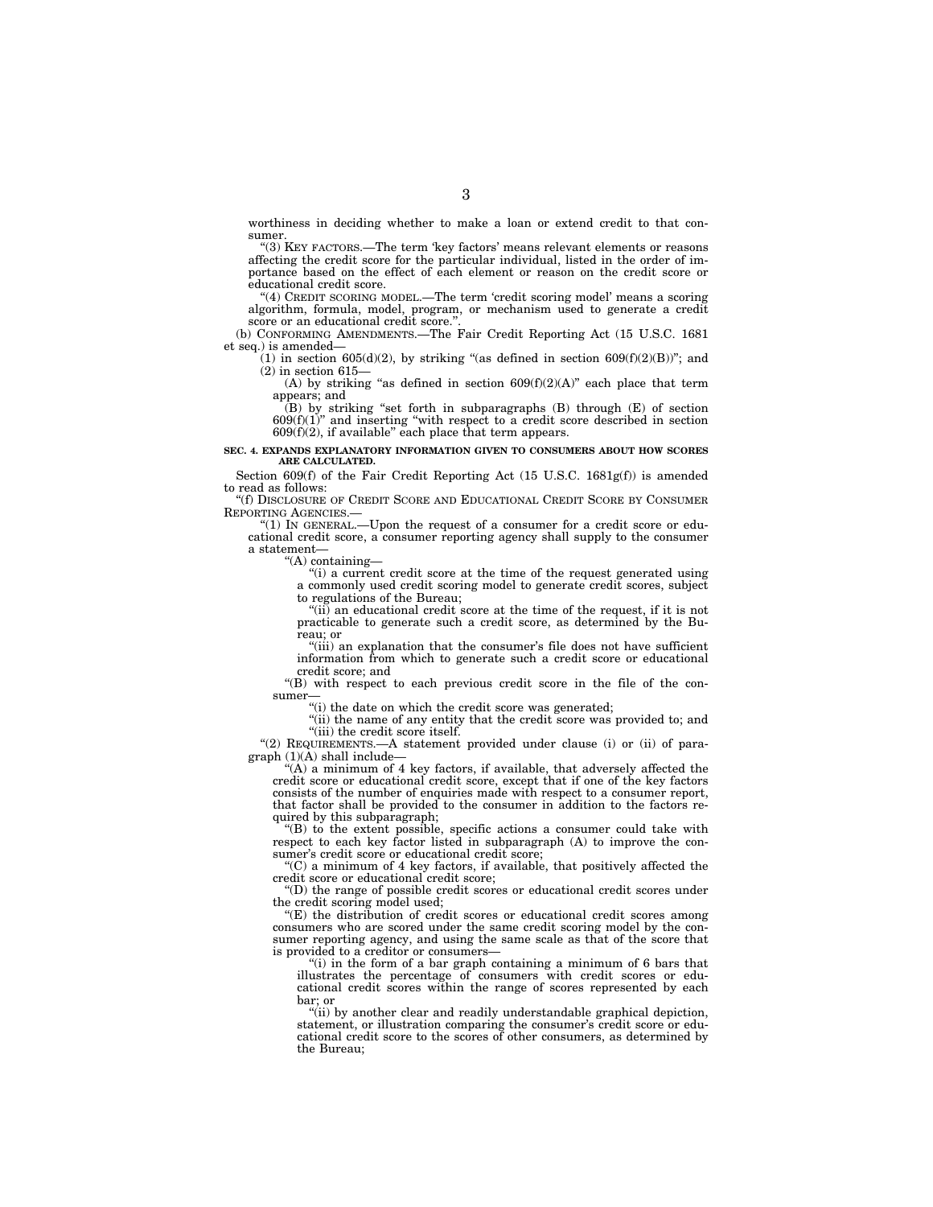worthiness in deciding whether to make a loan or extend credit to that consumer.

"(3) KEY FACTORS.—The term 'key factors' means relevant elements or reasons affecting the credit score for the particular individual, listed in the order of importance based on the effect of each element or reason on the credit score or educational credit score.

"(4) CREDIT SCORING MODEL.—The term 'credit scoring model' means a scoring algorithm, formula, model, program, or mechanism used to generate a credit score or an educational credit score.".

(b) CONFORMING AMENDMENTS.—The Fair Credit Reporting Act (15 U.S.C. 1681 et seq.) is amended—

(1) in section 605(d)(2), by striking "(as defined in section 609(f)(2)(B))"; and

(2) in section 615—

(A) by striking "as defined in section 609(f)(2)(A)" each place that term appears; and

(B) by striking "set forth in subparagraphs (B) through (E) of section 609(f)(1)" and inserting "with respect to a credit score described in section 609(f)(2), if available" each place that term appears.

**SEC. 4. EXPANDS EXPLANATORY INFORMATION GIVEN TO CONSUMERS ABOUT HOW SCORES ARE CALCULATED.**

Section 609(f) of the Fair Credit Reporting Act (15 U.S.C. 1681g(f)) is amended to read as follows:

"(f) DISCLOSURE OF CREDIT SCORE AND EDUCATIONAL CREDIT SCORE BY CONSUMER REPORTING AGENCIES.—

"(1) IN GENERAL.—Upon the request of a consumer for a credit score or educational credit score, a consumer reporting agency shall supply to the consumer a statement—

"(A) containing—

"(i) a current credit score at the time of the request generated using a commonly used credit scoring model to generate credit scores, subject to regulations of the Bureau;

"(ii) an educational credit score at the time of the request, if it is not practicable to generate such a credit score, as determined by the Bureau; or

"(iii) an explanation that the consumer's file does not have sufficient information from which to generate such a credit score or educational credit score; and

"(B) with respect to each previous credit score in the file of the consumer—

"(i) the date on which the credit score was generated;

"(ii) the name of any entity that the credit score was provided to; and

"(iii) the credit score itself.

"(2) REQUIREMENTS.—A statement provided under clause (i) or (ii) of paragraph (1)(A) shall include—

"(A) a minimum of 4 key factors, if available, that adversely affected the credit score or educational credit score, except that if one of the key factors consists of the number of enquiries made with respect to a consumer report, that factor shall be provided to the consumer in addition to the factors required by this subparagraph;

"(B) to the extent possible, specific actions a consumer could take with respect to each key factor listed in subparagraph (A) to improve the consumer's credit score or educational credit score;

"(C) a minimum of 4 key factors, if available, that positively affected the credit score or educational credit score;

"(D) the range of possible credit scores or educational credit scores under the credit scoring model used;

"(E) the distribution of credit scores or educational credit scores among consumers who are scored under the same credit scoring model by the consumer reporting agency, and using the same scale as that of the score that is provided to a creditor or consumers—

"(i) in the form of a bar graph containing a minimum of 6 bars that illustrates the percentage of consumers with credit scores or educational credit scores within the range of scores represented by each bar; or

"(ii) by another clear and readily understandable graphical depiction, statement, or illustration comparing the consumer's credit score or educational credit score to the scores of other consumers, as determined by the Bureau;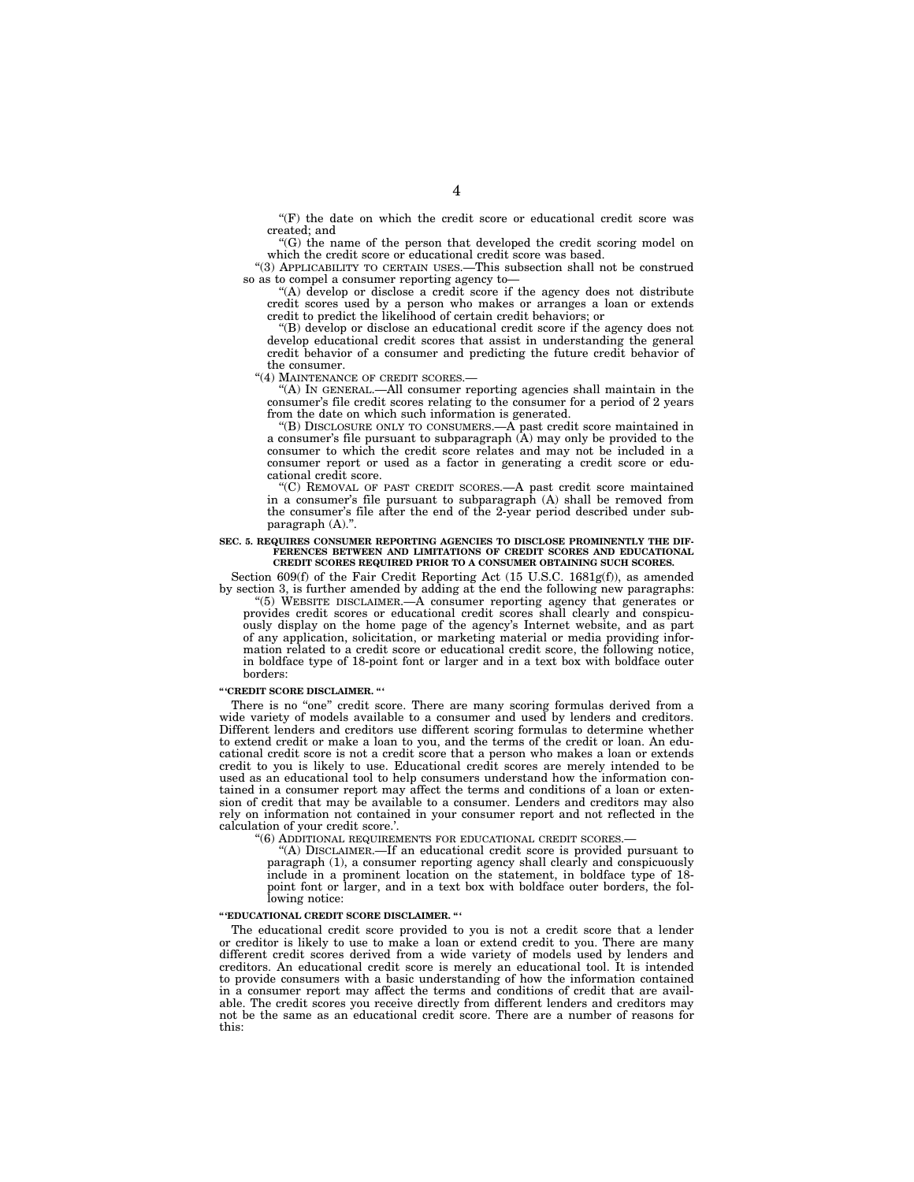"(F) the date on which the credit score or educational credit score was created; and

"(G) the name of the person that developed the credit scoring model on which the credit score or educational credit score was based.

"(3) APPLICABILITY TO CERTAIN USES.—This subsection shall not be construed so as to compel a consumer reporting agency to—

"(A) develop or disclose a credit score if the agency does not distribute credit scores used by a person who makes or arranges a loan or extends credit to predict the likelihood of certain credit behaviors; or

"(B) develop or disclose an educational credit score if the agency does not develop educational credit scores that assist in understanding the general credit behavior of a consumer and predicting the future credit behavior of the consumer.

"(4) MAINTENANCE OF CREDIT SCORES.—

"(A) IN GENERAL.—All consumer reporting agencies shall maintain in the consumer's file credit scores relating to the consumer for a period of 2 years from the date on which such information is generated.

"(B) DISCLOSURE ONLY TO CONSUMERS.—A past credit score maintained in a consumer's file pursuant to subparagraph (A) may only be provided to the consumer to which the credit score relates and may not be included in a consumer report or used as a factor in generating a credit score or educational credit score.

"(C) REMOVAL OF PAST CREDIT SCORES.—A past credit score maintained in a consumer's file pursuant to subparagraph (A) shall be removed from the consumer's file after the end of the 2-year period described under subparagraph (A).".

**SEC. 5. REQUIRES CONSUMER REPORTING AGENCIES TO DISCLOSE PROMINENTLY THE DIFFERENCES BETWEEN AND LIMITATIONS OF CREDIT SCORES AND EDUCATIONAL CREDIT SCORES REQUIRED PRIOR TO A CONSUMER OBTAINING SUCH SCORES.**

Section 609(f) of the Fair Credit Reporting Act (15 U.S.C. 1681g(f)), as amended by section 3, is further amended by adding at the end the following new paragraphs:

"(5) WEBSITE DISCLAIMER.—A consumer reporting agency that generates or provides credit scores or educational credit scores shall clearly and conspicuously display on the home page of the agency's Internet website, and as part of any application, solicitation, or marketing material or media providing information related to a credit score or educational credit score, the following notice, in boldface type of 18-point font or larger and in a text box with boldface outer borders:

**"'CREDIT SCORE DISCLAIMER. "'**

There is no "one" credit score. There are many scoring formulas derived from a wide variety of models available to a consumer and used by lenders and creditors. Different lenders and creditors use different scoring formulas to determine whether to extend credit or make a loan to you, and the terms of the credit or loan. An educational credit score is not a credit score that a person who makes a loan or extends credit to you is likely to use. Educational credit scores are merely intended to be used as an educational tool to help consumers understand how the information contained in a consumer report may affect the terms and conditions of a loan or extension of credit that may be available to a consumer. Lenders and creditors may also rely on information not contained in your consumer report and not reflected in the calculation of your credit score.'.

"(6) ADDITIONAL REQUIREMENTS FOR EDUCATIONAL CREDIT SCORES.—

"(A) DISCLAIMER.—If an educational credit score is provided pursuant to paragraph (1), a consumer reporting agency shall clearly and conspicuously include in a prominent location on the statement, in boldface type of 18-point font or larger, and in a text box with boldface outer borders, the following notice:

**"'EDUCATIONAL CREDIT SCORE DISCLAIMER. "'**

The educational credit score provided to you is not a credit score that a lender or creditor is likely to use to make a loan or extend credit to you. There are many different credit scores derived from a wide variety of models used by lenders and creditors. An educational credit score is merely an educational tool. It is intended to provide consumers with a basic understanding of how the information contained in a consumer report may affect the terms and conditions of credit that are available. The credit scores you receive directly from different lenders and creditors may not be the same as an educational credit score. There are a number of reasons for this: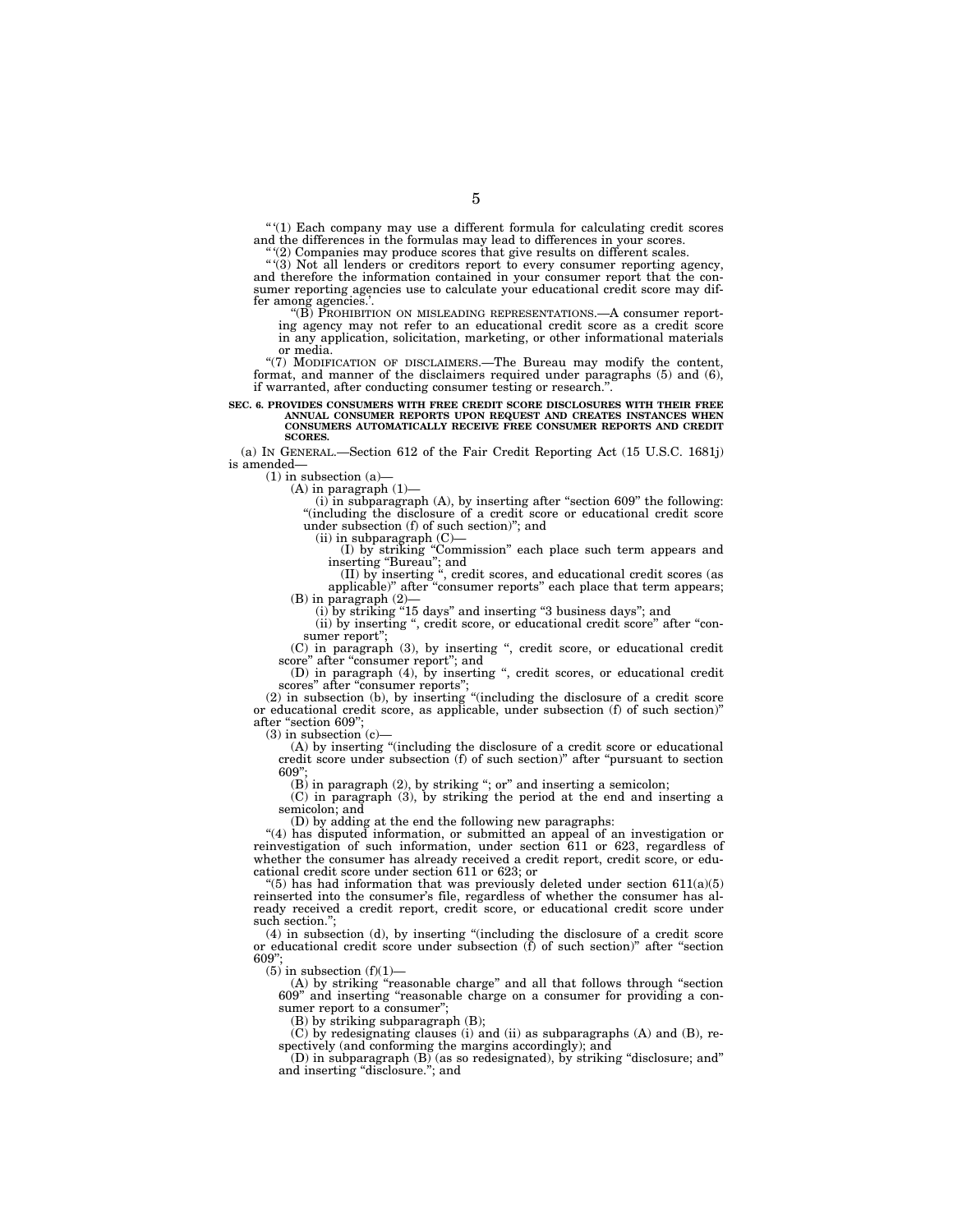"'(1) Each company may use a different formula for calculating credit scores and the differences in the formulas may lead to differences in your scores.

"'(2) Companies may produce scores that give results on different scales.

"'(3) Not all lenders or creditors report to every consumer reporting agency, and therefore the information contained in your consumer report that the consumer reporting agencies use to calculate your educational credit score may differ among agencies.'.

"(B) PROHIBITION ON MISLEADING REPRESENTATIONS.—A consumer reporting agency may not refer to an educational credit score as a credit score in any application, solicitation, marketing, or other informational materials or media.

"(7) MODIFICATION OF DISCLAIMERS.—The Bureau may modify the content, format, and manner of the disclaimers required under paragraphs (5) and (6), if warranted, after conducting consumer testing or research.".

**SEC. 6. PROVIDES CONSUMERS WITH FREE CREDIT SCORE DISCLOSURES WITH THEIR FREE ANNUAL CONSUMER REPORTS UPON REQUEST AND CREATES INSTANCES WHEN CONSUMERS AUTOMATICALLY RECEIVE FREE CONSUMER REPORTS AND CREDIT SCORES.**

(a) IN GENERAL.—Section 612 of the Fair Credit Reporting Act (15 U.S.C. 1681j) is amended—

(1) in subsection (a)—

(A) in paragraph (1)—

(i) in subparagraph (A), by inserting after "section 609" the following: "(including the disclosure of a credit score or educational credit score under subsection (f) of such section)"; and

(ii) in subparagraph (C)—

(I) by striking "Commission" each place such term appears and inserting "Bureau"; and

(II) by inserting ", credit scores, and educational credit scores (as applicable)" after "consumer reports" each place that term appears;

(B) in paragraph (2)—

(i) by striking "15 days" and inserting "3 business days"; and

(ii) by inserting ", credit score, or educational credit score" after "consumer report";

(C) in paragraph (3), by inserting ", credit score, or educational credit score" after "consumer report"; and

(D) in paragraph (4), by inserting ", credit scores, or educational credit scores" after "consumer reports";

(2) in subsection (b), by inserting "(including the disclosure of a credit score or educational credit score, as applicable, under subsection (f) of such section)" after "section 609";

(3) in subsection (c)—

(A) by inserting "(including the disclosure of a credit score or educational credit score under subsection (f) of such section)" after "pursuant to section 609";

(B) in paragraph (2), by striking "; or" and inserting a semicolon;

(C) in paragraph (3), by striking the period at the end and inserting a semicolon; and

(D) by adding at the end the following new paragraphs:

"(4) has disputed information, or submitted an appeal of an investigation or reinvestigation of such information, under section 611 or 623, regardless of whether the consumer has already received a credit report, credit score, or educational credit score under section 611 or 623; or

"(5) has had information that was previously deleted under section 611(a)(5) reinserted into the consumer's file, regardless of whether the consumer has already received a credit report, credit score, or educational credit score under such section.";

(4) in subsection (d), by inserting "(including the disclosure of a credit score or educational credit score under subsection (f) of such section)" after "section 609";

(5) in subsection (f)(1)—

(A) by striking "reasonable charge" and all that follows through "section 609" and inserting "reasonable charge on a consumer for providing a consumer report to a consumer";

(B) by striking subparagraph (B);

(C) by redesignating clauses (i) and (ii) as subparagraphs (A) and (B), respectively (and conforming the margins accordingly); and

(D) in subparagraph (B) (as so redesignated), by striking "disclosure; and" and inserting "disclosure."; and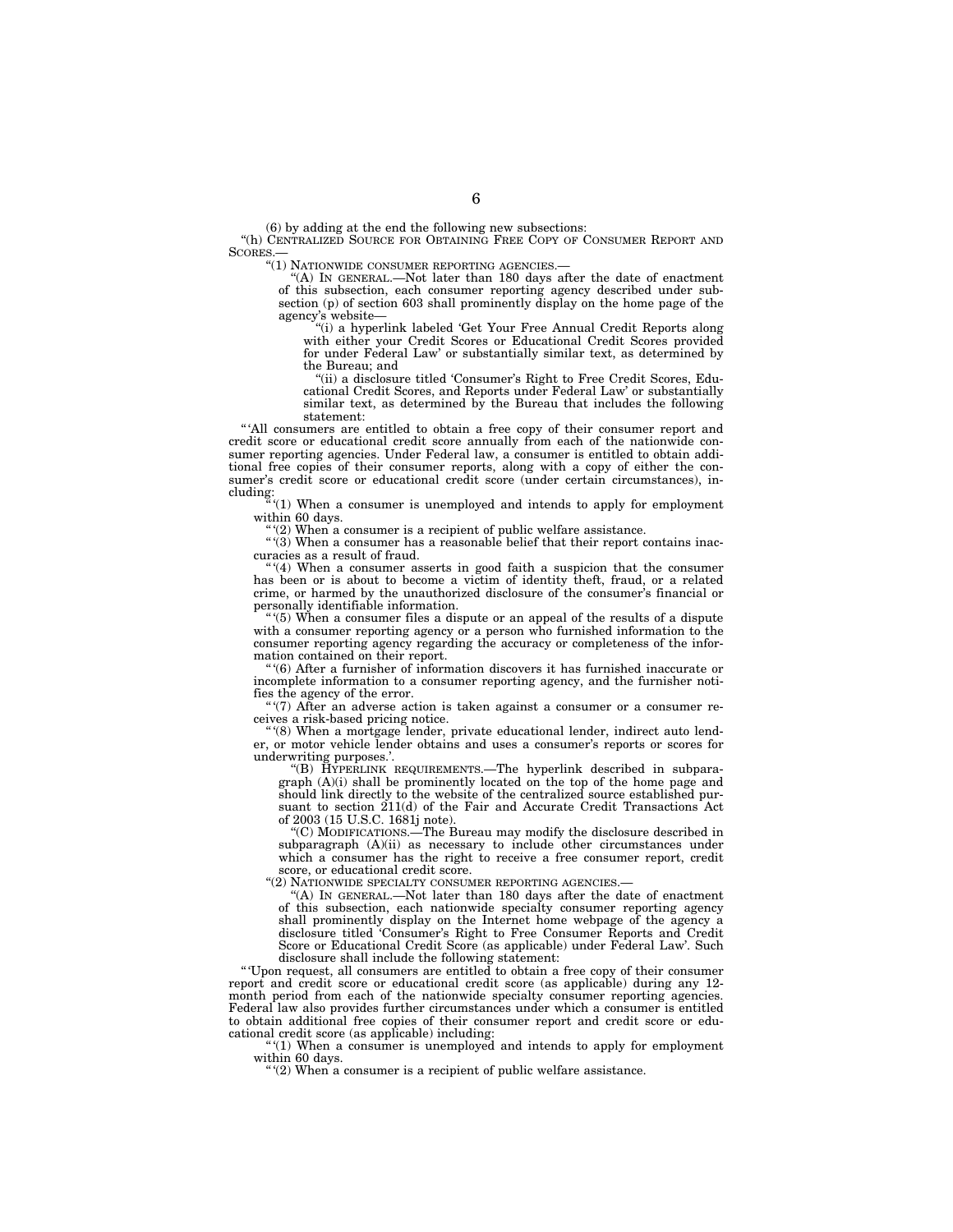(6) by adding at the end the following new subsections:

"(h) CENTRALIZED SOURCE FOR OBTAINING FREE COPY OF CONSUMER REPORT AND SCORES.—

"(1) NATIONWIDE CONSUMER REPORTING AGENCIES.—

"(A) IN GENERAL.—Not later than 180 days after the date of enactment of this subsection, each consumer reporting agency described under subsection (p) of section 603 shall prominently display on the home page of the agency's website—

"(i) a hyperlink labeled 'Get Your Free Annual Credit Reports along with either your Credit Scores or Educational Credit Scores provided for under Federal Law' or substantially similar text, as determined by the Bureau; and

"(ii) a disclosure titled 'Consumer's Right to Free Credit Scores, Educational Credit Scores, and Reports under Federal Law' or substantially similar text, as determined by the Bureau that includes the following statement:

"'All consumers are entitled to obtain a free copy of their consumer report and credit score or educational credit score annually from each of the nationwide consumer reporting agencies. Under Federal law, a consumer is entitled to obtain additional free copies of their consumer reports, along with a copy of either the consumer's credit score or educational credit score (under certain circumstances), including:

"'(1) When a consumer is unemployed and intends to apply for employment within 60 days.

"'(2) When a consumer is a recipient of public welfare assistance.

"'(3) When a consumer has a reasonable belief that their report contains inaccuracies as a result of fraud.

"'(4) When a consumer asserts in good faith a suspicion that the consumer has been or is about to become a victim of identity theft, fraud, or a related crime, or harmed by the unauthorized disclosure of the consumer's financial or personally identifiable information.

"'(5) When a consumer files a dispute or an appeal of the results of a dispute with a consumer reporting agency or a person who furnished information to the consumer reporting agency regarding the accuracy or completeness of the information contained on their report.

"'(6) After a furnisher of information discovers it has furnished inaccurate or incomplete information to a consumer reporting agency, and the furnisher notifies the agency of the error.

"'(7) After an adverse action is taken against a consumer or a consumer receives a risk-based pricing notice.

"'(8) When a mortgage lender, private educational lender, indirect auto lender, or motor vehicle lender obtains and uses a consumer's reports or scores for underwriting purposes.'.

"(B) HYPERLINK REQUIREMENTS.—The hyperlink described in subparagraph (A)(i) shall be prominently located on the top of the home page and should link directly to the website of the centralized source established pursuant to section 211(d) of the Fair and Accurate Credit Transactions Act of 2003 (15 U.S.C. 1681j note).

"(C) MODIFICATIONS.—The Bureau may modify the disclosure described in subparagraph (A)(ii) as necessary to include other circumstances under which a consumer has the right to receive a free consumer report, credit score, or educational credit score.

"(2) NATIONWIDE SPECIALTY CONSUMER REPORTING AGENCIES.—

"(A) IN GENERAL.—Not later than 180 days after the date of enactment of this subsection, each nationwide specialty consumer reporting agency shall prominently display on the Internet home webpage of the agency a disclosure titled 'Consumer's Right to Free Consumer Reports and Credit Score or Educational Credit Score (as applicable) under Federal Law'. Such disclosure shall include the following statement:

"'Upon request, all consumers are entitled to obtain a free copy of their consumer report and credit score or educational credit score (as applicable) during any 12-month period from each of the nationwide specialty consumer reporting agencies. Federal law also provides further circumstances under which a consumer is entitled to obtain additional free copies of their consumer report and credit score or educational credit score (as applicable) including:

"'(1) When a consumer is unemployed and intends to apply for employment within 60 days.

"'(2) When a consumer is a recipient of public welfare assistance.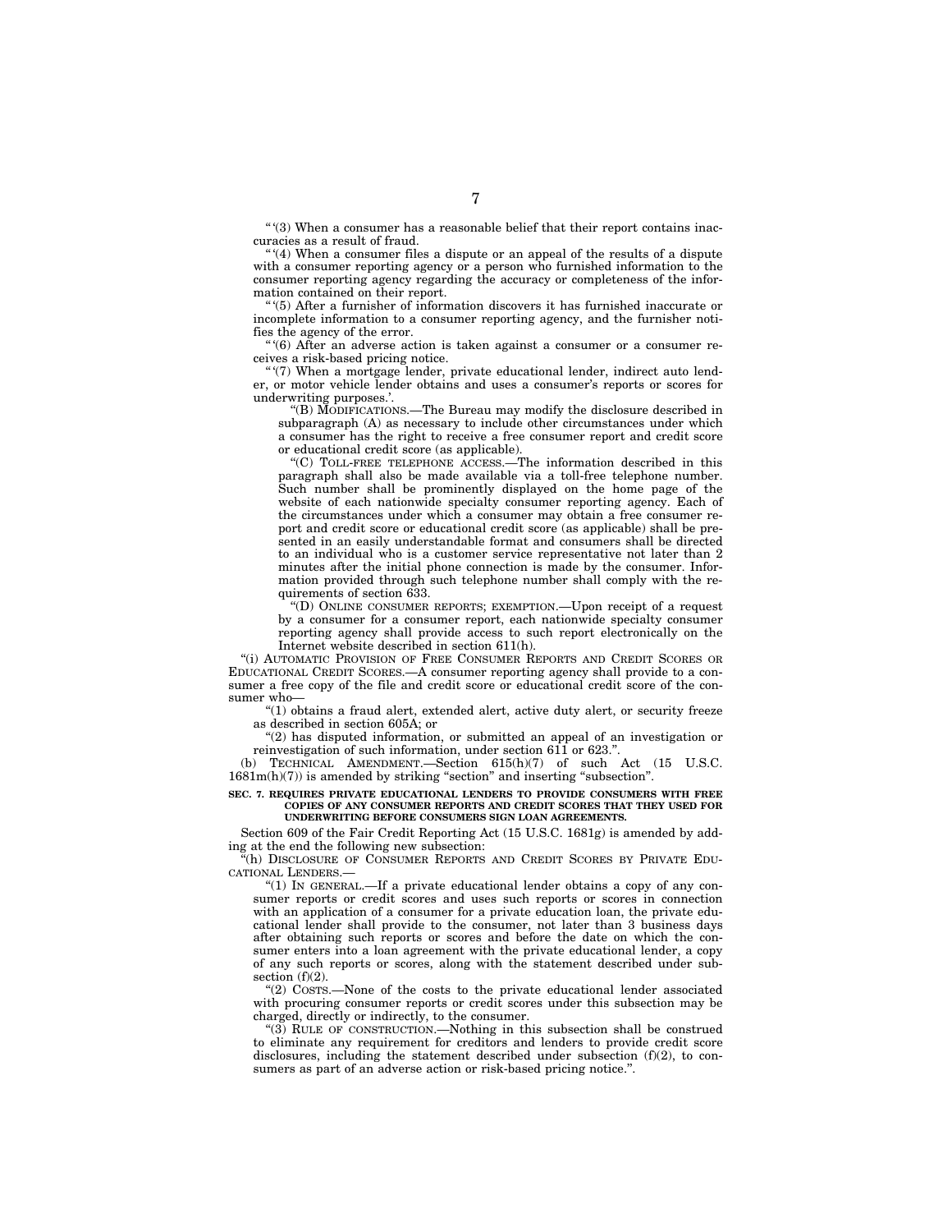"'(3) When a consumer has a reasonable belief that their report contains inaccuracies as a result of fraud.

"'(4) When a consumer files a dispute or an appeal of the results of a dispute with a consumer reporting agency or a person who furnished information to the consumer reporting agency regarding the accuracy or completeness of the information contained on their report.

"'(5) After a furnisher of information discovers it has furnished inaccurate or incomplete information to a consumer reporting agency, and the furnisher notifies the agency of the error.

"'(6) After an adverse action is taken against a consumer or a consumer receives a risk-based pricing notice.

"'(7) When a mortgage lender, private educational lender, indirect auto lender, or motor vehicle lender obtains and uses a consumer's reports or scores for underwriting purposes.'.

"(B) MODIFICATIONS.—The Bureau may modify the disclosure described in subparagraph (A) as necessary to include other circumstances under which a consumer has the right to receive a free consumer report and credit score or educational credit score (as applicable).

"(C) TOLL-FREE TELEPHONE ACCESS.—The information described in this paragraph shall also be made available via a toll-free telephone number. Such number shall be prominently displayed on the home page of the website of each nationwide specialty consumer reporting agency. Each of the circumstances under which a consumer may obtain a free consumer report and credit score or educational credit score (as applicable) shall be presented in an easily understandable format and consumers shall be directed to an individual who is a customer service representative not later than 2 minutes after the initial phone connection is made by the consumer. Information provided through such telephone number shall comply with the requirements of section 633.

"(D) ONLINE CONSUMER REPORTS; EXEMPTION.—Upon receipt of a request by a consumer for a consumer report, each nationwide specialty consumer reporting agency shall provide access to such report electronically on the Internet website described in section 611(h).

"(i) AUTOMATIC PROVISION OF FREE CONSUMER REPORTS AND CREDIT SCORES OR EDUCATIONAL CREDIT SCORES.—A consumer reporting agency shall provide to a consumer a free copy of the file and credit score or educational credit score of the consumer who—

"(1) obtains a fraud alert, extended alert, active duty alert, or security freeze as described in section 605A; or

"(2) has disputed information, or submitted an appeal of an investigation or reinvestigation of such information, under section 611 or 623.".

(b) TECHNICAL AMENDMENT.—Section 615(h)(7) of such Act (15 U.S.C. 1681m(h)(7)) is amended by striking "section" and inserting "subsection".

**SEC. 7. REQUIRES PRIVATE EDUCATIONAL LENDERS TO PROVIDE CONSUMERS WITH FREE COPIES OF ANY CONSUMER REPORTS AND CREDIT SCORES THAT THEY USED FOR UNDERWRITING BEFORE CONSUMERS SIGN LOAN AGREEMENTS.**

Section 609 of the Fair Credit Reporting Act (15 U.S.C. 1681g) is amended by adding at the end the following new subsection:

"(h) DISCLOSURE OF CONSUMER REPORTS AND CREDIT SCORES BY PRIVATE EDUCATIONAL LENDERS.—

"(1) IN GENERAL.—If a private educational lender obtains a copy of any consumer reports or credit scores and uses such reports or scores in connection with an application of a consumer for a private education loan, the private educational lender shall provide to the consumer, not later than 3 business days after obtaining such reports or scores and before the date on which the consumer enters into a loan agreement with the private educational lender, a copy of any such reports or scores, along with the statement described under subsection (f)(2).

"(2) COSTS.—None of the costs to the private educational lender associated with procuring consumer reports or credit scores under this subsection may be charged, directly or indirectly, to the consumer.

"(3) RULE OF CONSTRUCTION.—Nothing in this subsection shall be construed to eliminate any requirement for creditors and lenders to provide credit score disclosures, including the statement described under subsection (f)(2), to consumers as part of an adverse action or risk-based pricing notice.".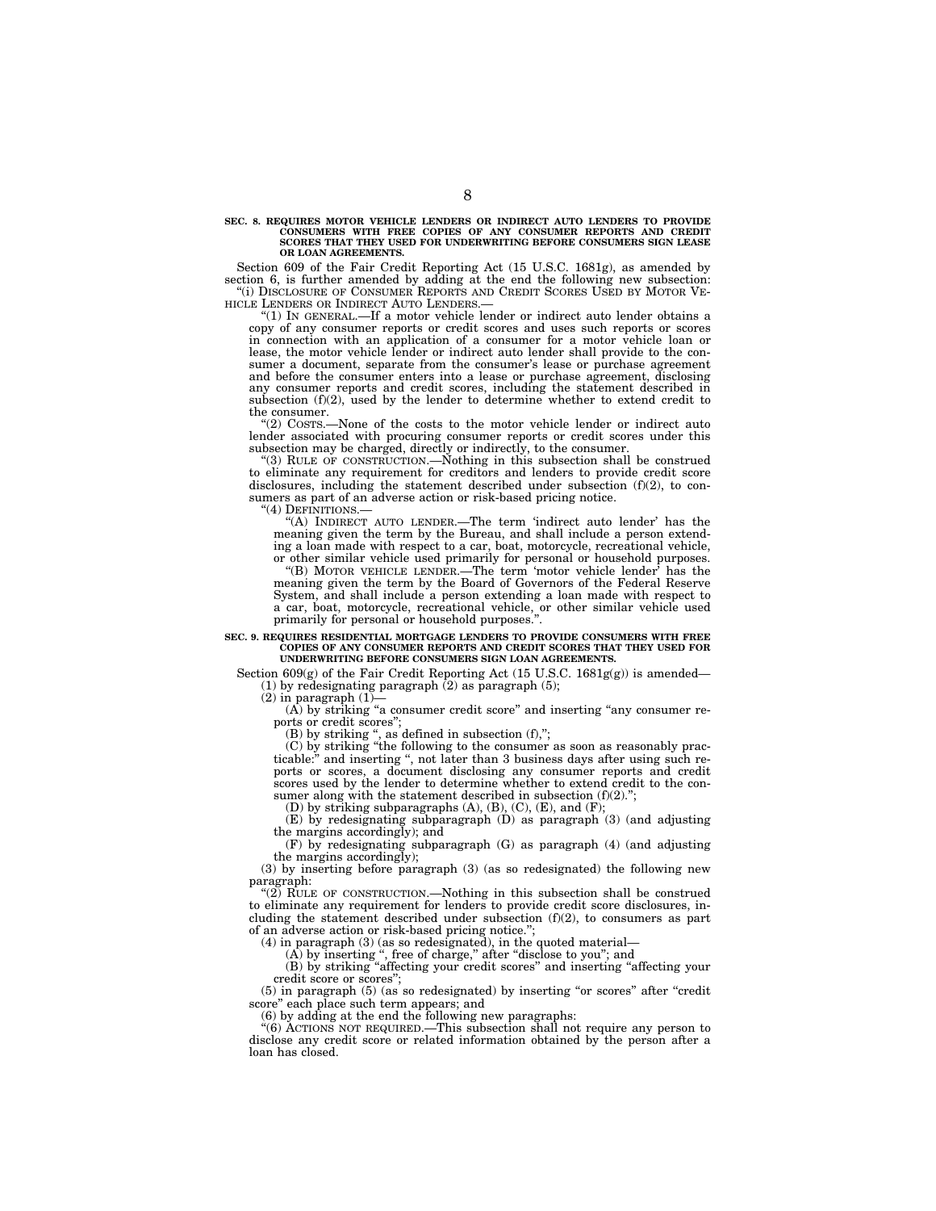**SEC. 8. REQUIRES MOTOR VEHICLE LENDERS OR INDIRECT AUTO LENDERS TO PROVIDE CONSUMERS WITH FREE COPIES OF ANY CONSUMER REPORTS AND CREDIT SCORES THAT THEY USED FOR UNDERWRITING BEFORE CONSUMERS SIGN LEASE OR LOAN AGREEMENTS.**

Section 609 of the Fair Credit Reporting Act (15 U.S.C. 1681g), as amended by section 6, is further amended by adding at the end the following new subsection:

"(i) DISCLOSURE OF CONSUMER REPORTS AND CREDIT SCORES USED BY MOTOR VEHICLE LENDERS OR INDIRECT AUTO LENDERS.—

"(1) IN GENERAL.—If a motor vehicle lender or indirect auto lender obtains a copy of any consumer reports or credit scores and uses such reports or scores in connection with an application of a consumer for a motor vehicle loan or lease, the motor vehicle lender or indirect auto lender shall provide to the consumer a document, separate from the consumer's lease or purchase agreement and before the consumer enters into a lease or purchase agreement, disclosing any consumer reports and credit scores, including the statement described in subsection (f)(2), used by the lender to determine whether to extend credit to the consumer.

"(2) COSTS.—None of the costs to the motor vehicle lender or indirect auto lender associated with procuring consumer reports or credit scores under this subsection may be charged, directly or indirectly, to the consumer.

"(3) RULE OF CONSTRUCTION.—Nothing in this subsection shall be construed to eliminate any requirement for creditors and lenders to provide credit score disclosures, including the statement described under subsection (f)(2), to consumers as part of an adverse action or risk-based pricing notice.

"(4) DEFINITIONS.—

"(A) INDIRECT AUTO LENDER.—The term 'indirect auto lender' has the meaning given the term by the Bureau, and shall include a person extending a loan made with respect to a car, boat, motorcycle, recreational vehicle, or other similar vehicle used primarily for personal or household purposes.

"(B) MOTOR VEHICLE LENDER.—The term 'motor vehicle lender' has the meaning given the term by the Board of Governors of the Federal Reserve System, and shall include a person extending a loan made with respect to a car, boat, motorcycle, recreational vehicle, or other similar vehicle used primarily for personal or household purposes.".

**SEC. 9. REQUIRES RESIDENTIAL MORTGAGE LENDERS TO PROVIDE CONSUMERS WITH FREE COPIES OF ANY CONSUMER REPORTS AND CREDIT SCORES THAT THEY USED FOR UNDERWRITING BEFORE CONSUMERS SIGN LOAN AGREEMENTS.**

Section 609(g) of the Fair Credit Reporting Act (15 U.S.C. 1681g(g)) is amended—

(1) by redesignating paragraph (2) as paragraph (5);

(2) in paragraph (1)—

(A) by striking "a consumer credit score" and inserting "any consumer reports or credit scores";

(B) by striking ", as defined in subsection (f),";

(C) by striking "the following to the consumer as soon as reasonably practicable:" and inserting ", not later than 3 business days after using such reports or scores, a document disclosing any consumer reports and credit scores used by the lender to determine whether to extend credit to the consumer along with the statement described in subsection (f)(2).";

(D) by striking subparagraphs (A), (B), (C), (E), and (F);

(E) by redesignating subparagraph (D) as paragraph (3) (and adjusting the margins accordingly); and

(F) by redesignating subparagraph (G) as paragraph (4) (and adjusting the margins accordingly);

(3) by inserting before paragraph (3) (as so redesignated) the following new paragraph:

"(2) RULE OF CONSTRUCTION.—Nothing in this subsection shall be construed to eliminate any requirement for lenders to provide credit score disclosures, including the statement described under subsection (f)(2), to consumers as part of an adverse action or risk-based pricing notice.";

(4) in paragraph (3) (as so redesignated), in the quoted material—

(A) by inserting ", free of charge," after "disclose to you"; and

(B) by striking "affecting your credit scores" and inserting "affecting your credit score or scores";

(5) in paragraph (5) (as so redesignated) by inserting "or scores" after "credit score" each place such term appears; and

(6) by adding at the end the following new paragraphs:

"(6) ACTIONS NOT REQUIRED.—This subsection shall not require any person to disclose any credit score or related information obtained by the person after a loan has closed.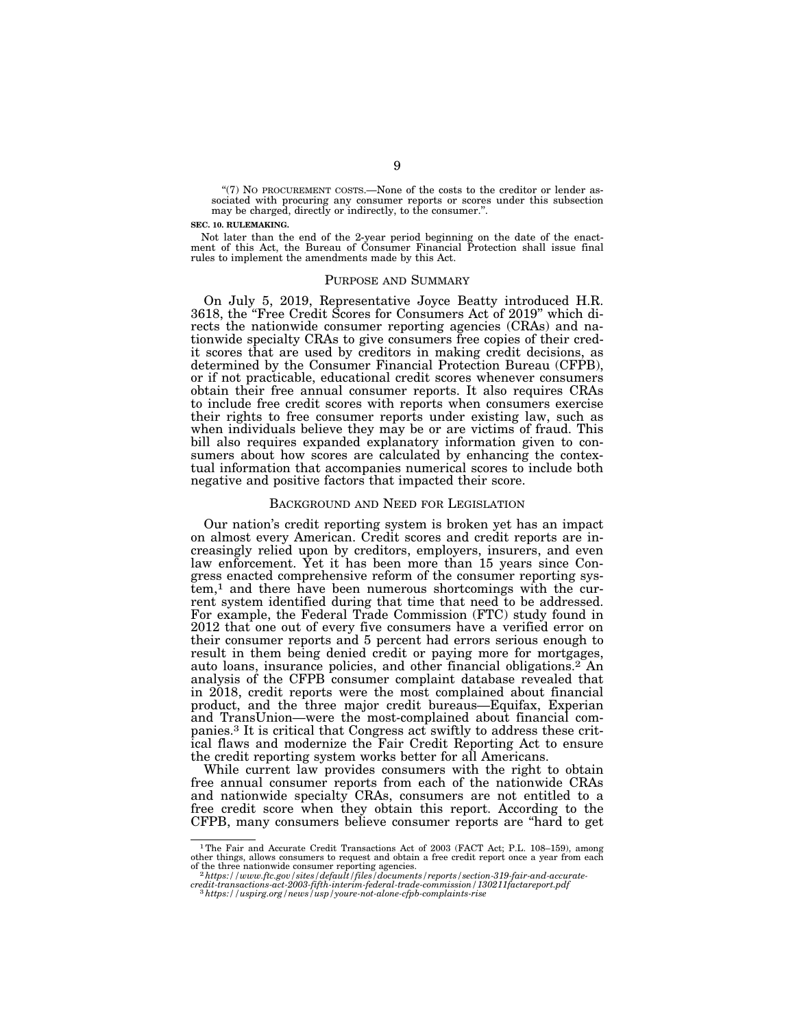"(7) NO PROCUREMENT COSTS.—None of the costs to the creditor or lender associated with procuring any consumer reports or scores under this subsection may be charged, directly or indirectly, to the consumer.".

**SEC. 10. RULEMAKING.**

Not later than the end of the 2-year period beginning on the date of the enactment of this Act, the Bureau of Consumer Financial Protection shall issue final rules to implement the amendments made by this Act.

## PURPOSE AND SUMMARY

On July 5, 2019, Representative Joyce Beatty introduced H.R. 3618, the "Free Credit Scores for Consumers Act of 2019" which directs the nationwide consumer reporting agencies (CRAs) and nationwide specialty CRAs to give consumers free copies of their credit scores that are used by creditors in making credit decisions, as determined by the Consumer Financial Protection Bureau (CFPB), or if not practicable, educational credit scores whenever consumers obtain their free annual consumer reports. It also requires CRAs to include free credit scores with reports when consumers exercise their rights to free consumer reports under existing law, such as when individuals believe they may be or are victims of fraud. This bill also requires expanded explanatory information given to consumers about how scores are calculated by enhancing the contextual information that accompanies numerical scores to include both negative and positive factors that impacted their score.

## BACKGROUND AND NEED FOR LEGISLATION

Our nation's credit reporting system is broken yet has an impact on almost every American. Credit scores and credit reports are increasingly relied upon by creditors, employers, insurers, and even law enforcement. Yet it has been more than 15 years since Congress enacted comprehensive reform of the consumer reporting system,[1] and there have been numerous shortcomings with the current system identified during that time that need to be addressed. For example, the Federal Trade Commission (FTC) study found in 2012 that one out of every five consumers have a verified error on their consumer reports and 5 percent had errors serious enough to result in them being denied credit or paying more for mortgages, auto loans, insurance policies, and other financial obligations.[2] An analysis of the CFPB consumer complaint database revealed that in 2018, credit reports were the most complained about financial product, and the three major credit bureaus—Equifax, Experian and TransUnion—were the most-complained about financial companies.[3] It is critical that Congress act swiftly to address these critical flaws and modernize the Fair Credit Reporting Act to ensure the credit reporting system works better for all Americans.

While current law provides consumers with the right to obtain free annual consumer reports from each of the nationwide CRAs and nationwide specialty CRAs, consumers are not entitled to a free credit score when they obtain this report. According to the CFPB, many consumers believe consumer reports are "hard to get

---

[1] The Fair and Accurate Credit Transactions Act of 2003 (FACT Act; P.L. 108–159), among other things, allows consumers to request and obtain a free credit report once a year from each of the three nationwide consumer reporting agencies.

[2] *https://www.ftc.gov/sites/default/files/documents/reports/section-319-fair-and-accurate-credit-transactions-act-2003-fifth-interim-federal-trade-commission/130211factareport.pdf*

[3] *https://uspirg.org/news/usp/youre-not-alone-cfpb-complaints-rise*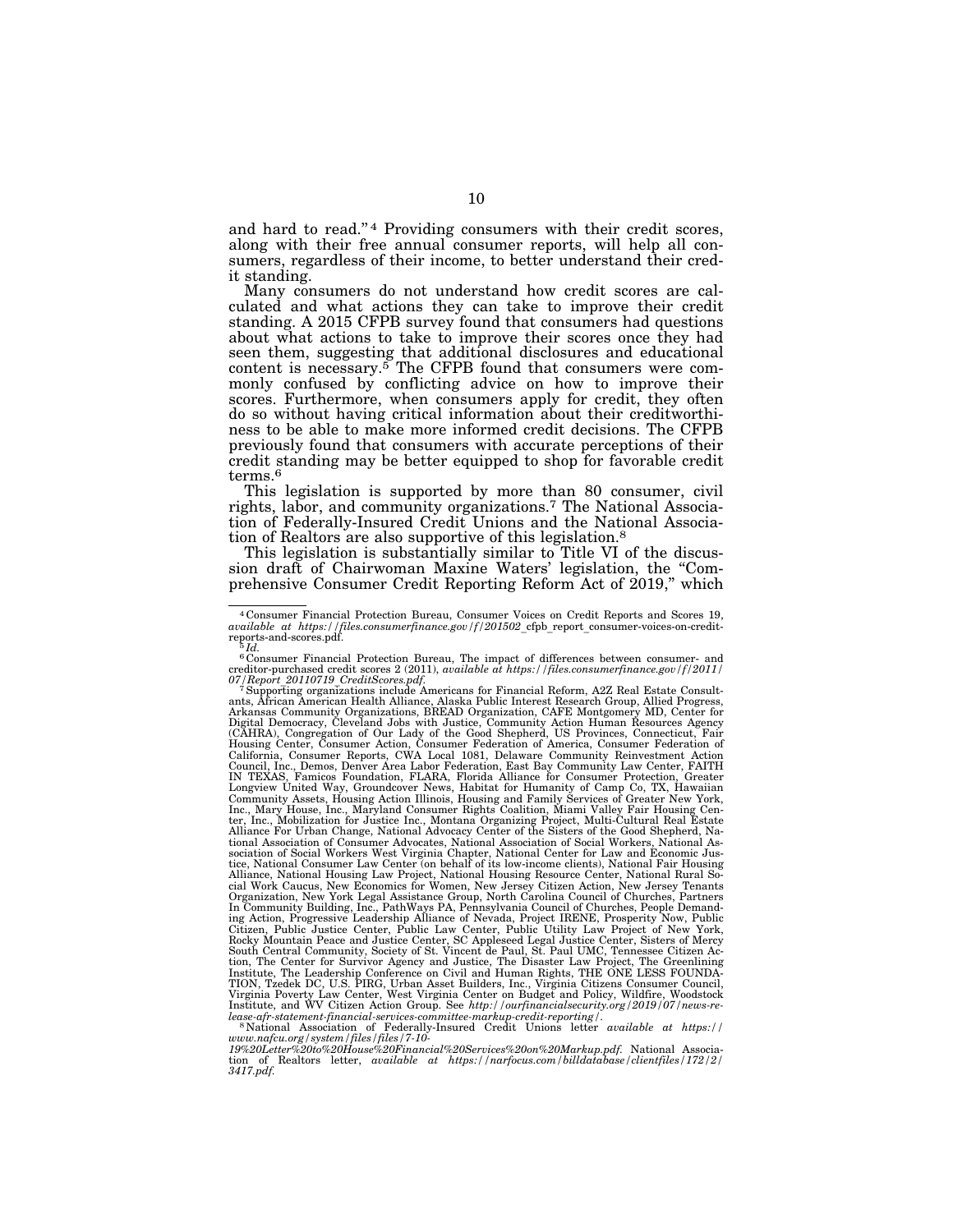and hard to read."[4] Providing consumers with their credit scores, along with their free annual consumer reports, will help all consumers, regardless of their income, to better understand their credit standing.

Many consumers do not understand how credit scores are calculated and what actions they can take to improve their credit standing. A 2015 CFPB survey found that consumers had questions about what actions to take to improve their scores once they had seen them, suggesting that additional disclosures and educational content is necessary.[5] The CFPB found that consumers were commonly confused by conflicting advice on how to improve their scores. Furthermore, when consumers apply for credit, they often do so without having critical information about their creditworthiness to be able to make more informed credit decisions. The CFPB previously found that consumers with accurate perceptions of their credit standing may be better equipped to shop for favorable credit terms.[6]

This legislation is supported by more than 80 consumer, civil rights, labor, and community organizations.[7] The National Association of Federally-Insured Credit Unions and the National Association of Realtors are also supportive of this legislation.[8]

This legislation is substantially similar to Title VI of the discussion draft of Chairwoman Maxine Waters' legislation, the "Comprehensive Consumer Credit Reporting Reform Act of 2019," which

---

[4] Consumer Financial Protection Bureau, Consumer Voices on Credit Reports and Scores 19, *available at https://files.consumerfinance.gov/f/201502_*cfpb_report_consumer-voices-on-credit-reports-and-scores.pdf.

[5] *Id.*

[6] Consumer Financial Protection Bureau, The impact of differences between consumer- and creditor-purchased credit scores 2 (2011), *available at https://files.consumerfinance.gov/f/2011/07/Report_20110719_CreditScores.pdf.*

[7] Supporting organizations include Americans for Financial Reform, A2Z Real Estate Consultants, African American Health Alliance, Alaska Public Interest Research Group, Allied Progress, Arkansas Community Organizations, BREAD Organization, CAFE Montgomery MD, Center for Digital Democracy, Cleveland Jobs with Justice, Community Action Human Resources Agency (CAHRA), Congregation of Our Lady of the Good Shepherd, US Provinces, Connecticut, Fair Housing Center, Consumer Action, Consumer Federation of America, Consumer Federation of California, Consumer Reports, CWA Local 1081, Delaware Community Reinvestment Action Council, Inc., Demos, Denver Area Labor Federation, East Bay Community Law Center, FAITH IN TEXAS, Famicos Foundation, FLARA, Florida Alliance for Consumer Protection, Greater Longview United Way, Groundcover News, Habitat for Humanity of Camp Co, TX, Hawaiian Community Assets, Housing Action Illinois, Housing and Family Services of Greater New York, Inc., Mary House, Inc., Maryland Consumer Rights Coalition, Miami Valley Fair Housing Center, Inc., Mobilization for Justice Inc., Montana Organizing Project, Multi-Cultural Real Estate Alliance For Urban Change, National Advocacy Center of the Sisters of the Good Shepherd, National Association of Consumer Advocates, National Association of Social Workers, National Association of Social Workers West Virginia Chapter, National Center for Law and Economic Justice, National Consumer Law Center (on behalf of its low-income clients), National Fair Housing Alliance, National Housing Law Project, National Housing Resource Center, National Rural Social Work Caucus, New Economics for Women, New Jersey Citizen Action, New Jersey Tenants Organization, New York Legal Assistance Group, North Carolina Council of Churches, Partners In Community Building, Inc., PathWays PA, Pennsylvania Council of Churches, People Demanding Action, Progressive Leadership Alliance of Nevada, Project IRENE, Prosperity Now, Public Citizen, Public Justice Center, Public Law Center, Public Utility Law Project of New York, Rocky Mountain Peace and Justice Center, SC Appleseed Legal Justice Center, Sisters of Mercy South Central Community, Society of St. Vincent de Paul, St. Paul UMC, Tennessee Citizen Action, The Center for Survivor Agency and Justice, The Disaster Law Project, The Greenlining Institute, The Leadership Conference on Civil and Human Rights, THE ONE LESS FOUNDATION, Tzedek DC, U.S. PIRG, Urban Asset Builders, Inc., Virginia Citizens Consumer Council, Virginia Poverty Law Center, West Virginia Center on Budget and Policy, Wildfire, Woodstock Institute, and WV Citizen Action Group. See *http://ourfinancialsecurity.org/2019/07/news-release-afr-statement-financial-services-committee-markup-credit-reporting/.*

[8] National Association of Federally-Insured Credit Unions letter *available at https://www.nafcu.org/system/files/files/7-10-19%20Letter%20to%20House%20Financial%20Services%20on%20Markup.pdf.* National Association of Realtors letter, *available at https://narfocus.com/billdatabase/clientfiles/172/2/3417.pdf.*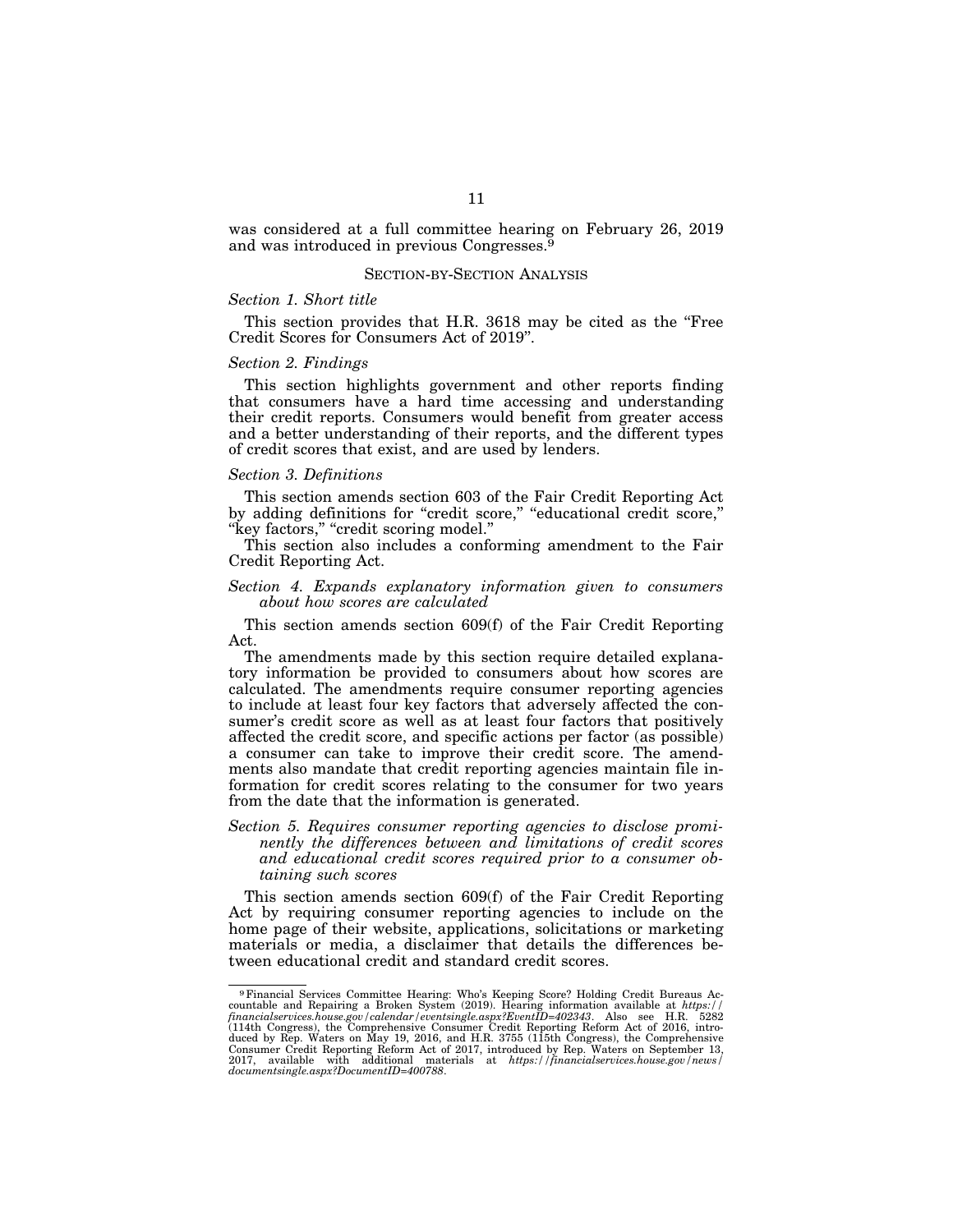was considered at a full committee hearing on February 26, 2019 and was introduced in previous Congresses.[9]

## SECTION-BY-SECTION ANALYSIS

### *Section 1. Short title*

This section provides that H.R. 3618 may be cited as the "Free Credit Scores for Consumers Act of 2019".

### *Section 2. Findings*

This section highlights government and other reports finding that consumers have a hard time accessing and understanding their credit reports. Consumers would benefit from greater access and a better understanding of their reports, and the different types of credit scores that exist, and are used by lenders.

### *Section 3. Definitions*

This section amends section 603 of the Fair Credit Reporting Act by adding definitions for "credit score," "educational credit score," "key factors," "credit scoring model."

This section also includes a conforming amendment to the Fair Credit Reporting Act.

### *Section 4. Expands explanatory information given to consumers about how scores are calculated*

This section amends section 609(f) of the Fair Credit Reporting Act.

The amendments made by this section require detailed explanatory information be provided to consumers about how scores are calculated. The amendments require consumer reporting agencies to include at least four key factors that adversely affected the consumer's credit score as well as at least four factors that positively affected the credit score, and specific actions per factor (as possible) a consumer can take to improve their credit score. The amendments also mandate that credit reporting agencies maintain file information for credit scores relating to the consumer for two years from the date that the information is generated.

### *Section 5. Requires consumer reporting agencies to disclose prominently the differences between and limitations of credit scores and educational credit scores required prior to a consumer obtaining such scores*

This section amends section 609(f) of the Fair Credit Reporting Act by requiring consumer reporting agencies to include on the home page of their website, applications, solicitations or marketing materials or media, a disclaimer that details the differences between educational credit and standard credit scores.

---

[9] Financial Services Committee Hearing: Who's Keeping Score? Holding Credit Bureaus Accountable and Repairing a Broken System (2019). Hearing information available at *https://financialservices.house.gov/calendar/eventsingle.aspx?EventID=402343*. Also see H.R. 5282 (114th Congress), the Comprehensive Consumer Credit Reporting Reform Act of 2016, introduced by Rep. Waters on May 19, 2016, and H.R. 3755 (115th Congress), the Comprehensive Consumer Credit Reporting Reform Act of 2017, introduced by Rep. Waters on September 13, 2017, available with additional materials at *https://financialservices.house.gov/news/documentsingle.aspx?DocumentID=400788*.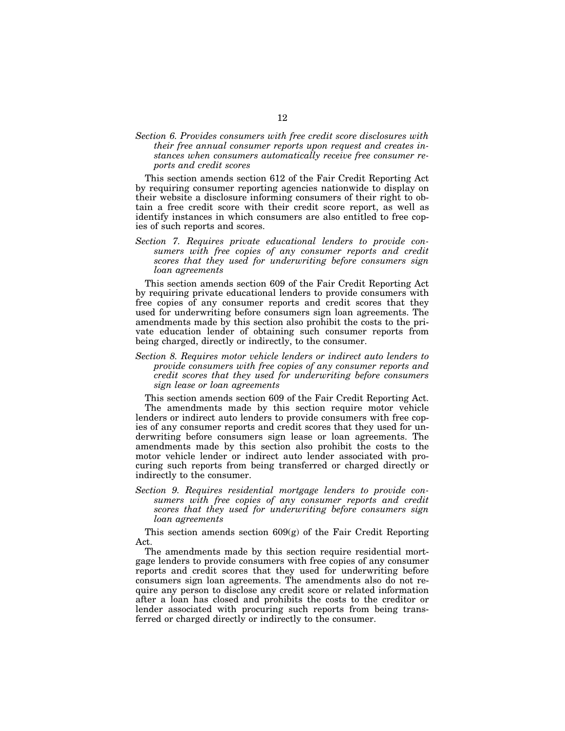*Section 6. Provides consumers with free credit score disclosures with their free annual consumer reports upon request and creates instances when consumers automatically receive free consumer reports and credit scores*

This section amends section 612 of the Fair Credit Reporting Act by requiring consumer reporting agencies nationwide to display on their website a disclosure informing consumers of their right to obtain a free credit score with their credit score report, as well as identify instances in which consumers are also entitled to free copies of such reports and scores.

*Section 7. Requires private educational lenders to provide consumers with free copies of any consumer reports and credit scores that they used for underwriting before consumers sign loan agreements*

This section amends section 609 of the Fair Credit Reporting Act by requiring private educational lenders to provide consumers with free copies of any consumer reports and credit scores that they used for underwriting before consumers sign loan agreements. The amendments made by this section also prohibit the costs to the private education lender of obtaining such consumer reports from being charged, directly or indirectly, to the consumer.

*Section 8. Requires motor vehicle lenders or indirect auto lenders to provide consumers with free copies of any consumer reports and credit scores that they used for underwriting before consumers sign lease or loan agreements*

This section amends section 609 of the Fair Credit Reporting Act.

The amendments made by this section require motor vehicle lenders or indirect auto lenders to provide consumers with free copies of any consumer reports and credit scores that they used for underwriting before consumers sign lease or loan agreements. The amendments made by this section also prohibit the costs to the motor vehicle lender or indirect auto lender associated with procuring such reports from being transferred or charged directly or indirectly to the consumer.

*Section 9. Requires residential mortgage lenders to provide consumers with free copies of any consumer reports and credit scores that they used for underwriting before consumers sign loan agreements*

This section amends section 609(g) of the Fair Credit Reporting Act.

The amendments made by this section require residential mortgage lenders to provide consumers with free copies of any consumer reports and credit scores that they used for underwriting before consumers sign loan agreements. The amendments also do not require any person to disclose any credit score or related information after a loan has closed and prohibits the costs to the creditor or lender associated with procuring such reports from being transferred or charged directly or indirectly to the consumer.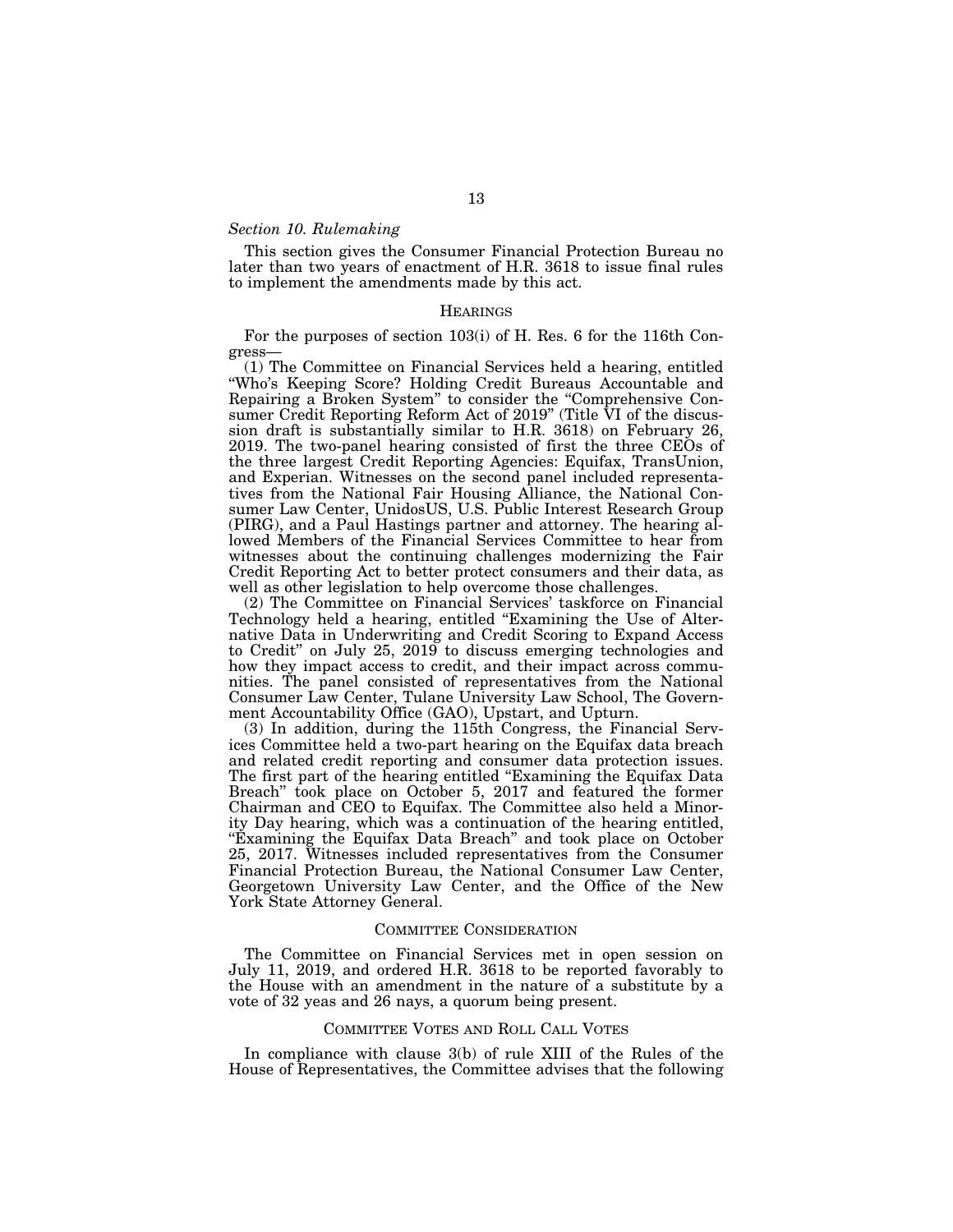*Section 10. Rulemaking*

This section gives the Consumer Financial Protection Bureau no later than two years of enactment of H.R. 3618 to issue final rules to implement the amendments made by this act.

## HEARINGS

For the purposes of section 103(i) of H. Res. 6 for the 116th Congress—

(1) The Committee on Financial Services held a hearing, entitled "Who's Keeping Score? Holding Credit Bureaus Accountable and Repairing a Broken System" to consider the "Comprehensive Consumer Credit Reporting Reform Act of 2019" (Title VI of the discussion draft is substantially similar to H.R. 3618) on February 26, 2019. The two-panel hearing consisted of first the three CEOs of the three largest Credit Reporting Agencies: Equifax, TransUnion, and Experian. Witnesses on the second panel included representatives from the National Fair Housing Alliance, the National Consumer Law Center, UnidosUS, U.S. Public Interest Research Group (PIRG), and a Paul Hastings partner and attorney. The hearing allowed Members of the Financial Services Committee to hear from witnesses about the continuing challenges modernizing the Fair Credit Reporting Act to better protect consumers and their data, as well as other legislation to help overcome those challenges.

(2) The Committee on Financial Services' taskforce on Financial Technology held a hearing, entitled "Examining the Use of Alternative Data in Underwriting and Credit Scoring to Expand Access to Credit" on July 25, 2019 to discuss emerging technologies and how they impact access to credit, and their impact across communities. The panel consisted of representatives from the National Consumer Law Center, Tulane University Law School, The Government Accountability Office (GAO), Upstart, and Upturn.

(3) In addition, during the 115th Congress, the Financial Services Committee held a two-part hearing on the Equifax data breach and related credit reporting and consumer data protection issues. The first part of the hearing entitled "Examining the Equifax Data Breach" took place on October 5, 2017 and featured the former Chairman and CEO to Equifax. The Committee also held a Minority Day hearing, which was a continuation of the hearing entitled, "Examining the Equifax Data Breach" and took place on October 25, 2017. Witnesses included representatives from the Consumer Financial Protection Bureau, the National Consumer Law Center, Georgetown University Law Center, and the Office of the New York State Attorney General.

## COMMITTEE CONSIDERATION

The Committee on Financial Services met in open session on July 11, 2019, and ordered H.R. 3618 to be reported favorably to the House with an amendment in the nature of a substitute by a vote of 32 yeas and 26 nays, a quorum being present.

## COMMITTEE VOTES AND ROLL CALL VOTES

In compliance with clause 3(b) of rule XIII of the Rules of the House of Representatives, the Committee advises that the following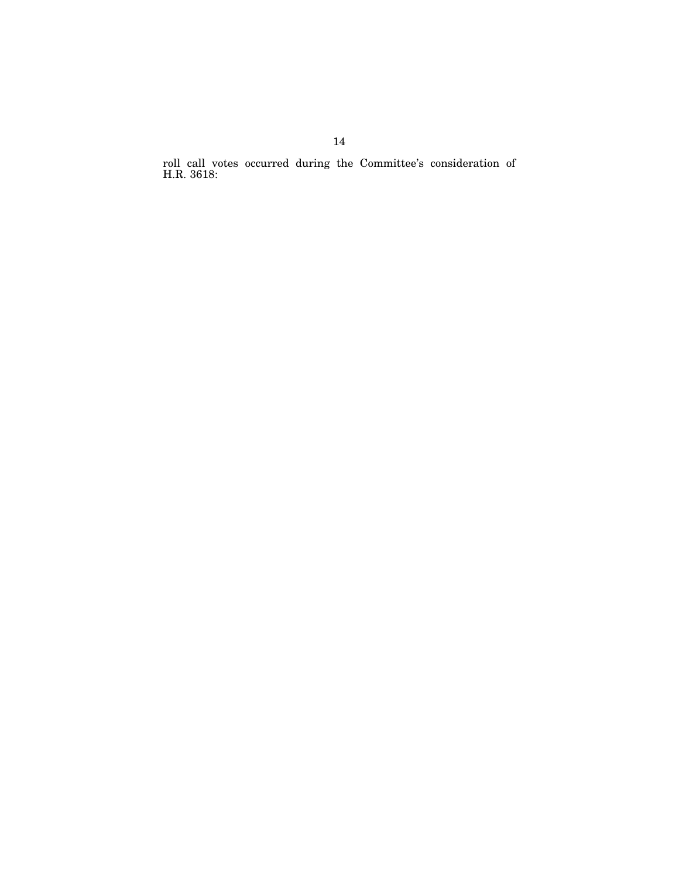roll call votes occurred during the Committee's consideration of H.R. 3618: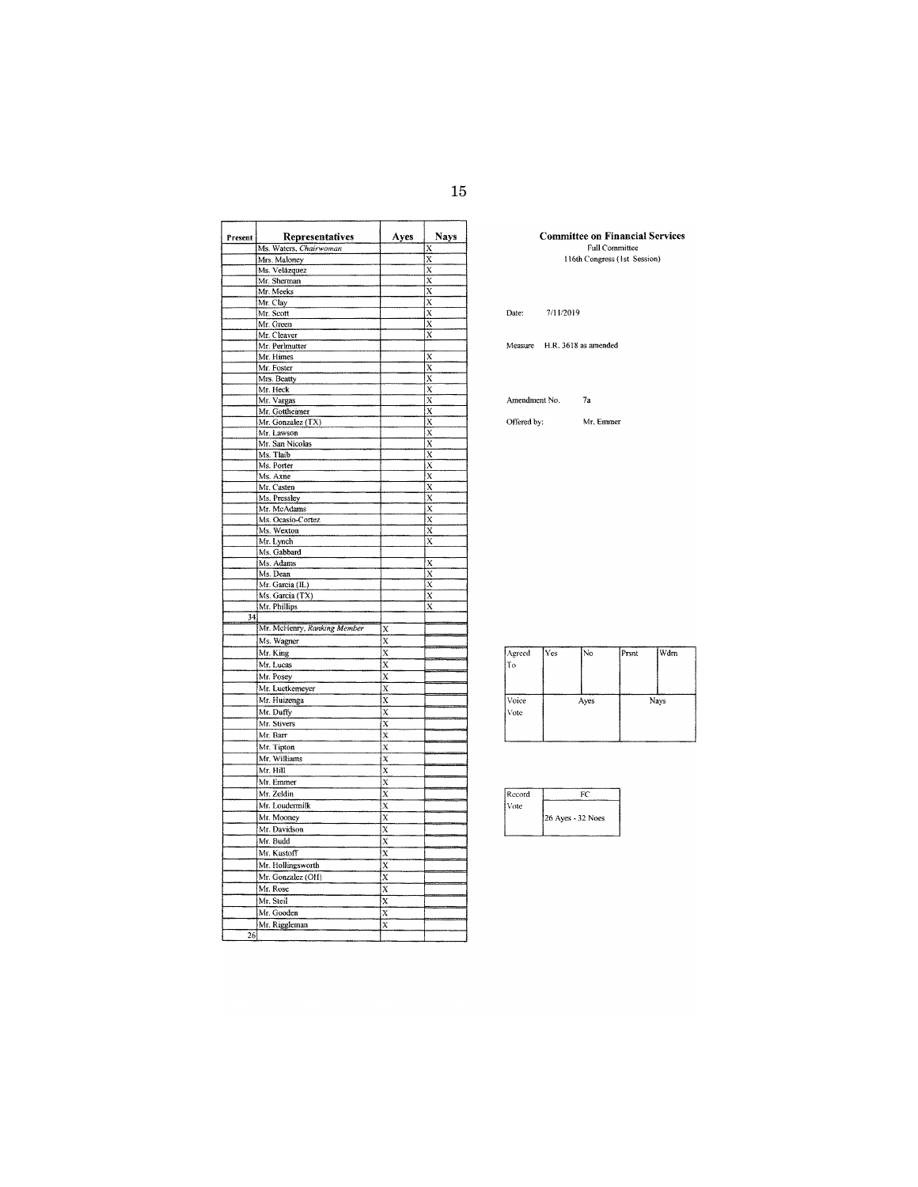| Present | Representatives | Ayes | Nays |
|---|---|---|---|
| | Ms. Waters, *Chairwoman* | | X |
| | Mrs. Maloney | | X |
| | Ms. Velázquez | | X |
| | Mr. Sherman | | X |
| | Mr. Meeks | | X |
| | Mr. Clay | | X |
| | Mr. Scott | | X |
| | Mr. Green | | X |
| | Mr. Cleaver | | X |
| | Mr. Perlmutter | | |
| | Mr. Himes | | X |
| | Mr. Foster | | X |
| | Mrs. Beatty | | X |
| | Mr. Heck | | X |
| | Mr. Vargas | | X |
| | Mr. Gottheimer | | X |
| | Mr. Gonzalez (TX) | | X |
| | Mr. Lawson | | X |
| | Mr. San Nicolas | | X |
| | Ms. Tlaib | | X |
| | Ms. Porter | | X |
| | Ms. Axne | | X |
| | Mr. Casten | | X |
| | Ms. Pressley | | X |
| | Mr. McAdams | | X |
| | Ms. Ocasio-Cortez | | X |
| | Ms. Wexton | | X |
| | Mr. Lynch | | X |
| | Ms. Gabbard | | |
| | Ms. Adams | | X |
| | Ms. Dean | | X |
| | Mr. Garcia (IL) | | X |
| | Ms. Garcia (TX) | | X |
| | Mr. Phillips | | X |
| 34 | | | |
| | Mr. McHenry, *Ranking Member* | X | |
| | Ms. Wagner | X | |
| | Mr. King | X | |
| | Mr. Lucas | X | |
| | Mr. Posey | X | |
| | Mr. Luetkemeyer | X | |
| | Mr. Huizenga | X | |
| | Mr. Duffy | X | |
| | Mr. Stivers | X | |
| | Mr. Barr | X | |
| | Mr. Tipton | X | |
| | Mr. Williams | X | |
| | Mr. Hill | X | |
| | Mr. Emmer | X | |
| | Mr. Zeldin | X | |
| | Mr. Loudermilk | X | |
| | Mr. Mooney | X | |
| | Mr. Davidson | X | |
| | Mr. Budd | X | |
| | Mr. Kustoff | X | |
| | Mr. Hollingsworth | X | |
| | Mr. Gonzalez (OH) | X | |
| | Mr. Rose | X | |
| | Mr. Steil | X | |
| | Mr. Gooden | X | |
| | Mr. Riggleman | X | |
| 26 | | | |

**Committee on Financial Services**
Full Committee
116th Congress (1st Session)

Date: 7/11/2019

Measure H.R. 3618 as amended

Amendment No. 7a

Offered by: Mr. Emmer

| Agreed To | Yes | No | Prsnt | Wdrn |
|---|---|---|---|---|
| | | | | |
| Voice Vote | Ayes | | Nays | |

| Record Vote | FC |
|---|---|
| | 26 Ayes - 32 Noes |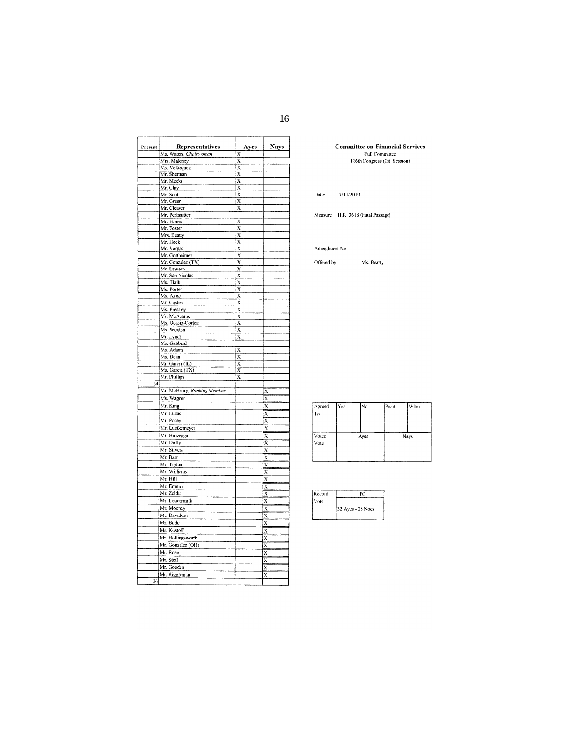**Committee on Financial Services**
Full Committee
116th Congress (1st Session)

Date: 7/11/2019

Measure H.R. 3618 (Final Passage)

Amendment No.

Offered by: Ms. Beatty

| Present | Representatives | Ayes | Nays |
|---|---|---|---|
| | Ms. Waters, *Chairwoman* | X | |
| | Mrs. Maloney | X | |
| | Ms. Velázquez | X | |
| | Mr. Sherman | X | |
| | Mr. Meeks | X | |
| | Mr. Clay | X | |
| | Mr. Scott | X | |
| | Mr. Green | X | |
| | Mr. Cleaver | X | |
| | Mr. Perlmutter | | |
| | Mr. Himes | X | |
| | Mr. Foster | X | |
| | Mrs. Beatty | X | |
| | Mr. Heck | X | |
| | Mr. Vargas | X | |
| | Mr. Gottheimer | X | |
| | Mr. Gonzalez (TX) | X | |
| | Mr. Lawson | X | |
| | Mr. San Nicolas | X | |
| | Ms. Tlaib | X | |
| | Ms. Porter | X | |
| | Ms. Axne | X | |
| | Mr. Casten | X | |
| | Ms. Pressley | X | |
| | Mr. McAdams | X | |
| | Ms. Ocasio-Cortez | X | |
| | Ms. Wexton | X | |
| | Mr. Lynch | X | |
| | Ms. Gabbard | | |
| | Ms. Adams | X | |
| | Ms. Dean | X | |
| | Mr. Garcia (IL) | X | |
| | Ms. Garcia (TX) | X | |
| | Mr. Phillips | X | |
| 34 | | | |
| | Mr. McHenry, *Ranking Member* | | X |
| | Ms. Wagner | | X |
| | Mr. King | | X |
| | Mr. Lucas | | X |
| | Mr. Posey | | X |
| | Mr. Luetkemeyer | | X |
| | Mr. Huizenga | | X |
| | Mr. Duffy | | X |
| | Mr. Stivers | | X |
| | Mr. Barr | | X |
| | Mr. Tipton | | X |
| | Mr. Williams | | X |
| | Mr. Hill | | X |
| | Mr. Emmer | | X |
| | Mr. Zeldin | | X |
| | Mr. Loudermilk | | X |
| | Mr. Mooney | | X |
| | Mr. Davidson | | X |
| | Mr. Budd | | X |
| | Mr. Kustoff | | X |
| | Mr. Hollingsworth | | X |
| | Mr. Gonzalez (OH) | | X |
| | Mr. Rose | | X |
| | Mr. Steil | | X |
| | Mr. Gooden | | X |
| | Mr. Riggleman | | X |
| 26 | | | |

| Agreed To | Yes | No | Prsnt | Wdrn |
|---|---|---|---|---|
| | | | | |
| Voice Vote | Ayes | | Nays | |

| Record Vote | FC |
|---|---|
| | 32 Ayes - 26 Noes |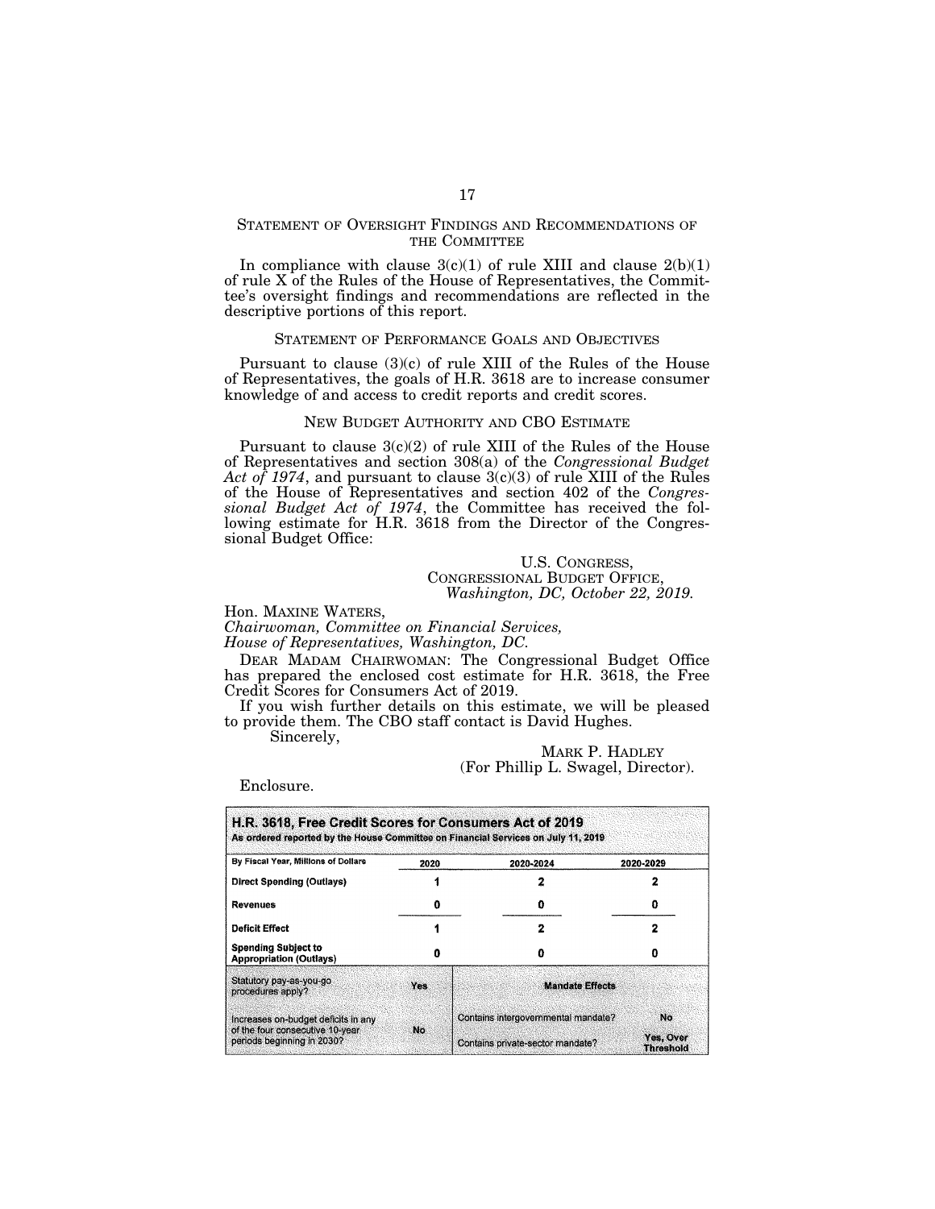## STATEMENT OF OVERSIGHT FINDINGS AND RECOMMENDATIONS OF THE COMMITTEE

In compliance with clause 3(c)(1) of rule XIII and clause 2(b)(1) of rule X of the Rules of the House of Representatives, the Committee's oversight findings and recommendations are reflected in the descriptive portions of this report.

## STATEMENT OF PERFORMANCE GOALS AND OBJECTIVES

Pursuant to clause (3)(c) of rule XIII of the Rules of the House of Representatives, the goals of H.R. 3618 are to increase consumer knowledge of and access to credit reports and credit scores.

## NEW BUDGET AUTHORITY AND CBO ESTIMATE

Pursuant to clause 3(c)(2) of rule XIII of the Rules of the House of Representatives and section 308(a) of the *Congressional Budget Act of 1974*, and pursuant to clause 3(c)(3) of rule XIII of the Rules of the House of Representatives and section 402 of the *Congressional Budget Act of 1974*, the Committee has received the following estimate for H.R. 3618 from the Director of the Congressional Budget Office:

U.S. CONGRESS,
CONGRESSIONAL BUDGET OFFICE,
*Washington, DC, October 22, 2019.*

Hon. MAXINE WATERS,
*Chairwoman, Committee on Financial Services,*
*House of Representatives, Washington, DC.*

DEAR MADAM CHAIRWOMAN: The Congressional Budget Office has prepared the enclosed cost estimate for H.R. 3618, the Free Credit Scores for Consumers Act of 2019.

If you wish further details on this estimate, we will be pleased to provide them. The CBO staff contact is David Hughes.

Sincerely,

MARK P. HADLEY
(For Phillip L. Swagel, Director).

Enclosure.

**H.R. 3618, Free Credit Scores for Consumers Act of 2019**
**As ordered reported by the House Committee on Financial Services on July 11, 2019**

| By Fiscal Year, Millions of Dollars | 2020 | 2020-2024 | 2020-2029 |
|---|---|---|---|
| Direct Spending (Outlays) | 1 | 2 | 2 |
| Revenues | 0 | 0 | 0 |
| Deficit Effect | 1 | 2 | 2 |
| Spending Subject to Appropriation (Outlays) | 0 | 0 | 0 |

| | | Mandate Effects | |
|---|---|---|---|
| Statutory pay-as-you-go procedures apply? | Yes | | |
| Increases on-budget deficits in any of the four consecutive 10-year periods beginning in 2030? | No | Contains intergovernmental mandate? | No |
| | | Contains private-sector mandate? | Yes, Over Threshold |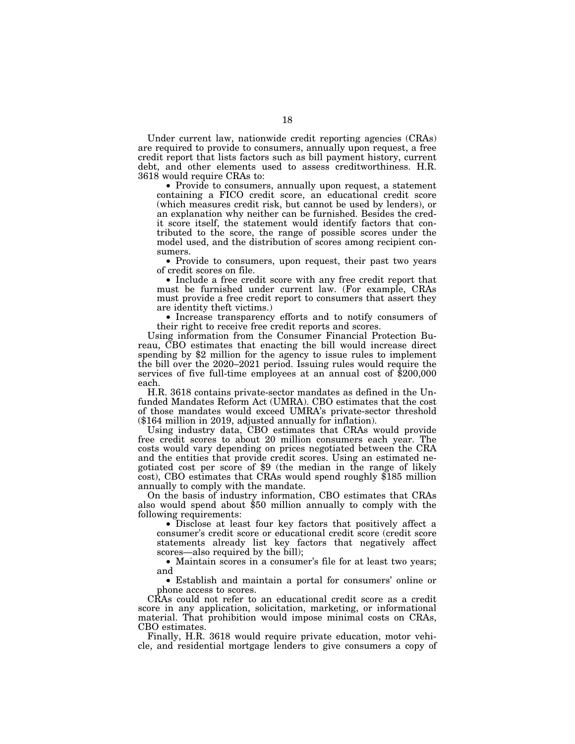Under current law, nationwide credit reporting agencies (CRAs) are required to provide to consumers, annually upon request, a free credit report that lists factors such as bill payment history, current debt, and other elements used to assess creditworthiness. H.R. 3618 would require CRAs to:

- Provide to consumers, annually upon request, a statement containing a FICO credit score, an educational credit score (which measures credit risk, but cannot be used by lenders), or an explanation why neither can be furnished. Besides the credit score itself, the statement would identify factors that contributed to the score, the range of possible scores under the model used, and the distribution of scores among recipient consumers.
- Provide to consumers, upon request, their past two years of credit scores on file.
- Include a free credit score with any free credit report that must be furnished under current law. (For example, CRAs must provide a free credit report to consumers that assert they are identity theft victims.)
- Increase transparency efforts and to notify consumers of their right to receive free credit reports and scores.

Using information from the Consumer Financial Protection Bureau, CBO estimates that enacting the bill would increase direct spending by $2 million for the agency to issue rules to implement the bill over the 2020–2021 period. Issuing rules would require the services of five full-time employees at an annual cost of $200,000 each.

H.R. 3618 contains private-sector mandates as defined in the Unfunded Mandates Reform Act (UMRA). CBO estimates that the cost of those mandates would exceed UMRA's private-sector threshold ($164 million in 2019, adjusted annually for inflation).

Using industry data, CBO estimates that CRAs would provide free credit scores to about 20 million consumers each year. The costs would vary depending on prices negotiated between the CRA and the entities that provide credit scores. Using an estimated negotiated cost per score of $9 (the median in the range of likely cost), CBO estimates that CRAs would spend roughly $185 million annually to comply with the mandate.

On the basis of industry information, CBO estimates that CRAs also would spend about $50 million annually to comply with the following requirements:

- Disclose at least four key factors that positively affect a consumer's credit score or educational credit score (credit score statements already list key factors that negatively affect scores—also required by the bill);
- Maintain scores in a consumer's file for at least two years; and
- Establish and maintain a portal for consumers' online or phone access to scores.

CRAs could not refer to an educational credit score as a credit score in any application, solicitation, marketing, or informational material. That prohibition would impose minimal costs on CRAs, CBO estimates.

Finally, H.R. 3618 would require private education, motor vehicle, and residential mortgage lenders to give consumers a copy of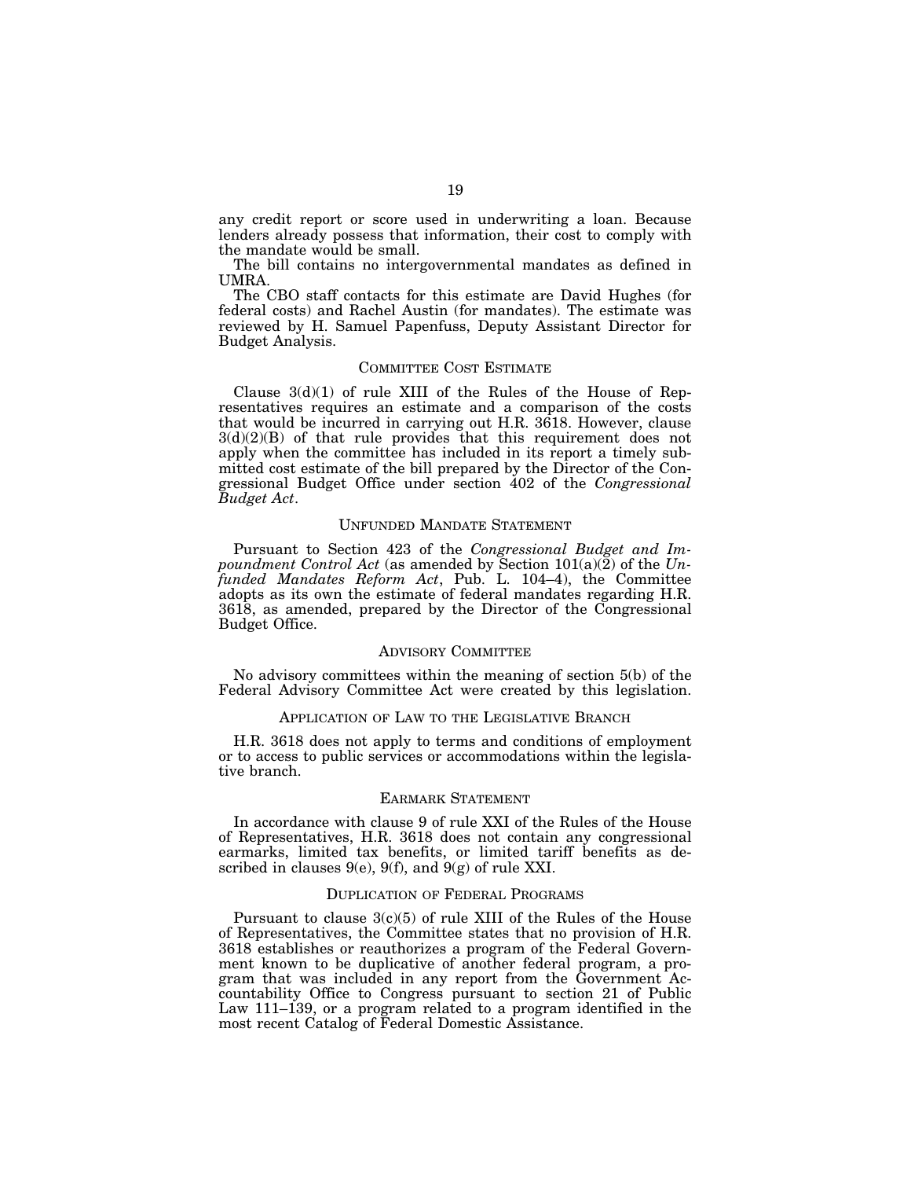any credit report or score used in underwriting a loan. Because lenders already possess that information, their cost to comply with the mandate would be small.

The bill contains no intergovernmental mandates as defined in UMRA.

The CBO staff contacts for this estimate are David Hughes (for federal costs) and Rachel Austin (for mandates). The estimate was reviewed by H. Samuel Papenfuss, Deputy Assistant Director for Budget Analysis.

## COMMITTEE COST ESTIMATE

Clause 3(d)(1) of rule XIII of the Rules of the House of Representatives requires an estimate and a comparison of the costs that would be incurred in carrying out H.R. 3618. However, clause 3(d)(2)(B) of that rule provides that this requirement does not apply when the committee has included in its report a timely submitted cost estimate of the bill prepared by the Director of the Congressional Budget Office under section 402 of the *Congressional Budget Act*.

## UNFUNDED MANDATE STATEMENT

Pursuant to Section 423 of the *Congressional Budget and Impoundment Control Act* (as amended by Section 101(a)(2) of the *Unfunded Mandates Reform Act*, Pub. L. 104–4), the Committee adopts as its own the estimate of federal mandates regarding H.R. 3618, as amended, prepared by the Director of the Congressional Budget Office.

## ADVISORY COMMITTEE

No advisory committees within the meaning of section 5(b) of the Federal Advisory Committee Act were created by this legislation.

## APPLICATION OF LAW TO THE LEGISLATIVE BRANCH

H.R. 3618 does not apply to terms and conditions of employment or to access to public services or accommodations within the legislative branch.

## EARMARK STATEMENT

In accordance with clause 9 of rule XXI of the Rules of the House of Representatives, H.R. 3618 does not contain any congressional earmarks, limited tax benefits, or limited tariff benefits as described in clauses 9(e), 9(f), and 9(g) of rule XXI.

## DUPLICATION OF FEDERAL PROGRAMS

Pursuant to clause 3(c)(5) of rule XIII of the Rules of the House of Representatives, the Committee states that no provision of H.R. 3618 establishes or reauthorizes a program of the Federal Government known to be duplicative of another federal program, a program that was included in any report from the Government Accountability Office to Congress pursuant to section 21 of Public Law 111–139, or a program related to a program identified in the most recent Catalog of Federal Domestic Assistance.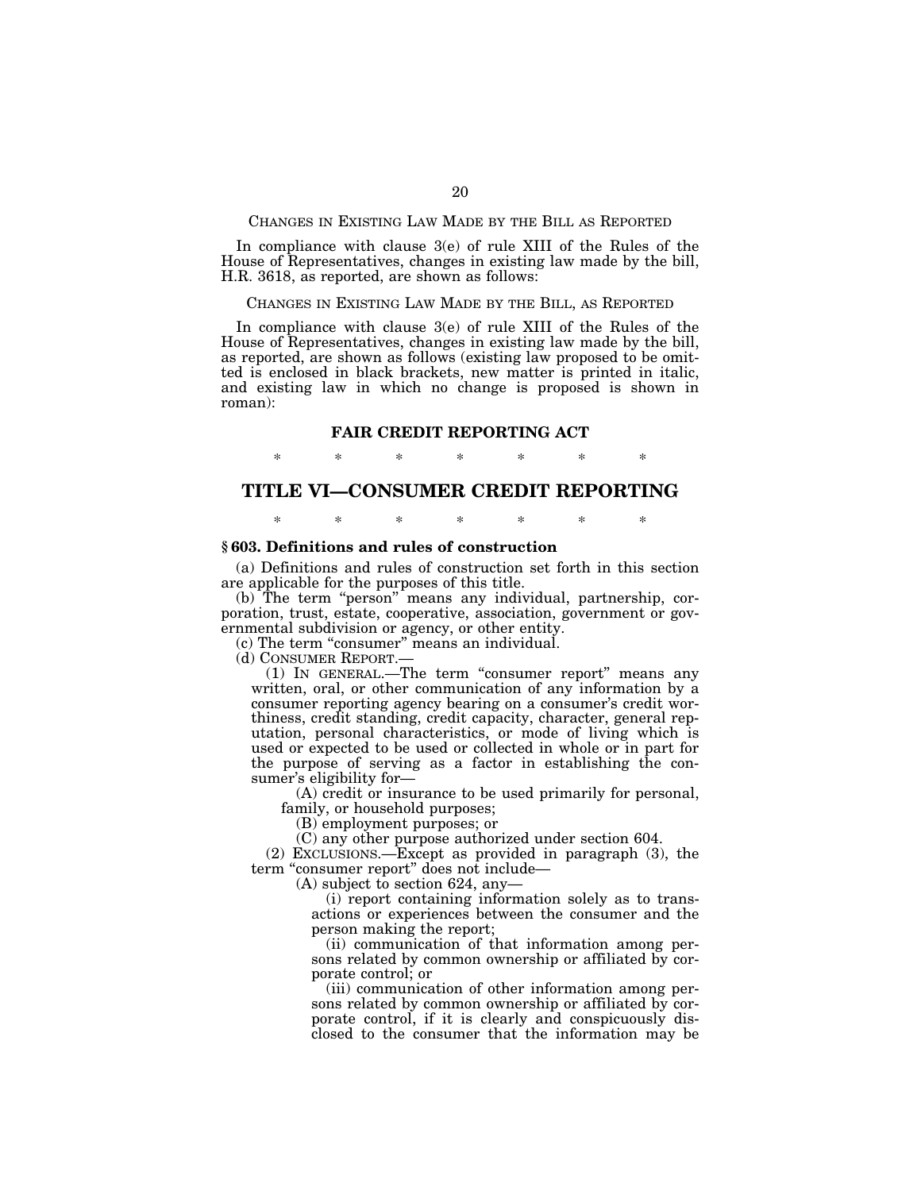CHANGES IN EXISTING LAW MADE BY THE BILL AS REPORTED

In compliance with clause 3(e) of rule XIII of the Rules of the House of Representatives, changes in existing law made by the bill, H.R. 3618, as reported, are shown as follows:

CHANGES IN EXISTING LAW MADE BY THE BILL, AS REPORTED

In compliance with clause 3(e) of rule XIII of the Rules of the House of Representatives, changes in existing law made by the bill, as reported, are shown as follows (existing law proposed to be omitted is enclosed in black brackets, new matter is printed in italic, and existing law in which no change is proposed is shown in roman):

### FAIR CREDIT REPORTING ACT

\* \* \* \* \* \* \*

## TITLE VI—CONSUMER CREDIT REPORTING

\* \* \* \* \* \* \*

**§ 603. Definitions and rules of construction**

(a) Definitions and rules of construction set forth in this section are applicable for the purposes of this title.

(b) The term "person" means any individual, partnership, corporation, trust, estate, cooperative, association, government or governmental subdivision or agency, or other entity.

(c) The term "consumer" means an individual.

(d) CONSUMER REPORT.—

(1) IN GENERAL.—The term "consumer report" means any written, oral, or other communication of any information by a consumer reporting agency bearing on a consumer's credit worthiness, credit standing, credit capacity, character, general reputation, personal characteristics, or mode of living which is used or expected to be used or collected in whole or in part for the purpose of serving as a factor in establishing the consumer's eligibility for—

(A) credit or insurance to be used primarily for personal, family, or household purposes;

(B) employment purposes; or

(C) any other purpose authorized under section 604.

(2) EXCLUSIONS.—Except as provided in paragraph (3), the term "consumer report" does not include—

(A) subject to section 624, any—

(i) report containing information solely as to transactions or experiences between the consumer and the person making the report;

(ii) communication of that information among persons related by common ownership or affiliated by corporate control; or

(iii) communication of other information among persons related by common ownership or affiliated by corporate control, if it is clearly and conspicuously disclosed to the consumer that the information may be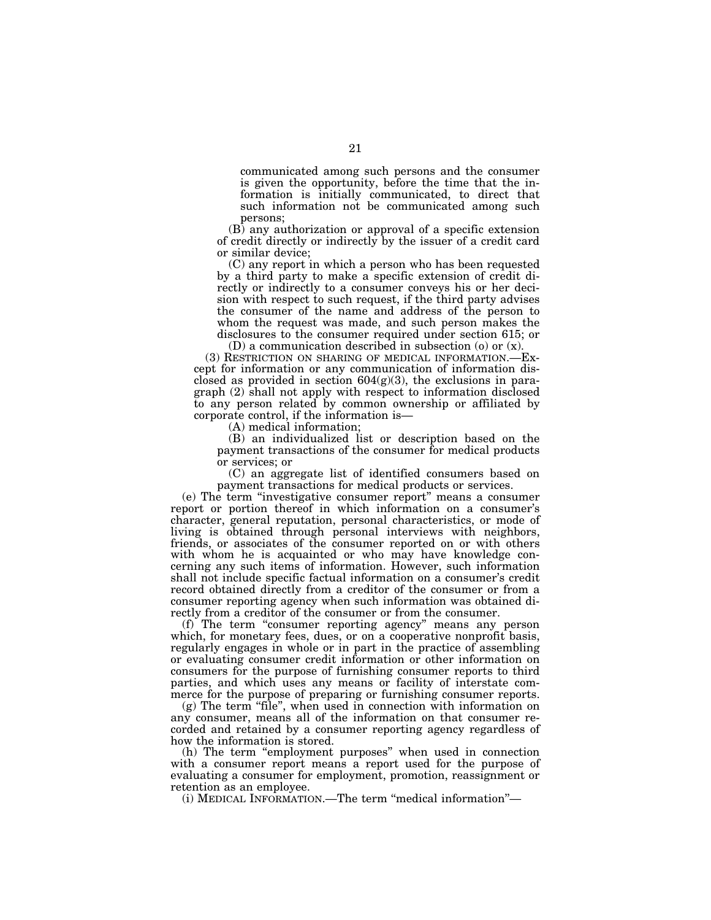communicated among such persons and the consumer is given the opportunity, before the time that the information is initially communicated, to direct that such information not be communicated among such persons;

(B) any authorization or approval of a specific extension of credit directly or indirectly by the issuer of a credit card or similar device;

(C) any report in which a person who has been requested by a third party to make a specific extension of credit directly or indirectly to a consumer conveys his or her decision with respect to such request, if the third party advises the consumer of the name and address of the person to whom the request was made, and such person makes the disclosures to the consumer required under section 615; or

(D) a communication described in subsection (o) or (x).

(3) RESTRICTION ON SHARING OF MEDICAL INFORMATION.—Except for information or any communication of information disclosed as provided in section 604(g)(3), the exclusions in paragraph (2) shall not apply with respect to information disclosed to any person related by common ownership or affiliated by corporate control, if the information is—

(A) medical information;

(B) an individualized list or description based on the payment transactions of the consumer for medical products or services; or

(C) an aggregate list of identified consumers based on payment transactions for medical products or services.

(e) The term "investigative consumer report" means a consumer report or portion thereof in which information on a consumer's character, general reputation, personal characteristics, or mode of living is obtained through personal interviews with neighbors, friends, or associates of the consumer reported on or with others with whom he is acquainted or who may have knowledge concerning any such items of information. However, such information shall not include specific factual information on a consumer's credit record obtained directly from a creditor of the consumer or from a consumer reporting agency when such information was obtained directly from a creditor of the consumer or from the consumer.

(f) The term "consumer reporting agency" means any person which, for monetary fees, dues, or on a cooperative nonprofit basis, regularly engages in whole or in part in the practice of assembling or evaluating consumer credit information or other information on consumers for the purpose of furnishing consumer reports to third parties, and which uses any means or facility of interstate commerce for the purpose of preparing or furnishing consumer reports.

(g) The term "file", when used in connection with information on any consumer, means all of the information on that consumer recorded and retained by a consumer reporting agency regardless of how the information is stored.

(h) The term "employment purposes" when used in connection with a consumer report means a report used for the purpose of evaluating a consumer for employment, promotion, reassignment or retention as an employee.

(i) MEDICAL INFORMATION.—The term "medical information"—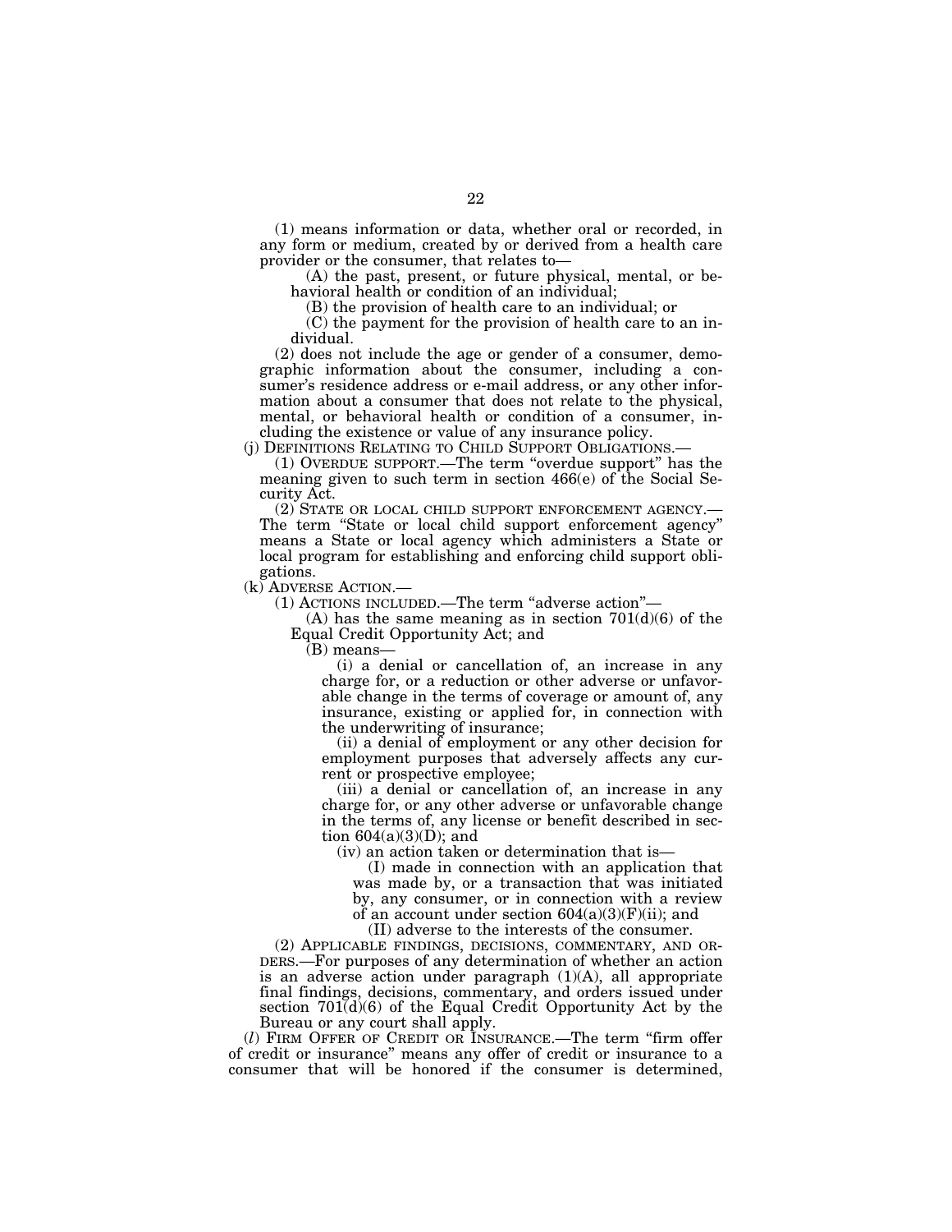(1) means information or data, whether oral or recorded, in any form or medium, created by or derived from a health care provider or the consumer, that relates to—

(A) the past, present, or future physical, mental, or behavioral health or condition of an individual;

(B) the provision of health care to an individual; or

(C) the payment for the provision of health care to an individual.

(2) does not include the age or gender of a consumer, demographic information about the consumer, including a consumer's residence address or e-mail address, or any other information about a consumer that does not relate to the physical, mental, or behavioral health or condition of a consumer, including the existence or value of any insurance policy.

(j) DEFINITIONS RELATING TO CHILD SUPPORT OBLIGATIONS.—

(1) OVERDUE SUPPORT.—The term "overdue support" has the meaning given to such term in section 466(e) of the Social Security Act.

(2) STATE OR LOCAL CHILD SUPPORT ENFORCEMENT AGENCY.—The term "State or local child support enforcement agency" means a State or local agency which administers a State or local program for establishing and enforcing child support obligations.

(k) ADVERSE ACTION.—

(1) ACTIONS INCLUDED.—The term "adverse action"—

(A) has the same meaning as in section 701(d)(6) of the Equal Credit Opportunity Act; and

(B) means—

(i) a denial or cancellation of, an increase in any charge for, or a reduction or other adverse or unfavorable change in the terms of coverage or amount of, any insurance, existing or applied for, in connection with the underwriting of insurance;

(ii) a denial of employment or any other decision for employment purposes that adversely affects any current or prospective employee;

(iii) a denial or cancellation of, an increase in any charge for, or any other adverse or unfavorable change in the terms of, any license or benefit described in section 604(a)(3)(D); and

(iv) an action taken or determination that is—

(I) made in connection with an application that was made by, or a transaction that was initiated by, any consumer, or in connection with a review of an account under section 604(a)(3)(F)(ii); and

(II) adverse to the interests of the consumer.

(2) APPLICABLE FINDINGS, DECISIONS, COMMENTARY, AND ORDERS.—For purposes of any determination of whether an action is an adverse action under paragraph (1)(A), all appropriate final findings, decisions, commentary, and orders issued under section 701(d)(6) of the Equal Credit Opportunity Act by the Bureau or any court shall apply.

(*l*) FIRM OFFER OF CREDIT OR INSURANCE.—The term "firm offer of credit or insurance" means any offer of credit or insurance to a consumer that will be honored if the consumer is determined,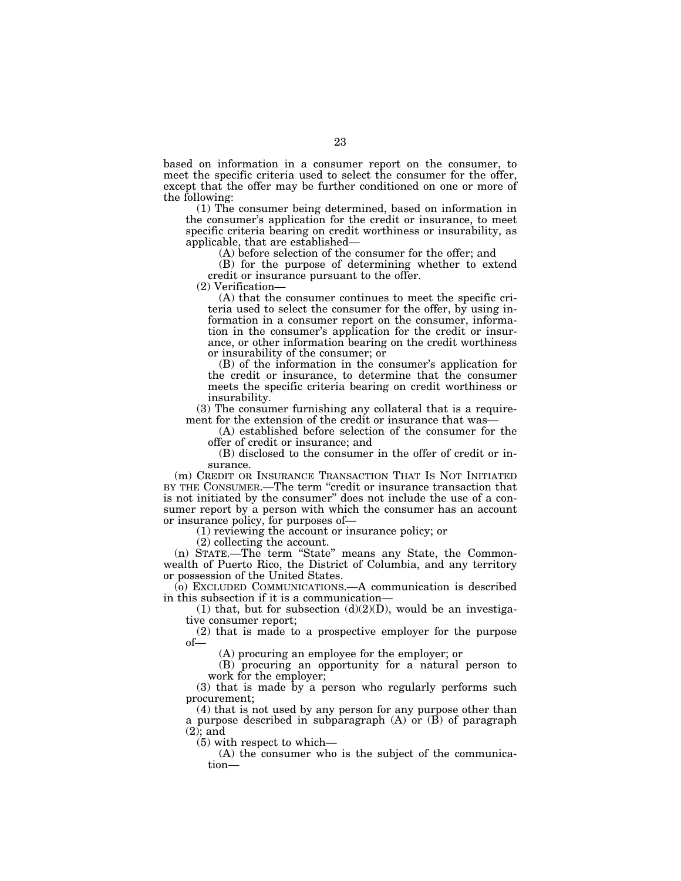based on information in a consumer report on the consumer, to meet the specific criteria used to select the consumer for the offer, except that the offer may be further conditioned on one or more of the following:

(1) The consumer being determined, based on information in the consumer's application for the credit or insurance, to meet specific criteria bearing on credit worthiness or insurability, as applicable, that are established—

(A) before selection of the consumer for the offer; and

(B) for the purpose of determining whether to extend credit or insurance pursuant to the offer.

(2) Verification—

(A) that the consumer continues to meet the specific criteria used to select the consumer for the offer, by using information in a consumer report on the consumer, information in the consumer's application for the credit or insurance, or other information bearing on the credit worthiness or insurability of the consumer; or

(B) of the information in the consumer's application for the credit or insurance, to determine that the consumer meets the specific criteria bearing on credit worthiness or insurability.

(3) The consumer furnishing any collateral that is a requirement for the extension of the credit or insurance that was—

(A) established before selection of the consumer for the offer of credit or insurance; and

(B) disclosed to the consumer in the offer of credit or insurance.

(m) CREDIT OR INSURANCE TRANSACTION THAT IS NOT INITIATED BY THE CONSUMER.—The term "credit or insurance transaction that is not initiated by the consumer" does not include the use of a consumer report by a person with which the consumer has an account or insurance policy, for purposes of—

(1) reviewing the account or insurance policy; or

(2) collecting the account.

(n) STATE.—The term "State" means any State, the Commonwealth of Puerto Rico, the District of Columbia, and any territory or possession of the United States.

(o) EXCLUDED COMMUNICATIONS.—A communication is described in this subsection if it is a communication—

(1) that, but for subsection (d)(2)(D), would be an investigative consumer report;

(2) that is made to a prospective employer for the purpose of—

(A) procuring an employee for the employer; or

(B) procuring an opportunity for a natural person to work for the employer;

(3) that is made by a person who regularly performs such procurement;

(4) that is not used by any person for any purpose other than a purpose described in subparagraph (A) or (B) of paragraph (2); and

(5) with respect to which—

(A) the consumer who is the subject of the communication—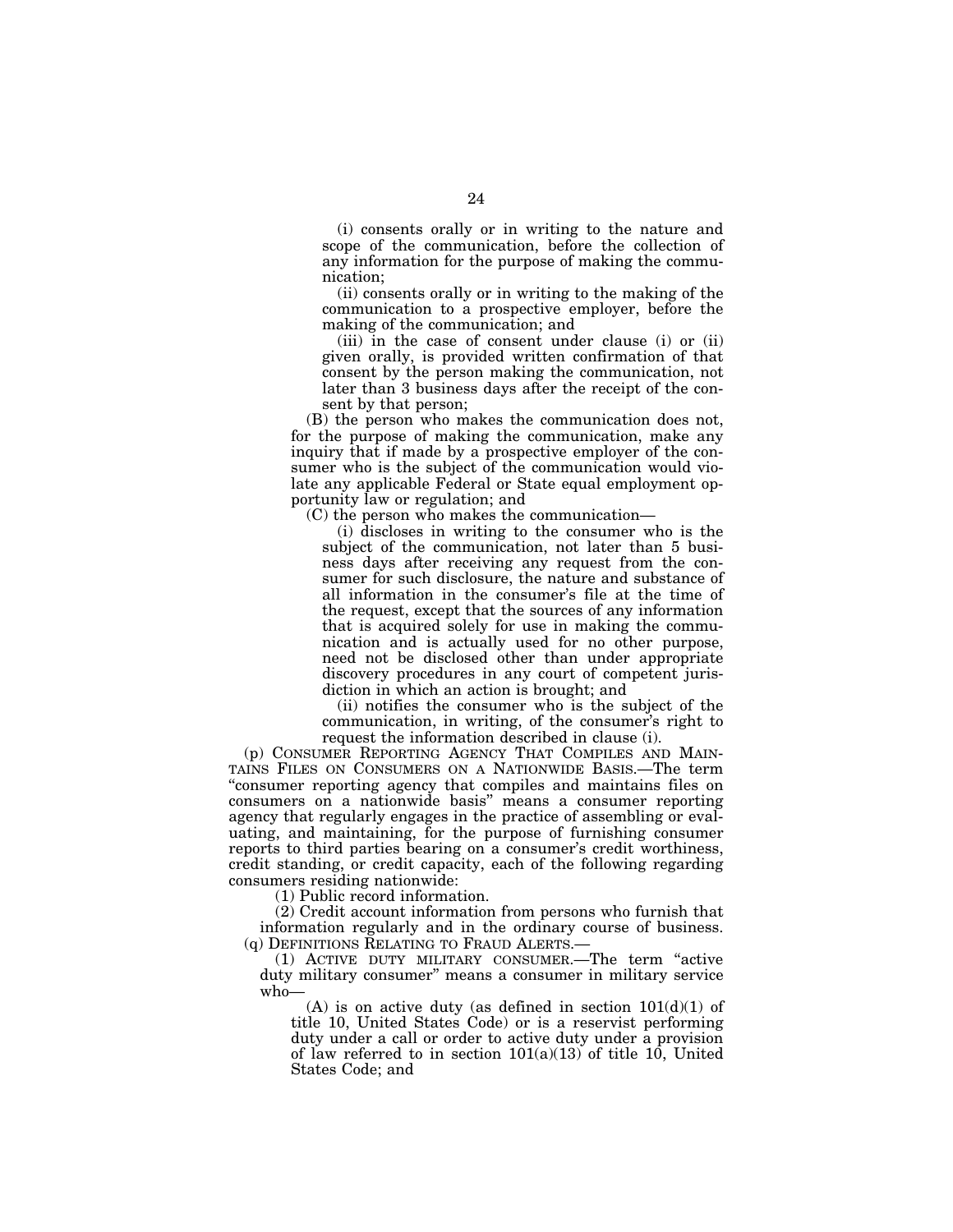(i) consents orally or in writing to the nature and scope of the communication, before the collection of any information for the purpose of making the communication;

(ii) consents orally or in writing to the making of the communication to a prospective employer, before the making of the communication; and

(iii) in the case of consent under clause (i) or (ii) given orally, is provided written confirmation of that consent by the person making the communication, not later than 3 business days after the receipt of the consent by that person;

(B) the person who makes the communication does not, for the purpose of making the communication, make any inquiry that if made by a prospective employer of the consumer who is the subject of the communication would violate any applicable Federal or State equal employment opportunity law or regulation; and

(C) the person who makes the communication—

(i) discloses in writing to the consumer who is the subject of the communication, not later than 5 business days after receiving any request from the consumer for such disclosure, the nature and substance of all information in the consumer's file at the time of the request, except that the sources of any information that is acquired solely for use in making the communication and is actually used for no other purpose, need not be disclosed other than under appropriate discovery procedures in any court of competent jurisdiction in which an action is brought; and

(ii) notifies the consumer who is the subject of the communication, in writing, of the consumer's right to request the information described in clause (i).

(p) CONSUMER REPORTING AGENCY THAT COMPILES AND MAINTAINS FILES ON CONSUMERS ON A NATIONWIDE BASIS.—The term "consumer reporting agency that compiles and maintains files on consumers on a nationwide basis" means a consumer reporting agency that regularly engages in the practice of assembling or evaluating, and maintaining, for the purpose of furnishing consumer reports to third parties bearing on a consumer's credit worthiness, credit standing, or credit capacity, each of the following regarding consumers residing nationwide:

(1) Public record information.

(2) Credit account information from persons who furnish that information regularly and in the ordinary course of business.

(q) DEFINITIONS RELATING TO FRAUD ALERTS.—

(1) ACTIVE DUTY MILITARY CONSUMER.—The term "active duty military consumer" means a consumer in military service who—

(A) is on active duty (as defined in section 101(d)(1) of title 10, United States Code) or is a reservist performing duty under a call or order to active duty under a provision of law referred to in section 101(a)(13) of title 10, United States Code; and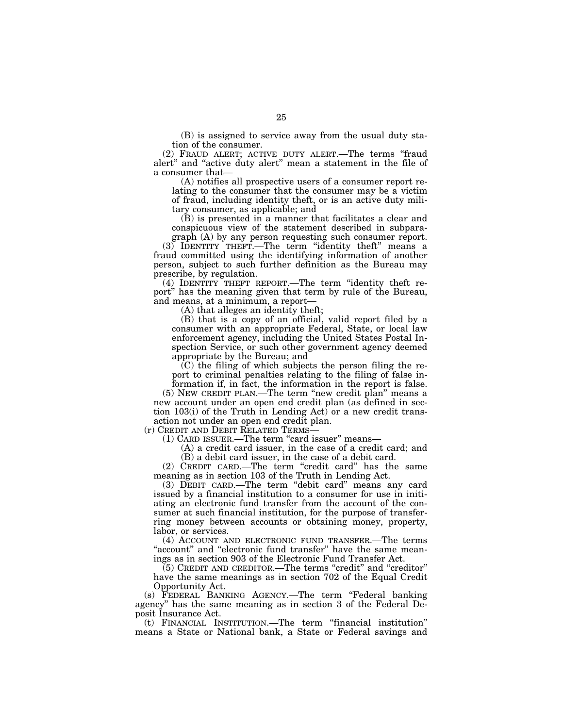(B) is assigned to service away from the usual duty station of the consumer.

(2) FRAUD ALERT; ACTIVE DUTY ALERT.—The terms "fraud alert" and "active duty alert" mean a statement in the file of a consumer that—

(A) notifies all prospective users of a consumer report relating to the consumer that the consumer may be a victim of fraud, including identity theft, or is an active duty military consumer, as applicable; and

(B) is presented in a manner that facilitates a clear and conspicuous view of the statement described in subparagraph (A) by any person requesting such consumer report.

(3) IDENTITY THEFT.—The term "identity theft" means a fraud committed using the identifying information of another person, subject to such further definition as the Bureau may prescribe, by regulation.

(4) IDENTITY THEFT REPORT.—The term "identity theft report" has the meaning given that term by rule of the Bureau, and means, at a minimum, a report—

(A) that alleges an identity theft;

(B) that is a copy of an official, valid report filed by a consumer with an appropriate Federal, State, or local law enforcement agency, including the United States Postal Inspection Service, or such other government agency deemed appropriate by the Bureau; and

(C) the filing of which subjects the person filing the report to criminal penalties relating to the filing of false information if, in fact, the information in the report is false.

(5) NEW CREDIT PLAN.—The term "new credit plan" means a new account under an open end credit plan (as defined in section 103(i) of the Truth in Lending Act) or a new credit transaction not under an open end credit plan.

(r) CREDIT AND DEBIT RELATED TERMS—

(1) CARD ISSUER.—The term "card issuer" means—

(A) a credit card issuer, in the case of a credit card; and

(B) a debit card issuer, in the case of a debit card.

(2) CREDIT CARD.—The term "credit card" has the same meaning as in section 103 of the Truth in Lending Act.

(3) DEBIT CARD.—The term "debit card" means any card issued by a financial institution to a consumer for use in initiating an electronic fund transfer from the account of the consumer at such financial institution, for the purpose of transferring money between accounts or obtaining money, property, labor, or services.

(4) ACCOUNT AND ELECTRONIC FUND TRANSFER.—The terms "account" and "electronic fund transfer" have the same meanings as in section 903 of the Electronic Fund Transfer Act.

(5) CREDIT AND CREDITOR.—The terms "credit" and "creditor" have the same meanings as in section 702 of the Equal Credit Opportunity Act.

(s) FEDERAL BANKING AGENCY.—The term "Federal banking agency" has the same meaning as in section 3 of the Federal Deposit Insurance Act.

(t) FINANCIAL INSTITUTION.—The term "financial institution" means a State or National bank, a State or Federal savings and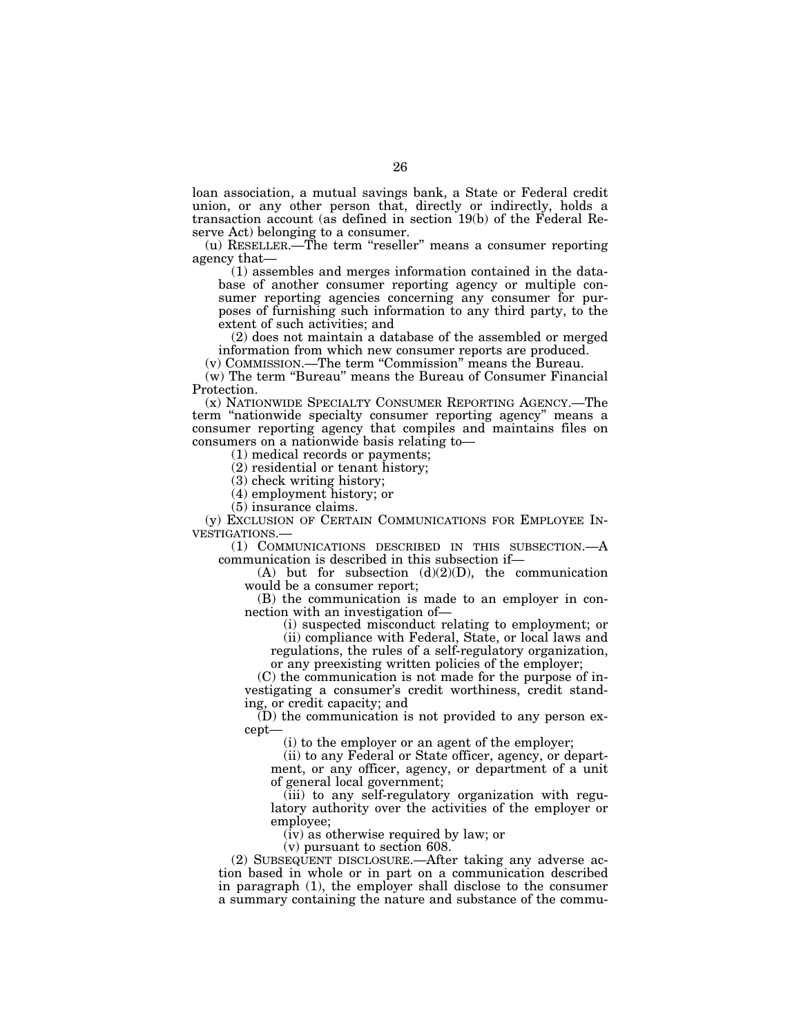loan association, a mutual savings bank, a State or Federal credit union, or any other person that, directly or indirectly, holds a transaction account (as defined in section 19(b) of the Federal Reserve Act) belonging to a consumer.

(u) RESELLER.—The term "reseller" means a consumer reporting agency that—

(1) assembles and merges information contained in the database of another consumer reporting agency or multiple consumer reporting agencies concerning any consumer for purposes of furnishing such information to any third party, to the extent of such activities; and

(2) does not maintain a database of the assembled or merged information from which new consumer reports are produced.

(v) COMMISSION.—The term "Commission" means the Bureau.

(w) The term "Bureau" means the Bureau of Consumer Financial Protection.

(x) NATIONWIDE SPECIALTY CONSUMER REPORTING AGENCY.—The term "nationwide specialty consumer reporting agency" means a consumer reporting agency that compiles and maintains files on consumers on a nationwide basis relating to—

(1) medical records or payments;

(2) residential or tenant history;

(3) check writing history;

(4) employment history; or

(5) insurance claims.

(y) EXCLUSION OF CERTAIN COMMUNICATIONS FOR EMPLOYEE INVESTIGATIONS.—

(1) COMMUNICATIONS DESCRIBED IN THIS SUBSECTION.—A communication is described in this subsection if—

(A) but for subsection (d)(2)(D), the communication would be a consumer report;

(B) the communication is made to an employer in connection with an investigation of—

(i) suspected misconduct relating to employment; or

(ii) compliance with Federal, State, or local laws and regulations, the rules of a self-regulatory organization, or any preexisting written policies of the employer;

(C) the communication is not made for the purpose of investigating a consumer's credit worthiness, credit standing, or credit capacity; and

(D) the communication is not provided to any person except—

(i) to the employer or an agent of the employer;

(ii) to any Federal or State officer, agency, or department, or any officer, agency, or department of a unit of general local government;

(iii) to any self-regulatory organization with regulatory authority over the activities of the employer or employee;

(iv) as otherwise required by law; or

(v) pursuant to section 608.

(2) SUBSEQUENT DISCLOSURE.—After taking any adverse action based in whole or in part on a communication described in paragraph (1), the employer shall disclose to the consumer a summary containing the nature and substance of the commu-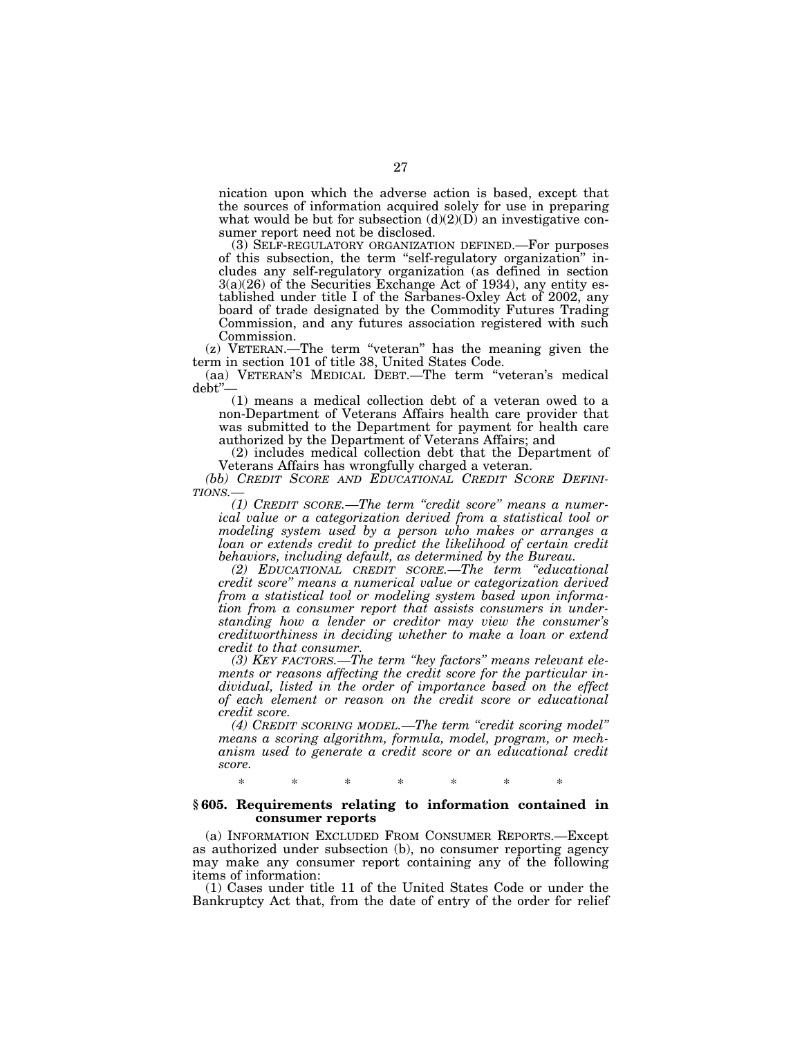nication upon which the adverse action is based, except that the sources of information acquired solely for use in preparing what would be but for subsection (d)(2)(D) an investigative consumer report need not be disclosed.

(3) SELF-REGULATORY ORGANIZATION DEFINED.—For purposes of this subsection, the term "self-regulatory organization" includes any self-regulatory organization (as defined in section 3(a)(26) of the Securities Exchange Act of 1934), any entity established under title I of the Sarbanes-Oxley Act of 2002, any board of trade designated by the Commodity Futures Trading Commission, and any futures association registered with such Commission.

(z) VETERAN.—The term "veteran" has the meaning given the term in section 101 of title 38, United States Code.

(aa) VETERAN'S MEDICAL DEBT.—The term "veteran's medical debt"—

(1) means a medical collection debt of a veteran owed to a non-Department of Veterans Affairs health care provider that was submitted to the Department for payment for health care authorized by the Department of Veterans Affairs; and

(2) includes medical collection debt that the Department of Veterans Affairs has wrongfully charged a veteran.

*(bb) CREDIT SCORE AND EDUCATIONAL CREDIT SCORE DEFINITIONS.—*

*(1) CREDIT SCORE.—The term "credit score" means a numerical value or a categorization derived from a statistical tool or modeling system used by a person who makes or arranges a loan or extends credit to predict the likelihood of certain credit behaviors, including default, as determined by the Bureau.*

*(2) EDUCATIONAL CREDIT SCORE.—The term "educational credit score" means a numerical value or categorization derived from a statistical tool or modeling system based upon information from a consumer report that assists consumers in understanding how a lender or creditor may view the consumer's creditworthiness in deciding whether to make a loan or extend credit to that consumer.*

*(3) KEY FACTORS.—The term "key factors" means relevant elements or reasons affecting the credit score for the particular individual, listed in the order of importance based on the effect of each element or reason on the credit score or educational credit score.*

*(4) CREDIT SCORING MODEL.—The term "credit scoring model" means a scoring algorithm, formula, model, program, or mechanism used to generate a credit score or an educational credit score.*

\* \* \* \* \* \* \*

### § 605. Requirements relating to information contained in consumer reports

(a) INFORMATION EXCLUDED FROM CONSUMER REPORTS.—Except as authorized under subsection (b), no consumer reporting agency may make any consumer report containing any of the following items of information:

(1) Cases under title 11 of the United States Code or under the Bankruptcy Act that, from the date of entry of the order for relief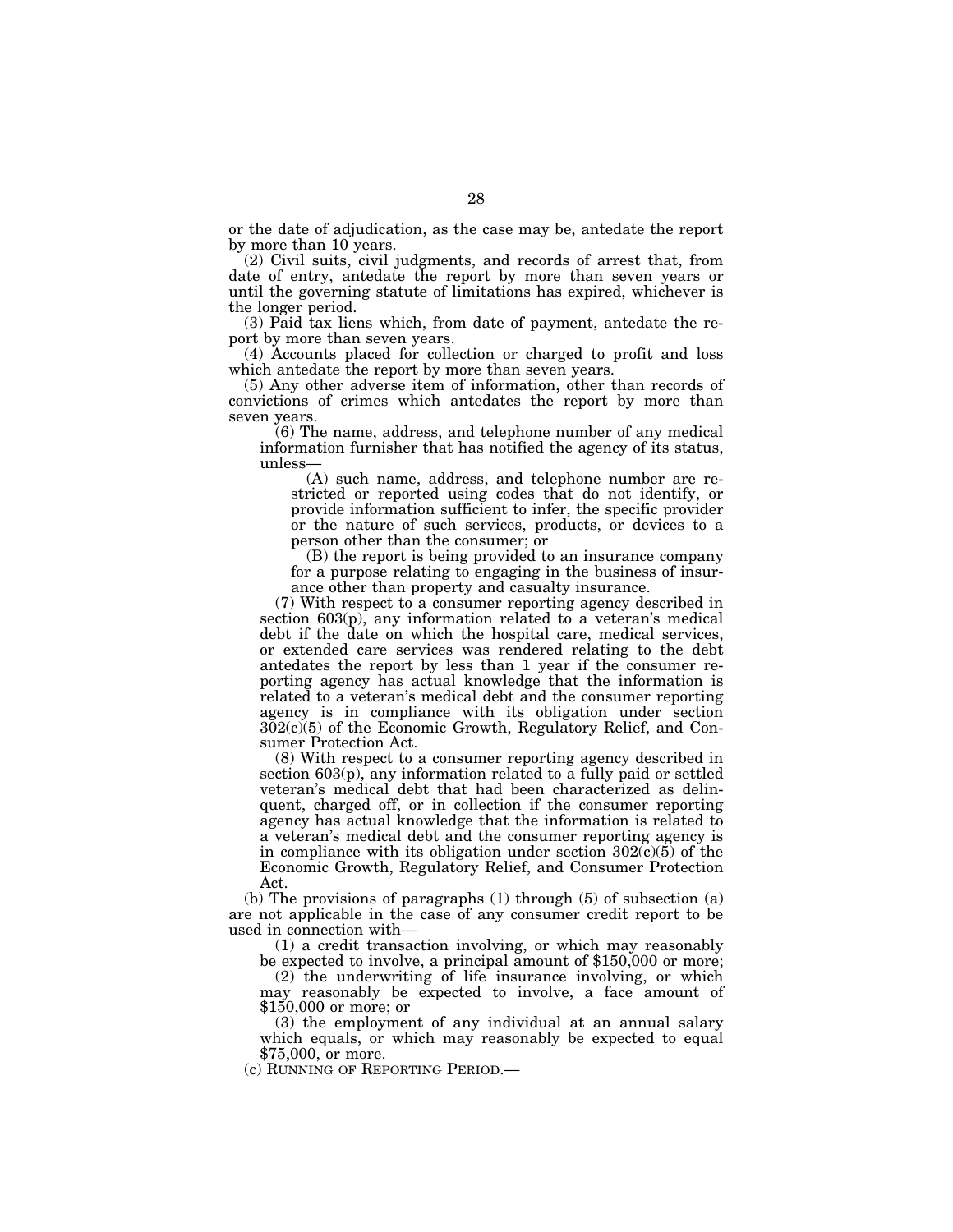or the date of adjudication, as the case may be, antedate the report by more than 10 years.

(2) Civil suits, civil judgments, and records of arrest that, from date of entry, antedate the report by more than seven years or until the governing statute of limitations has expired, whichever is the longer period.

(3) Paid tax liens which, from date of payment, antedate the report by more than seven years.

(4) Accounts placed for collection or charged to profit and loss which antedate the report by more than seven years.

(5) Any other adverse item of information, other than records of convictions of crimes which antedates the report by more than seven years.

(6) The name, address, and telephone number of any medical information furnisher that has notified the agency of its status, unless—

(A) such name, address, and telephone number are restricted or reported using codes that do not identify, or provide information sufficient to infer, the specific provider or the nature of such services, products, or devices to a person other than the consumer; or

(B) the report is being provided to an insurance company for a purpose relating to engaging in the business of insurance other than property and casualty insurance.

(7) With respect to a consumer reporting agency described in section 603(p), any information related to a veteran's medical debt if the date on which the hospital care, medical services, or extended care services was rendered relating to the debt antedates the report by less than 1 year if the consumer reporting agency has actual knowledge that the information is related to a veteran's medical debt and the consumer reporting agency is in compliance with its obligation under section 302(c)(5) of the Economic Growth, Regulatory Relief, and Consumer Protection Act.

(8) With respect to a consumer reporting agency described in section 603(p), any information related to a fully paid or settled veteran's medical debt that had been characterized as delinquent, charged off, or in collection if the consumer reporting agency has actual knowledge that the information is related to a veteran's medical debt and the consumer reporting agency is in compliance with its obligation under section 302(c)(5) of the Economic Growth, Regulatory Relief, and Consumer Protection Act.

(b) The provisions of paragraphs (1) through (5) of subsection (a) are not applicable in the case of any consumer credit report to be used in connection with—

(1) a credit transaction involving, or which may reasonably be expected to involve, a principal amount of $150,000 or more;

(2) the underwriting of life insurance involving, or which may reasonably be expected to involve, a face amount of $150,000 or more; or

(3) the employment of any individual at an annual salary which equals, or which may reasonably be expected to equal $75,000, or more.

(c) RUNNING OF REPORTING PERIOD.—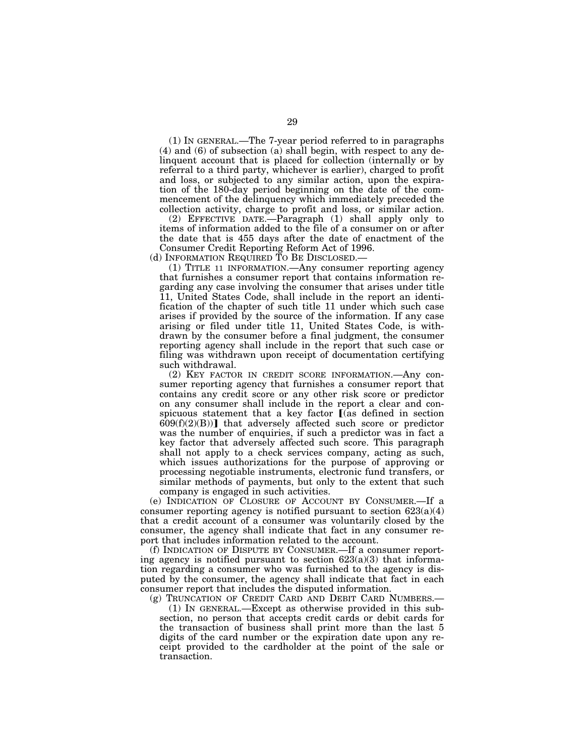(1) IN GENERAL.—The 7-year period referred to in paragraphs (4) and (6) of subsection (a) shall begin, with respect to any delinquent account that is placed for collection (internally or by referral to a third party, whichever is earlier), charged to profit and loss, or subjected to any similar action, upon the expiration of the 180-day period beginning on the date of the commencement of the delinquency which immediately preceded the collection activity, charge to profit and loss, or similar action.

(2) EFFECTIVE DATE.—Paragraph (1) shall apply only to items of information added to the file of a consumer on or after the date that is 455 days after the date of enactment of the Consumer Credit Reporting Reform Act of 1996.

(d) INFORMATION REQUIRED TO BE DISCLOSED.—

(1) TITLE 11 INFORMATION.—Any consumer reporting agency that furnishes a consumer report that contains information regarding any case involving the consumer that arises under title 11, United States Code, shall include in the report an identification of the chapter of such title 11 under which such case arises if provided by the source of the information. If any case arising or filed under title 11, United States Code, is withdrawn by the consumer before a final judgment, the consumer reporting agency shall include in the report that such case or filing was withdrawn upon receipt of documentation certifying such withdrawal.

(2) KEY FACTOR IN CREDIT SCORE INFORMATION.—Any consumer reporting agency that furnishes a consumer report that contains any credit score or any other risk score or predictor on any consumer shall include in the report a clear and conspicuous statement that a key factor ⟦(as defined in section 609(f)(2)(B))⟧ that adversely affected such score or predictor was the number of enquiries, if such a predictor was in fact a key factor that adversely affected such score. This paragraph shall not apply to a check services company, acting as such, which issues authorizations for the purpose of approving or processing negotiable instruments, electronic fund transfers, or similar methods of payments, but only to the extent that such company is engaged in such activities.

(e) INDICATION OF CLOSURE OF ACCOUNT BY CONSUMER.—If a consumer reporting agency is notified pursuant to section 623(a)(4) that a credit account of a consumer was voluntarily closed by the consumer, the agency shall indicate that fact in any consumer report that includes information related to the account.

(f) INDICATION OF DISPUTE BY CONSUMER.—If a consumer reporting agency is notified pursuant to section 623(a)(3) that information regarding a consumer who was furnished to the agency is disputed by the consumer, the agency shall indicate that fact in each consumer report that includes the disputed information.

(g) TRUNCATION OF CREDIT CARD AND DEBIT CARD NUMBERS.—

(1) IN GENERAL.—Except as otherwise provided in this subsection, no person that accepts credit cards or debit cards for the transaction of business shall print more than the last 5 digits of the card number or the expiration date upon any receipt provided to the cardholder at the point of the sale or transaction.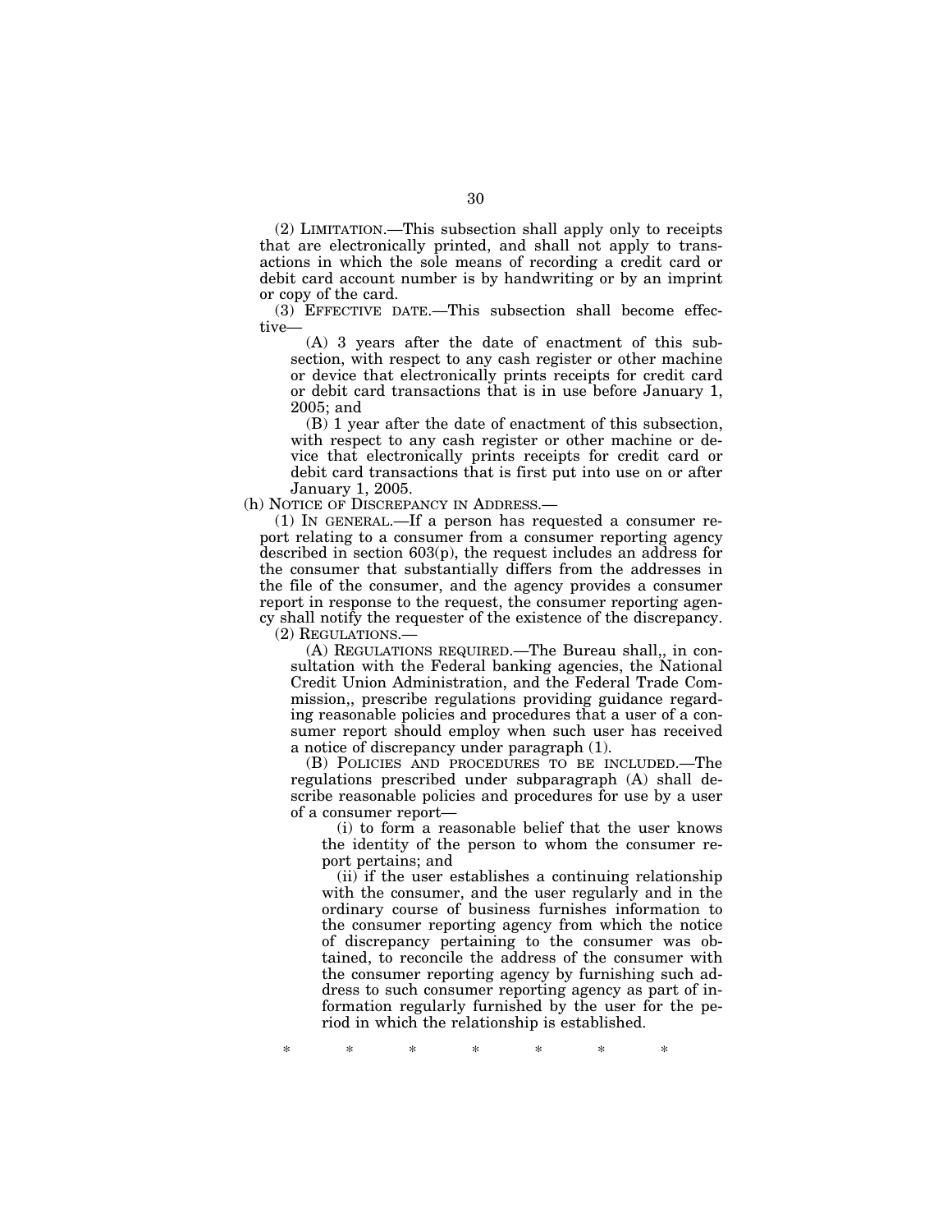(2) LIMITATION.—This subsection shall apply only to receipts that are electronically printed, and shall not apply to transactions in which the sole means of recording a credit card or debit card account number is by handwriting or by an imprint or copy of the card.

(3) EFFECTIVE DATE.—This subsection shall become effective—

(A) 3 years after the date of enactment of this subsection, with respect to any cash register or other machine or device that electronically prints receipts for credit card or debit card transactions that is in use before January 1, 2005; and

(B) 1 year after the date of enactment of this subsection, with respect to any cash register or other machine or device that electronically prints receipts for credit card or debit card transactions that is first put into use on or after January 1, 2005.

(h) NOTICE OF DISCREPANCY IN ADDRESS.—

(1) IN GENERAL.—If a person has requested a consumer report relating to a consumer from a consumer reporting agency described in section 603(p), the request includes an address for the consumer that substantially differs from the addresses in the file of the consumer, and the agency provides a consumer report in response to the request, the consumer reporting agency shall notify the requester of the existence of the discrepancy.

(2) REGULATIONS.—

(A) REGULATIONS REQUIRED.—The Bureau shall,, in consultation with the Federal banking agencies, the National Credit Union Administration, and the Federal Trade Commission,, prescribe regulations providing guidance regarding reasonable policies and procedures that a user of a consumer report should employ when such user has received a notice of discrepancy under paragraph (1).

(B) POLICIES AND PROCEDURES TO BE INCLUDED.—The regulations prescribed under subparagraph (A) shall describe reasonable policies and procedures for use by a user of a consumer report—

(i) to form a reasonable belief that the user knows the identity of the person to whom the consumer report pertains; and

(ii) if the user establishes a continuing relationship with the consumer, and the user regularly and in the ordinary course of business furnishes information to the consumer reporting agency from which the notice of discrepancy pertaining to the consumer was obtained, to reconcile the address of the consumer with the consumer reporting agency by furnishing such address to such consumer reporting agency as part of information regularly furnished by the user for the period in which the relationship is established.

\* \* \* \* \* \* \*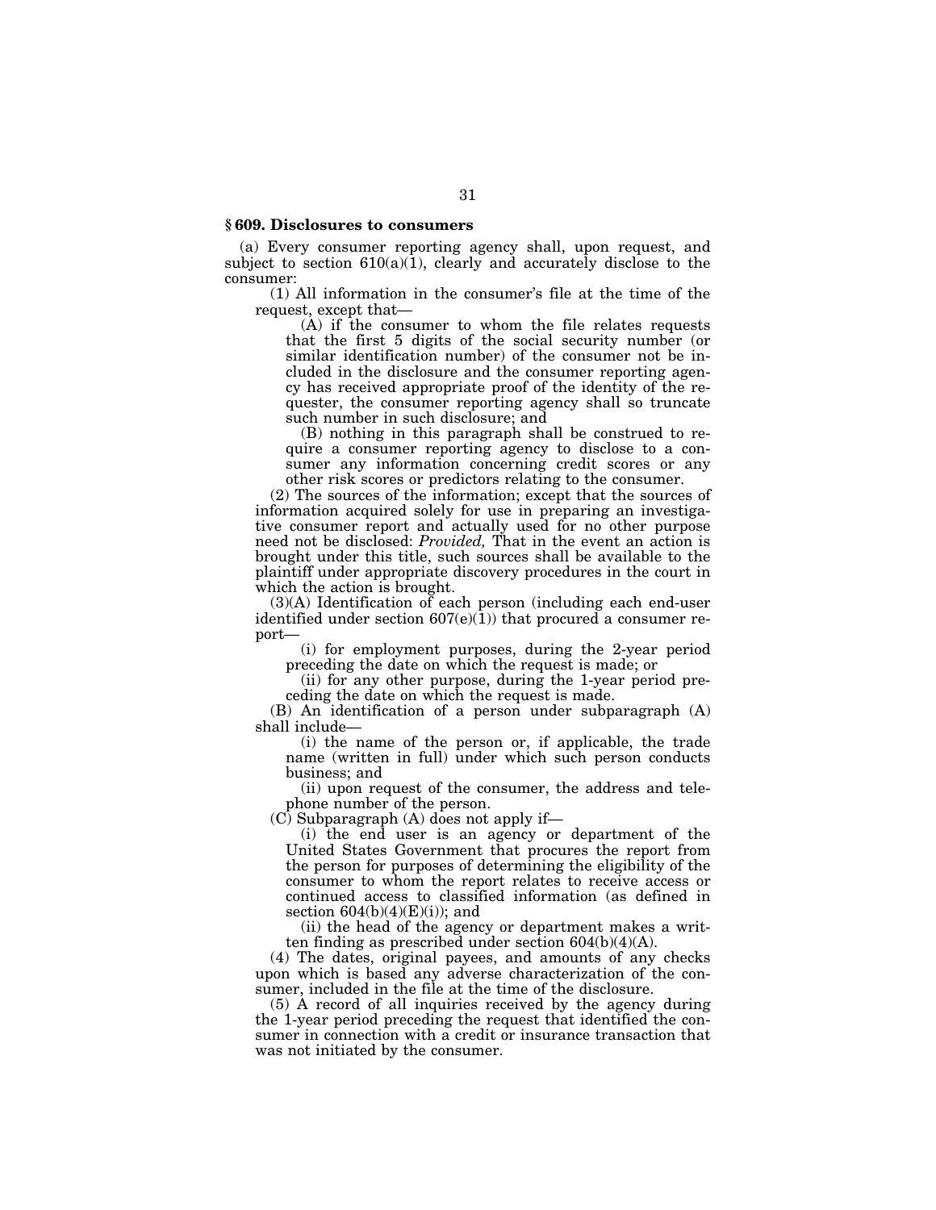## § 609. Disclosures to consumers

(a) Every consumer reporting agency shall, upon request, and subject to section 610(a)(1), clearly and accurately disclose to the consumer:

(1) All information in the consumer's file at the time of the request, except that—

(A) if the consumer to whom the file relates requests that the first 5 digits of the social security number (or similar identification number) of the consumer not be included in the disclosure and the consumer reporting agency has received appropriate proof of the identity of the requester, the consumer reporting agency shall so truncate such number in such disclosure; and

(B) nothing in this paragraph shall be construed to require a consumer reporting agency to disclose to a consumer any information concerning credit scores or any other risk scores or predictors relating to the consumer.

(2) The sources of the information; except that the sources of information acquired solely for use in preparing an investigative consumer report and actually used for no other purpose need not be disclosed: *Provided,* That in the event an action is brought under this title, such sources shall be available to the plaintiff under appropriate discovery procedures in the court in which the action is brought.

(3)(A) Identification of each person (including each end-user identified under section 607(e)(1)) that procured a consumer report—

(i) for employment purposes, during the 2-year period preceding the date on which the request is made; or

(ii) for any other purpose, during the 1-year period preceding the date on which the request is made.

(B) An identification of a person under subparagraph (A) shall include—

(i) the name of the person or, if applicable, the trade name (written in full) under which such person conducts business; and

(ii) upon request of the consumer, the address and telephone number of the person.

(C) Subparagraph (A) does not apply if—

(i) the end user is an agency or department of the United States Government that procures the report from the person for purposes of determining the eligibility of the consumer to whom the report relates to receive access or continued access to classified information (as defined in section 604(b)(4)(E)(i)); and

(ii) the head of the agency or department makes a written finding as prescribed under section 604(b)(4)(A).

(4) The dates, original payees, and amounts of any checks upon which is based any adverse characterization of the consumer, included in the file at the time of the disclosure.

(5) A record of all inquiries received by the agency during the 1-year period preceding the request that identified the consumer in connection with a credit or insurance transaction that was not initiated by the consumer.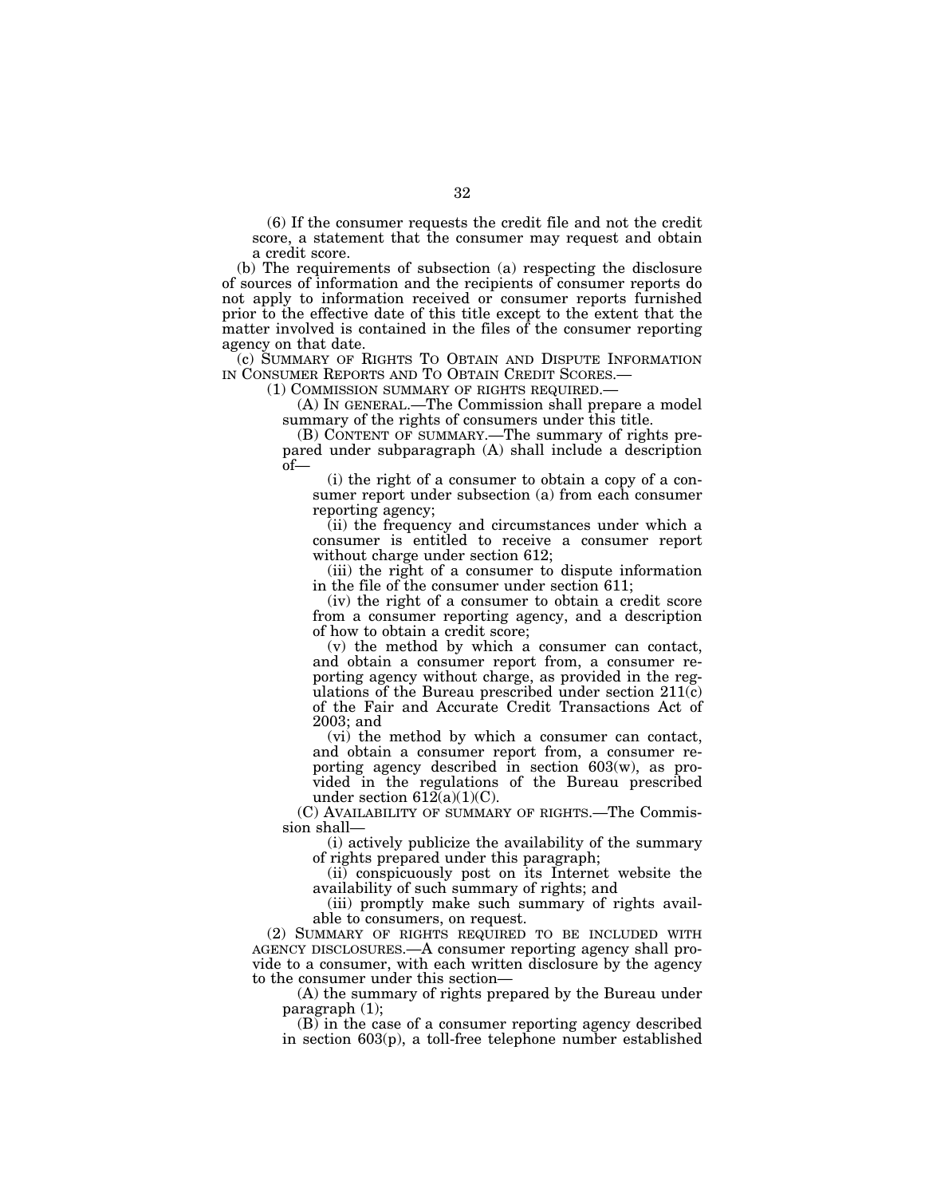(6) If the consumer requests the credit file and not the credit score, a statement that the consumer may request and obtain a credit score.

(b) The requirements of subsection (a) respecting the disclosure of sources of information and the recipients of consumer reports do not apply to information received or consumer reports furnished prior to the effective date of this title except to the extent that the matter involved is contained in the files of the consumer reporting agency on that date.

(c) SUMMARY OF RIGHTS TO OBTAIN AND DISPUTE INFORMATION IN CONSUMER REPORTS AND TO OBTAIN CREDIT SCORES.—

(1) COMMISSION SUMMARY OF RIGHTS REQUIRED.—

(A) IN GENERAL.—The Commission shall prepare a model summary of the rights of consumers under this title.

(B) CONTENT OF SUMMARY.—The summary of rights prepared under subparagraph (A) shall include a description of—

(i) the right of a consumer to obtain a copy of a consumer report under subsection (a) from each consumer reporting agency;

(ii) the frequency and circumstances under which a consumer is entitled to receive a consumer report without charge under section 612;

(iii) the right of a consumer to dispute information in the file of the consumer under section 611;

(iv) the right of a consumer to obtain a credit score from a consumer reporting agency, and a description of how to obtain a credit score;

(v) the method by which a consumer can contact, and obtain a consumer report from, a consumer reporting agency without charge, as provided in the regulations of the Bureau prescribed under section 211(c) of the Fair and Accurate Credit Transactions Act of 2003; and

(vi) the method by which a consumer can contact, and obtain a consumer report from, a consumer reporting agency described in section 603(w), as provided in the regulations of the Bureau prescribed under section 612(a)(1)(C).

(C) AVAILABILITY OF SUMMARY OF RIGHTS.—The Commission shall—

(i) actively publicize the availability of the summary of rights prepared under this paragraph;

(ii) conspicuously post on its Internet website the availability of such summary of rights; and

(iii) promptly make such summary of rights available to consumers, on request.

(2) SUMMARY OF RIGHTS REQUIRED TO BE INCLUDED WITH AGENCY DISCLOSURES.—A consumer reporting agency shall provide to a consumer, with each written disclosure by the agency to the consumer under this section—

(A) the summary of rights prepared by the Bureau under paragraph (1);

(B) in the case of a consumer reporting agency described in section 603(p), a toll-free telephone number established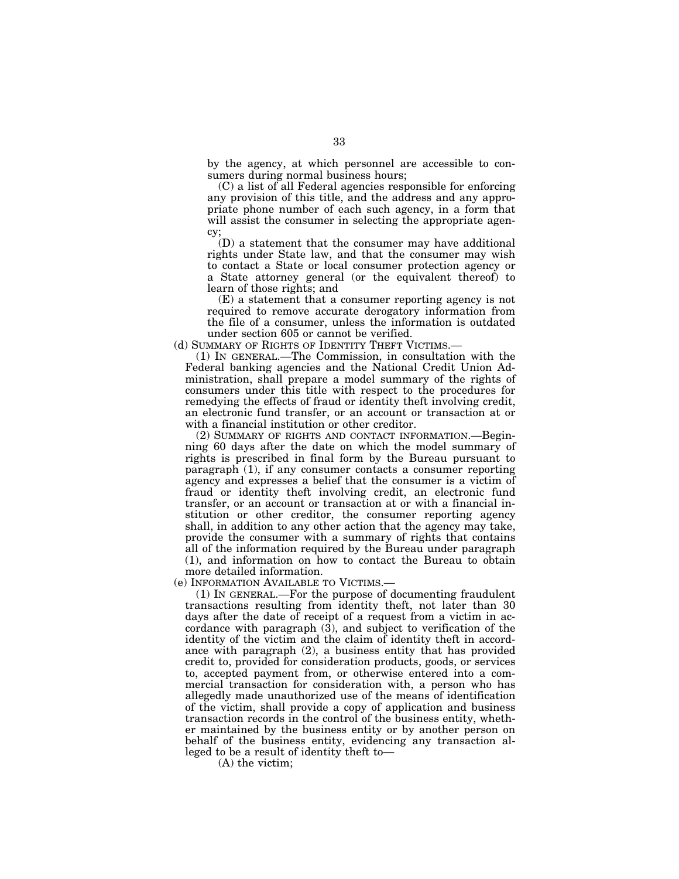by the agency, at which personnel are accessible to consumers during normal business hours;

(C) a list of all Federal agencies responsible for enforcing any provision of this title, and the address and any appropriate phone number of each such agency, in a form that will assist the consumer in selecting the appropriate agency;

(D) a statement that the consumer may have additional rights under State law, and that the consumer may wish to contact a State or local consumer protection agency or a State attorney general (or the equivalent thereof) to learn of those rights; and

(E) a statement that a consumer reporting agency is not required to remove accurate derogatory information from the file of a consumer, unless the information is outdated under section 605 or cannot be verified.

(d) SUMMARY OF RIGHTS OF IDENTITY THEFT VICTIMS.—

(1) IN GENERAL.—The Commission, in consultation with the Federal banking agencies and the National Credit Union Administration, shall prepare a model summary of the rights of consumers under this title with respect to the procedures for remedying the effects of fraud or identity theft involving credit, an electronic fund transfer, or an account or transaction at or with a financial institution or other creditor.

(2) SUMMARY OF RIGHTS AND CONTACT INFORMATION.—Beginning 60 days after the date on which the model summary of rights is prescribed in final form by the Bureau pursuant to paragraph (1), if any consumer contacts a consumer reporting agency and expresses a belief that the consumer is a victim of fraud or identity theft involving credit, an electronic fund transfer, or an account or transaction at or with a financial institution or other creditor, the consumer reporting agency shall, in addition to any other action that the agency may take, provide the consumer with a summary of rights that contains all of the information required by the Bureau under paragraph (1), and information on how to contact the Bureau to obtain more detailed information.

(e) INFORMATION AVAILABLE TO VICTIMS.—

(1) IN GENERAL.—For the purpose of documenting fraudulent transactions resulting from identity theft, not later than 30 days after the date of receipt of a request from a victim in accordance with paragraph (3), and subject to verification of the identity of the victim and the claim of identity theft in accordance with paragraph (2), a business entity that has provided credit to, provided for consideration products, goods, or services to, accepted payment from, or otherwise entered into a commercial transaction for consideration with, a person who has allegedly made unauthorized use of the means of identification of the victim, shall provide a copy of application and business transaction records in the control of the business entity, whether maintained by the business entity or by another person on behalf of the business entity, evidencing any transaction alleged to be a result of identity theft to—

(A) the victim;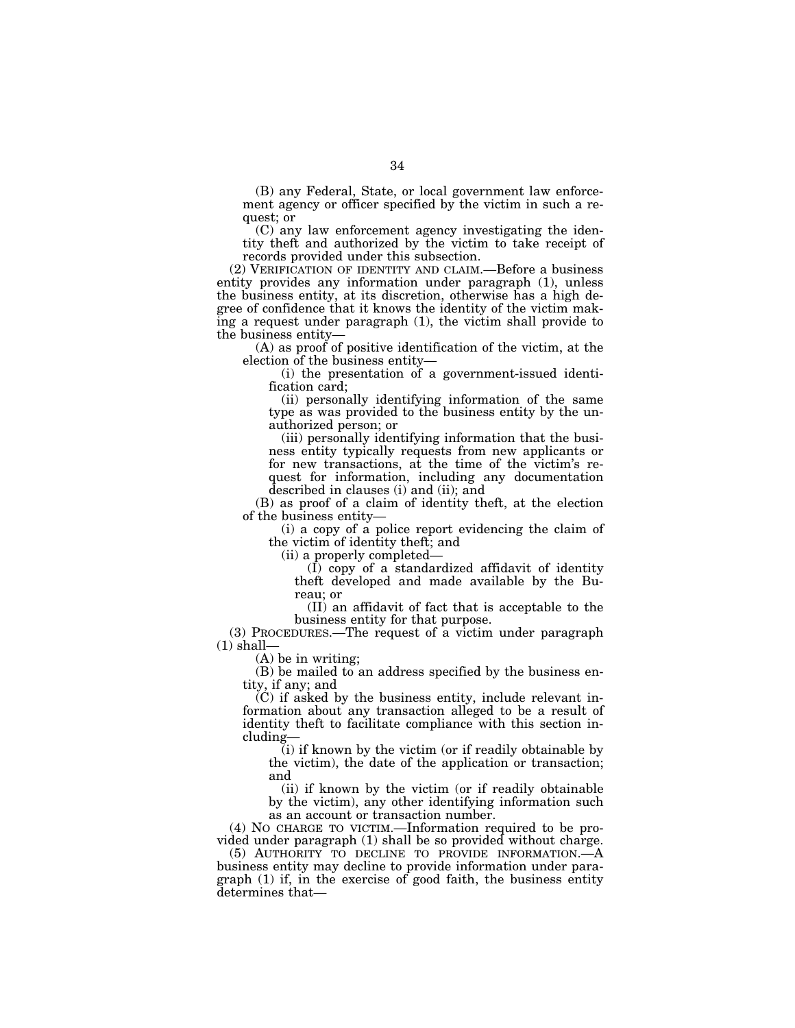(B) any Federal, State, or local government law enforcement agency or officer specified by the victim in such a request; or

(C) any law enforcement agency investigating the identity theft and authorized by the victim to take receipt of records provided under this subsection.

(2) VERIFICATION OF IDENTITY AND CLAIM.—Before a business entity provides any information under paragraph (1), unless the business entity, at its discretion, otherwise has a high degree of confidence that it knows the identity of the victim making a request under paragraph (1), the victim shall provide to the business entity—

(A) as proof of positive identification of the victim, at the election of the business entity—

(i) the presentation of a government-issued identification card;

(ii) personally identifying information of the same type as was provided to the business entity by the unauthorized person; or

(iii) personally identifying information that the business entity typically requests from new applicants or for new transactions, at the time of the victim's request for information, including any documentation described in clauses (i) and (ii); and

(B) as proof of a claim of identity theft, at the election of the business entity—

(i) a copy of a police report evidencing the claim of the victim of identity theft; and

(ii) a properly completed—

(I) copy of a standardized affidavit of identity theft developed and made available by the Bureau; or

(II) an affidavit of fact that is acceptable to the business entity for that purpose.

(3) PROCEDURES.—The request of a victim under paragraph (1) shall—

(A) be in writing;

(B) be mailed to an address specified by the business entity, if any; and

(C) if asked by the business entity, include relevant information about any transaction alleged to be a result of identity theft to facilitate compliance with this section including—

(i) if known by the victim (or if readily obtainable by the victim), the date of the application or transaction; and

(ii) if known by the victim (or if readily obtainable by the victim), any other identifying information such as an account or transaction number.

(4) NO CHARGE TO VICTIM.—Information required to be provided under paragraph (1) shall be so provided without charge.

(5) AUTHORITY TO DECLINE TO PROVIDE INFORMATION.—A business entity may decline to provide information under paragraph (1) if, in the exercise of good faith, the business entity determines that—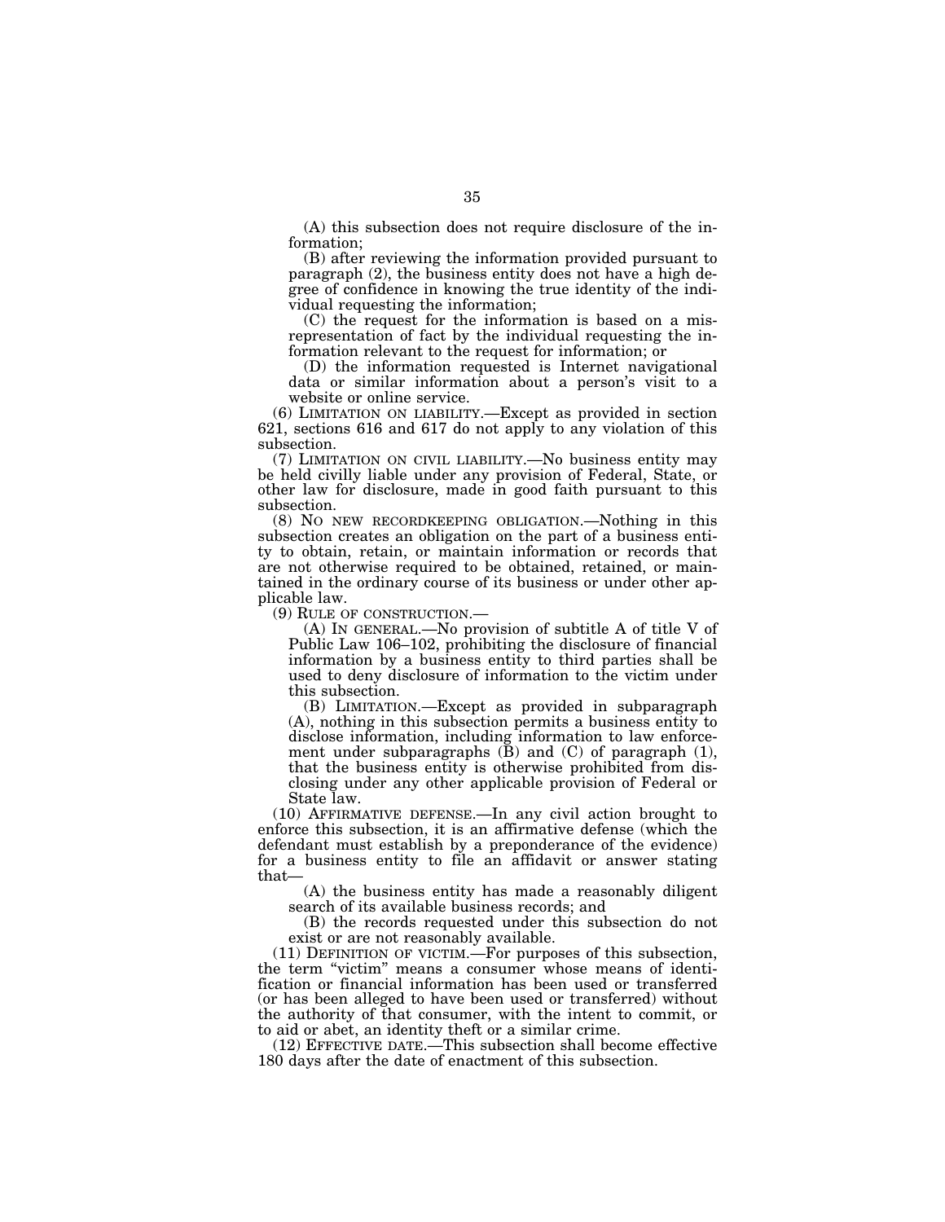(A) this subsection does not require disclosure of the information;

(B) after reviewing the information provided pursuant to paragraph (2), the business entity does not have a high degree of confidence in knowing the true identity of the individual requesting the information;

(C) the request for the information is based on a misrepresentation of fact by the individual requesting the information relevant to the request for information; or

(D) the information requested is Internet navigational data or similar information about a person's visit to a website or online service.

(6) LIMITATION ON LIABILITY.—Except as provided in section 621, sections 616 and 617 do not apply to any violation of this subsection.

(7) LIMITATION ON CIVIL LIABILITY.—No business entity may be held civilly liable under any provision of Federal, State, or other law for disclosure, made in good faith pursuant to this subsection.

(8) NO NEW RECORDKEEPING OBLIGATION.—Nothing in this subsection creates an obligation on the part of a business entity to obtain, retain, or maintain information or records that are not otherwise required to be obtained, retained, or maintained in the ordinary course of its business or under other applicable law.

(9) RULE OF CONSTRUCTION.—

(A) IN GENERAL.—No provision of subtitle A of title V of Public Law 106–102, prohibiting the disclosure of financial information by a business entity to third parties shall be used to deny disclosure of information to the victim under this subsection.

(B) LIMITATION.—Except as provided in subparagraph (A), nothing in this subsection permits a business entity to disclose information, including information to law enforcement under subparagraphs (B) and (C) of paragraph (1), that the business entity is otherwise prohibited from disclosing under any other applicable provision of Federal or State law.

(10) AFFIRMATIVE DEFENSE.—In any civil action brought to enforce this subsection, it is an affirmative defense (which the defendant must establish by a preponderance of the evidence) for a business entity to file an affidavit or answer stating that—

(A) the business entity has made a reasonably diligent search of its available business records; and

(B) the records requested under this subsection do not exist or are not reasonably available.

(11) DEFINITION OF VICTIM.—For purposes of this subsection, the term "victim" means a consumer whose means of identification or financial information has been used or transferred (or has been alleged to have been used or transferred) without the authority of that consumer, with the intent to commit, or to aid or abet, an identity theft or a similar crime.

(12) EFFECTIVE DATE.—This subsection shall become effective 180 days after the date of enactment of this subsection.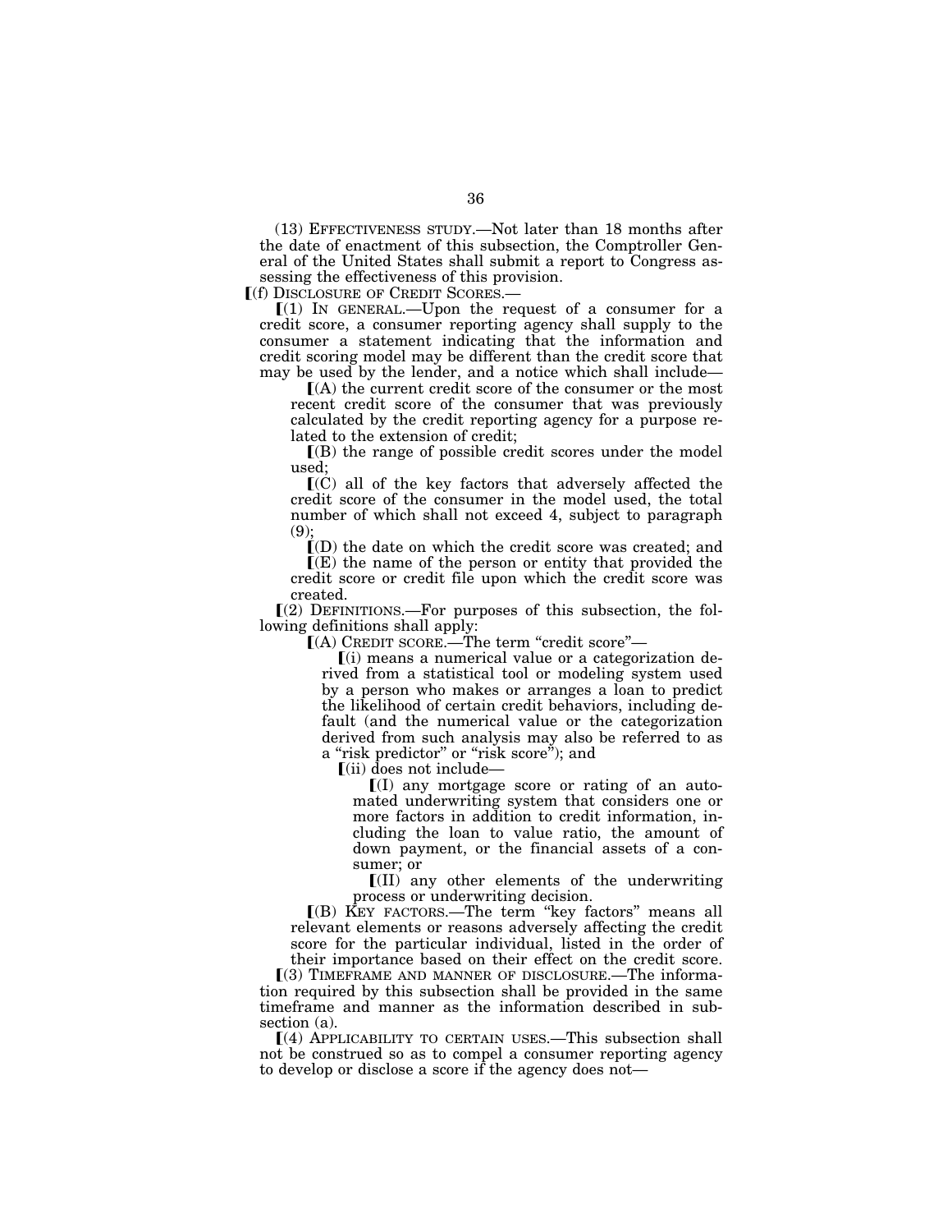(13) EFFECTIVENESS STUDY.—Not later than 18 months after the date of enactment of this subsection, the Comptroller General of the United States shall submit a report to Congress assessing the effectiveness of this provision.

⟦(f) DISCLOSURE OF CREDIT SCORES.—

⟦(1) IN GENERAL.—Upon the request of a consumer for a credit score, a consumer reporting agency shall supply to the consumer a statement indicating that the information and credit scoring model may be different than the credit score that may be used by the lender, and a notice which shall include—

⟦(A) the current credit score of the consumer or the most recent credit score of the consumer that was previously calculated by the credit reporting agency for a purpose related to the extension of credit;

⟦(B) the range of possible credit scores under the model used;

⟦(C) all of the key factors that adversely affected the credit score of the consumer in the model used, the total number of which shall not exceed 4, subject to paragraph (9);

⟦(D) the date on which the credit score was created; and

⟦(E) the name of the person or entity that provided the credit score or credit file upon which the credit score was created.

⟦(2) DEFINITIONS.—For purposes of this subsection, the following definitions shall apply:

⟦(A) CREDIT SCORE.—The term "credit score"—

⟦(i) means a numerical value or a categorization derived from a statistical tool or modeling system used by a person who makes or arranges a loan to predict the likelihood of certain credit behaviors, including default (and the numerical value or the categorization derived from such analysis may also be referred to as a "risk predictor" or "risk score"); and

⟦(ii) does not include—

⟦(I) any mortgage score or rating of an automated underwriting system that considers one or more factors in addition to credit information, including the loan to value ratio, the amount of down payment, or the financial assets of a consumer; or

⟦(II) any other elements of the underwriting process or underwriting decision.

⟦(B) KEY FACTORS.—The term "key factors" means all relevant elements or reasons adversely affecting the credit score for the particular individual, listed in the order of their importance based on their effect on the credit score.

⟦(3) TIMEFRAME AND MANNER OF DISCLOSURE.—The information required by this subsection shall be provided in the same timeframe and manner as the information described in subsection (a).

⟦(4) APPLICABILITY TO CERTAIN USES.—This subsection shall not be construed so as to compel a consumer reporting agency to develop or disclose a score if the agency does not—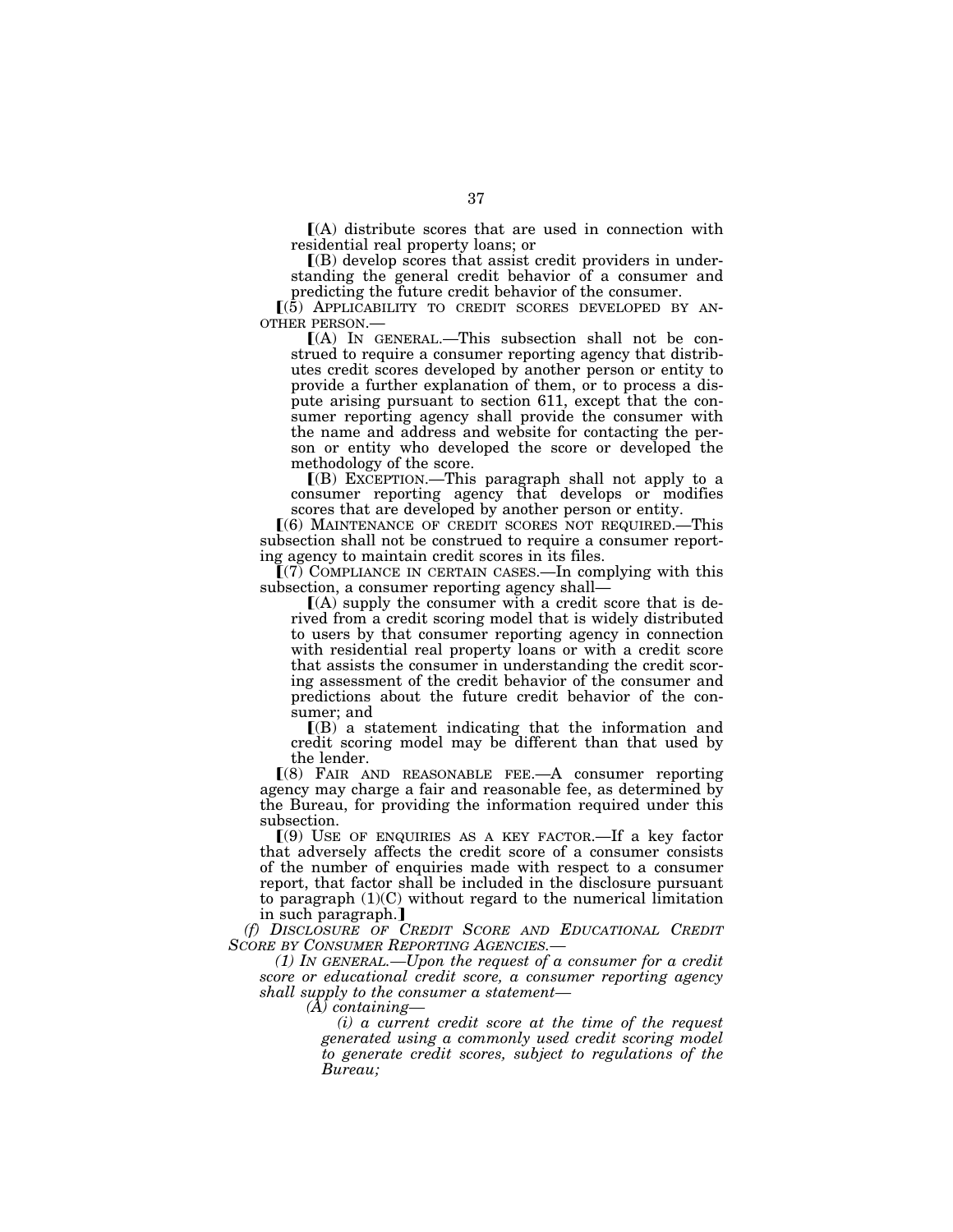⟦(A) distribute scores that are used in connection with residential real property loans; or

⟦(B) develop scores that assist credit providers in understanding the general credit behavior of a consumer and predicting the future credit behavior of the consumer.

⟦(5) APPLICABILITY TO CREDIT SCORES DEVELOPED BY ANOTHER PERSON.—

⟦(A) IN GENERAL.—This subsection shall not be construed to require a consumer reporting agency that distributes credit scores developed by another person or entity to provide a further explanation of them, or to process a dispute arising pursuant to section 611, except that the consumer reporting agency shall provide the consumer with the name and address and website for contacting the person or entity who developed the score or developed the methodology of the score.

⟦(B) EXCEPTION.—This paragraph shall not apply to a consumer reporting agency that develops or modifies scores that are developed by another person or entity.

⟦(6) MAINTENANCE OF CREDIT SCORES NOT REQUIRED.—This subsection shall not be construed to require a consumer reporting agency to maintain credit scores in its files.

⟦(7) COMPLIANCE IN CERTAIN CASES.—In complying with this subsection, a consumer reporting agency shall—

⟦(A) supply the consumer with a credit score that is derived from a credit scoring model that is widely distributed to users by that consumer reporting agency in connection with residential real property loans or with a credit score that assists the consumer in understanding the credit scoring assessment of the credit behavior of the consumer and predictions about the future credit behavior of the consumer; and

⟦(B) a statement indicating that the information and credit scoring model may be different than that used by the lender.

⟦(8) FAIR AND REASONABLE FEE.—A consumer reporting agency may charge a fair and reasonable fee, as determined by the Bureau, for providing the information required under this subsection.

⟦(9) USE OF ENQUIRIES AS A KEY FACTOR.—If a key factor that adversely affects the credit score of a consumer consists of the number of enquiries made with respect to a consumer report, that factor shall be included in the disclosure pursuant to paragraph (1)(C) without regard to the numerical limitation in such paragraph.⟧

*(f) DISCLOSURE OF CREDIT SCORE AND EDUCATIONAL CREDIT SCORE BY CONSUMER REPORTING AGENCIES.—*

*(1) IN GENERAL.—Upon the request of a consumer for a credit score or educational credit score, a consumer reporting agency shall supply to the consumer a statement—*

*(A) containing—*

*(i) a current credit score at the time of the request generated using a commonly used credit scoring model to generate credit scores, subject to regulations of the Bureau;*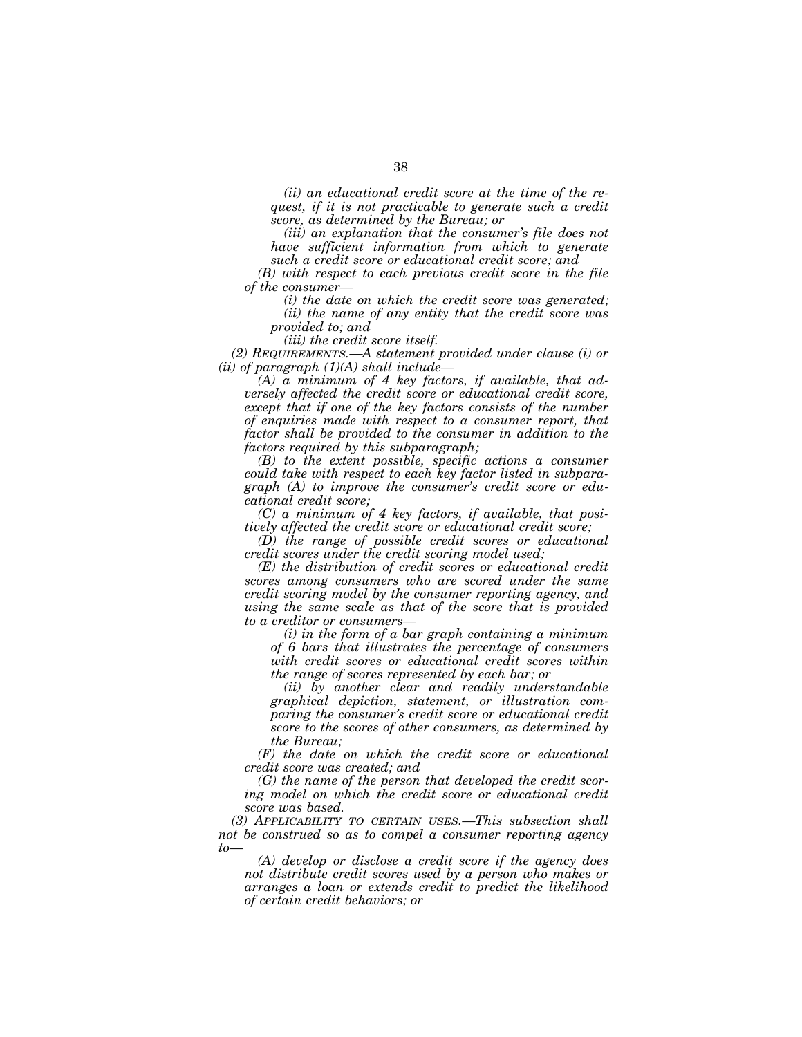*(ii) an educational credit score at the time of the request, if it is not practicable to generate such a credit score, as determined by the Bureau; or*

*(iii) an explanation that the consumer's file does not have sufficient information from which to generate such a credit score or educational credit score; and*

*(B) with respect to each previous credit score in the file of the consumer—*

*(i) the date on which the credit score was generated;*

*(ii) the name of any entity that the credit score was provided to; and*

*(iii) the credit score itself.*

*(2) REQUIREMENTS.—A statement provided under clause (i) or (ii) of paragraph (1)(A) shall include—*

*(A) a minimum of 4 key factors, if available, that adversely affected the credit score or educational credit score, except that if one of the key factors consists of the number of enquiries made with respect to a consumer report, that factor shall be provided to the consumer in addition to the factors required by this subparagraph;*

*(B) to the extent possible, specific actions a consumer could take with respect to each key factor listed in subparagraph (A) to improve the consumer's credit score or educational credit score;*

*(C) a minimum of 4 key factors, if available, that positively affected the credit score or educational credit score;*

*(D) the range of possible credit scores or educational credit scores under the credit scoring model used;*

*(E) the distribution of credit scores or educational credit scores among consumers who are scored under the same credit scoring model by the consumer reporting agency, and using the same scale as that of the score that is provided to a creditor or consumers—*

*(i) in the form of a bar graph containing a minimum of 6 bars that illustrates the percentage of consumers with credit scores or educational credit scores within the range of scores represented by each bar; or*

*(ii) by another clear and readily understandable graphical depiction, statement, or illustration comparing the consumer's credit score or educational credit score to the scores of other consumers, as determined by the Bureau;*

*(F) the date on which the credit score or educational credit score was created; and*

*(G) the name of the person that developed the credit scoring model on which the credit score or educational credit score was based.*

*(3) APPLICABILITY TO CERTAIN USES.—This subsection shall not be construed so as to compel a consumer reporting agency to—*

*(A) develop or disclose a credit score if the agency does not distribute credit scores used by a person who makes or arranges a loan or extends credit to predict the likelihood of certain credit behaviors; or*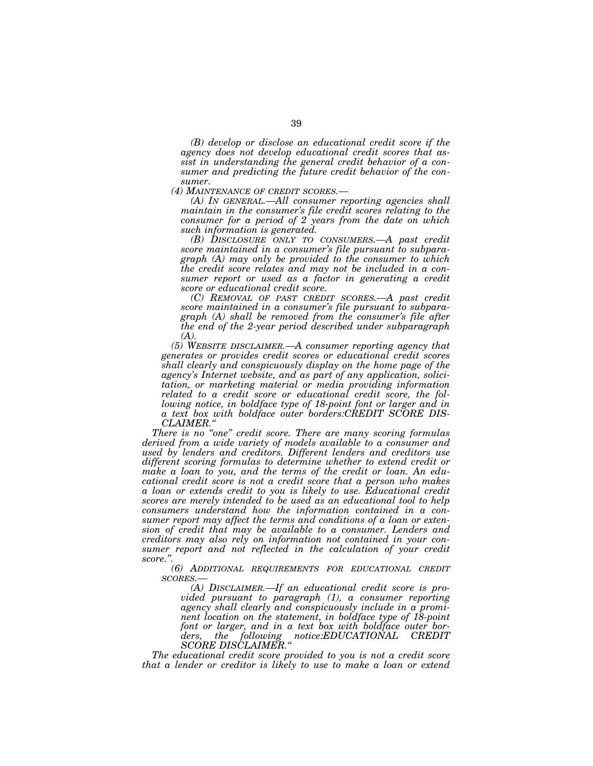*(B) develop or disclose an educational credit score if the agency does not develop educational credit scores that assist in understanding the general credit behavior of a consumer and predicting the future credit behavior of the consumer.*

*(4) MAINTENANCE OF CREDIT SCORES.—*

*(A) IN GENERAL.—All consumer reporting agencies shall maintain in the consumer's file credit scores relating to the consumer for a period of 2 years from the date on which such information is generated.*

*(B) DISCLOSURE ONLY TO CONSUMERS.—A past credit score maintained in a consumer's file pursuant to subparagraph (A) may only be provided to the consumer to which the credit score relates and may not be included in a consumer report or used as a factor in generating a credit score or educational credit score.*

*(C) REMOVAL OF PAST CREDIT SCORES.—A past credit score maintained in a consumer's file pursuant to subparagraph (A) shall be removed from the consumer's file after the end of the 2-year period described under subparagraph (A).*

*(5) WEBSITE DISCLAIMER.—A consumer reporting agency that generates or provides credit scores or educational credit scores shall clearly and conspicuously display on the home page of the agency's Internet website, and as part of any application, solicitation, or marketing material or media providing information related to a credit score or educational credit score, the following notice, in boldface type of 18-point font or larger and in a text box with boldface outer borders:**CREDIT SCORE DISCLAIMER.**"*

*There is no "one" credit score. There are many scoring formulas derived from a wide variety of models available to a consumer and used by lenders and creditors. Different lenders and creditors use different scoring formulas to determine whether to extend credit or make a loan to you, and the terms of the credit or loan. An educational credit score is not a credit score that a person who makes a loan or extends credit to you is likely to use. Educational credit scores are merely intended to be used as an educational tool to help consumers understand how the information contained in a consumer report may affect the terms and conditions of a loan or extension of credit that may be available to a consumer. Lenders and creditors may also rely on information not contained in your consumer report and not reflected in the calculation of your credit score.".*

*(6) ADDITIONAL REQUIREMENTS FOR EDUCATIONAL CREDIT SCORES.—*

*(A) DISCLAIMER.—If an educational credit score is provided pursuant to paragraph (1), a consumer reporting agency shall clearly and conspicuously include in a prominent location on the statement, in boldface type of 18-point font or larger, and in a text box with boldface outer borders, the following notice:**EDUCATIONAL CREDIT SCORE DISCLAIMER.**"*

*The educational credit score provided to you is not a credit score that a lender or creditor is likely to use to make a loan or extend*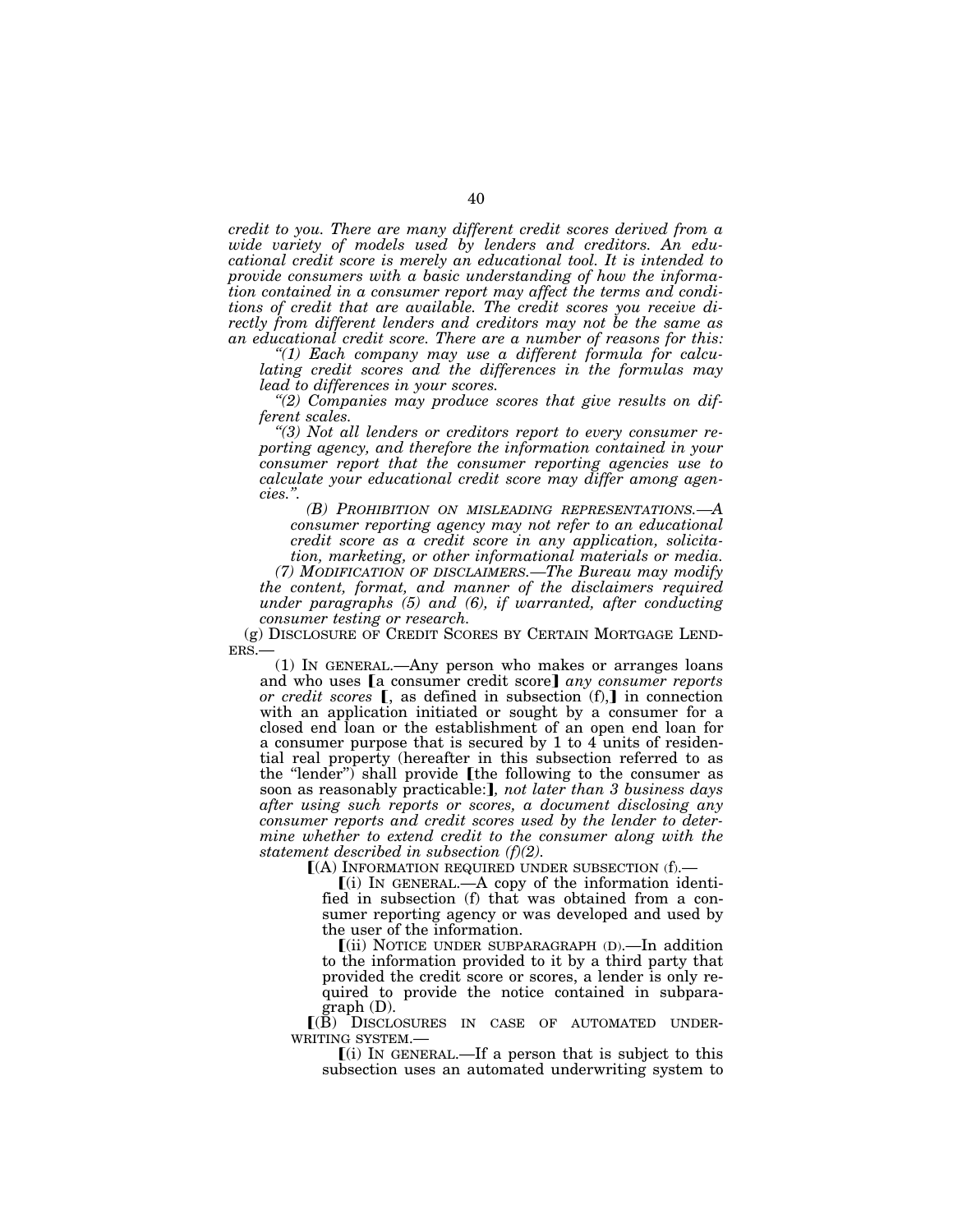*credit to you. There are many different credit scores derived from a wide variety of models used by lenders and creditors. An educational credit score is merely an educational tool. It is intended to provide consumers with a basic understanding of how the information contained in a consumer report may affect the terms and conditions of credit that are available. The credit scores you receive directly from different lenders and creditors may not be the same as an educational credit score. There are a number of reasons for this:*

*"(1) Each company may use a different formula for calculating credit scores and the differences in the formulas may lead to differences in your scores.*

*"(2) Companies may produce scores that give results on different scales.*

*"(3) Not all lenders or creditors report to every consumer reporting agency, and therefore the information contained in your consumer report that the consumer reporting agencies use to calculate your educational credit score may differ among agencies.".*

*(B) PROHIBITION ON MISLEADING REPRESENTATIONS.—A consumer reporting agency may not refer to an educational credit score as a credit score in any application, solicitation, marketing, or other informational materials or media.*

*(7) MODIFICATION OF DISCLAIMERS.—The Bureau may modify the content, format, and manner of the disclaimers required under paragraphs (5) and (6), if warranted, after conducting consumer testing or research.*

(g) DISCLOSURE OF CREDIT SCORES BY CERTAIN MORTGAGE LENDERS.—

(1) IN GENERAL.—Any person who makes or arranges loans and who uses [a consumer credit score] *any consumer reports or credit scores* [, as defined in subsection (f),] in connection with an application initiated or sought by a consumer for a closed end loan or the establishment of an open end loan for a consumer purpose that is secured by 1 to 4 units of residential real property (hereafter in this subsection referred to as the "lender") shall provide [the following to the consumer as soon as reasonably practicable:]*, not later than 3 business days after using such reports or scores, a document disclosing any consumer reports and credit scores used by the lender to determine whether to extend credit to the consumer along with the statement described in subsection (f)(2).*

[(A) INFORMATION REQUIRED UNDER SUBSECTION (f).—

[(i) IN GENERAL.—A copy of the information identified in subsection (f) that was obtained from a consumer reporting agency or was developed and used by the user of the information.

[(ii) NOTICE UNDER SUBPARAGRAPH (D).—In addition to the information provided to it by a third party that provided the credit score or scores, a lender is only required to provide the notice contained in subparagraph (D).

[(B) DISCLOSURES IN CASE OF AUTOMATED UNDERWRITING SYSTEM.—

[(i) IN GENERAL.—If a person that is subject to this subsection uses an automated underwriting system to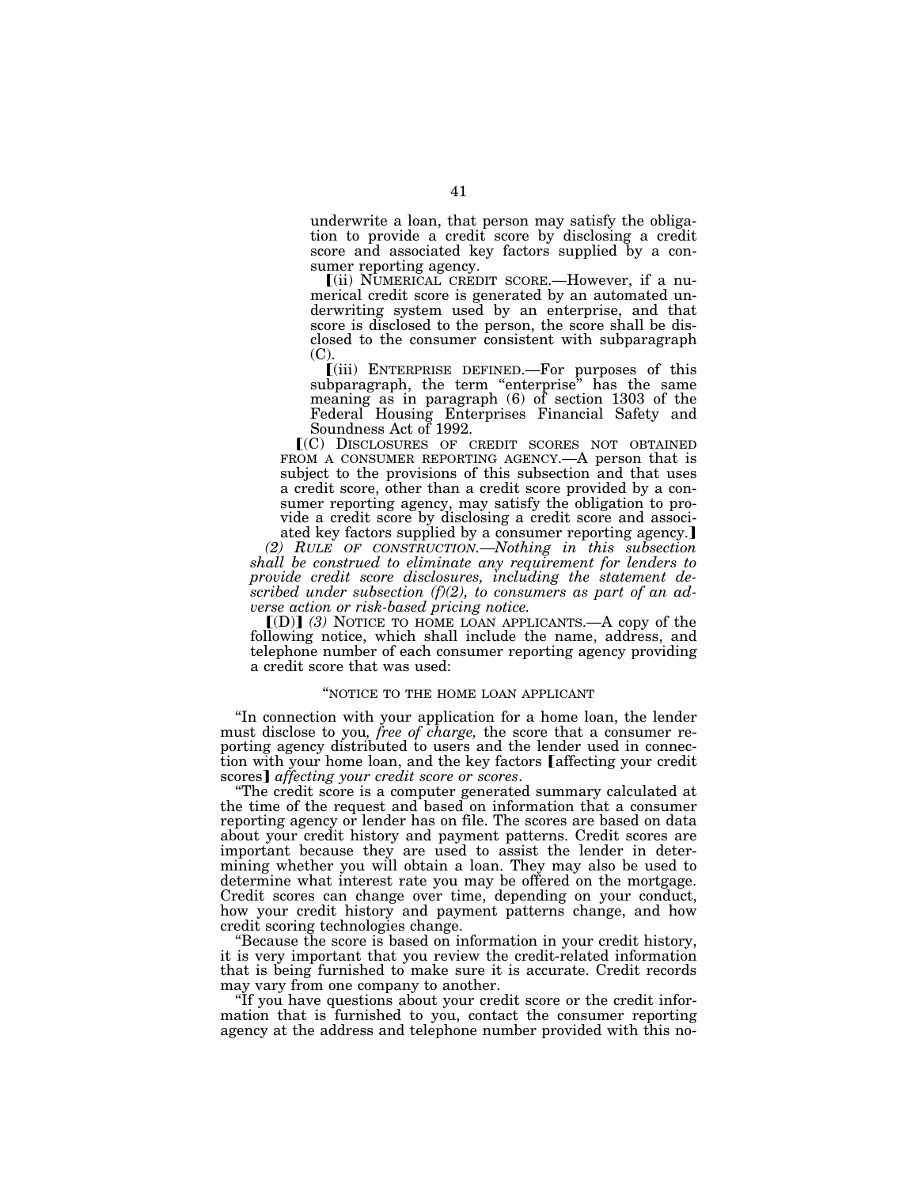underwrite a loan, that person may satisfy the obligation to provide a credit score by disclosing a credit score and associated key factors supplied by a consumer reporting agency.

【(ii) NUMERICAL CREDIT SCORE.—However, if a numerical credit score is generated by an automated underwriting system used by an enterprise, and that score is disclosed to the person, the score shall be disclosed to the consumer consistent with subparagraph (C).

【(iii) ENTERPRISE DEFINED.—For purposes of this subparagraph, the term "enterprise" has the same meaning as in paragraph (6) of section 1303 of the Federal Housing Enterprises Financial Safety and Soundness Act of 1992.

【(C) DISCLOSURES OF CREDIT SCORES NOT OBTAINED FROM A CONSUMER REPORTING AGENCY.—A person that is subject to the provisions of this subsection and that uses a credit score, other than a credit score provided by a consumer reporting agency, may satisfy the obligation to provide a credit score by disclosing a credit score and associated key factors supplied by a consumer reporting agency.】

*(2) RULE OF CONSTRUCTION.—Nothing in this subsection shall be construed to eliminate any requirement for lenders to provide credit score disclosures, including the statement described under subsection (f)(2), to consumers as part of an adverse action or risk-based pricing notice.*

【(D)】 *(3)* NOTICE TO HOME LOAN APPLICANTS.—A copy of the following notice, which shall include the name, address, and telephone number of each consumer reporting agency providing a credit score that was used:

"NOTICE TO THE HOME LOAN APPLICANT

"In connection with your application for a home loan, the lender must disclose to you*, free of charge,* the score that a consumer reporting agency distributed to users and the lender used in connection with your home loan, and the key factors 【affecting your credit scores】 *affecting your credit score or scores*.

"The credit score is a computer generated summary calculated at the time of the request and based on information that a consumer reporting agency or lender has on file. The scores are based on data about your credit history and payment patterns. Credit scores are important because they are used to assist the lender in determining whether you will obtain a loan. They may also be used to determine what interest rate you may be offered on the mortgage. Credit scores can change over time, depending on your conduct, how your credit history and payment patterns change, and how credit scoring technologies change.

"Because the score is based on information in your credit history, it is very important that you review the credit-related information that is being furnished to make sure it is accurate. Credit records may vary from one company to another.

"If you have questions about your credit score or the credit information that is furnished to you, contact the consumer reporting agency at the address and telephone number provided with this no-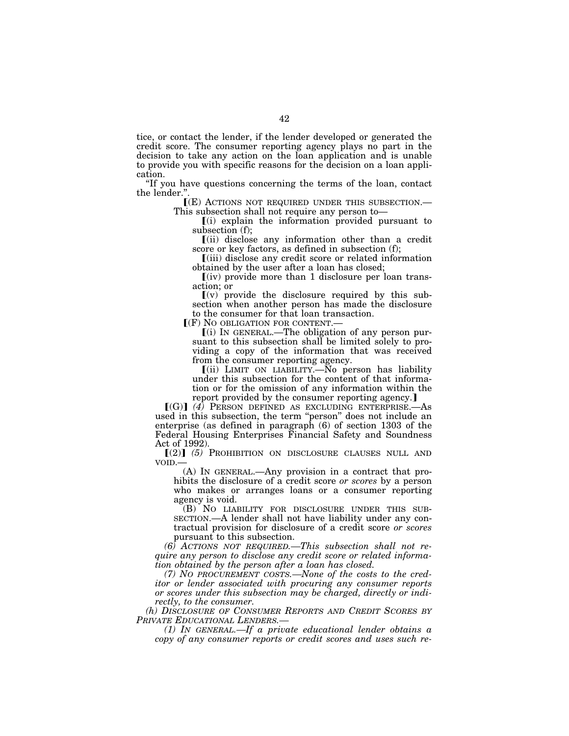tice, or contact the lender, if the lender developed or generated the credit score. The consumer reporting agency plays no part in the decision to take any action on the loan application and is unable to provide you with specific reasons for the decision on a loan application.

"If you have questions concerning the terms of the loan, contact the lender.".

⟦(E) ACTIONS NOT REQUIRED UNDER THIS SUBSECTION.—This subsection shall not require any person to—

⟦(i) explain the information provided pursuant to subsection (f);

⟦(ii) disclose any information other than a credit score or key factors, as defined in subsection (f);

⟦(iii) disclose any credit score or related information obtained by the user after a loan has closed;

⟦(iv) provide more than 1 disclosure per loan transaction; or

⟦(v) provide the disclosure required by this subsection when another person has made the disclosure to the consumer for that loan transaction.

⟦(F) NO OBLIGATION FOR CONTENT.—

⟦(i) IN GENERAL.—The obligation of any person pursuant to this subsection shall be limited solely to providing a copy of the information that was received from the consumer reporting agency.

⟦(ii) LIMIT ON LIABILITY.—No person has liability under this subsection for the content of that information or for the omission of any information within the report provided by the consumer reporting agency.⟧

⟦(G)⟧ *(4)* PERSON DEFINED AS EXCLUDING ENTERPRISE.—As used in this subsection, the term "person" does not include an enterprise (as defined in paragraph (6) of section 1303 of the Federal Housing Enterprises Financial Safety and Soundness Act of 1992).

⟦(2)⟧ *(5)* PROHIBITION ON DISCLOSURE CLAUSES NULL AND VOID.—

(A) IN GENERAL.—Any provision in a contract that prohibits the disclosure of a credit score *or scores* by a person who makes or arranges loans or a consumer reporting agency is void.

(B) NO LIABILITY FOR DISCLOSURE UNDER THIS SUBSECTION.—A lender shall not have liability under any contractual provision for disclosure of a credit score *or scores* pursuant to this subsection.

*(6) ACTIONS NOT REQUIRED.—This subsection shall not require any person to disclose any credit score or related information obtained by the person after a loan has closed.*

*(7) NO PROCUREMENT COSTS.—None of the costs to the creditor or lender associated with procuring any consumer reports or scores under this subsection may be charged, directly or indirectly, to the consumer.*

*(h) DISCLOSURE OF CONSUMER REPORTS AND CREDIT SCORES BY PRIVATE EDUCATIONAL LENDERS.—*

*(1) IN GENERAL.—If a private educational lender obtains a copy of any consumer reports or credit scores and uses such re-*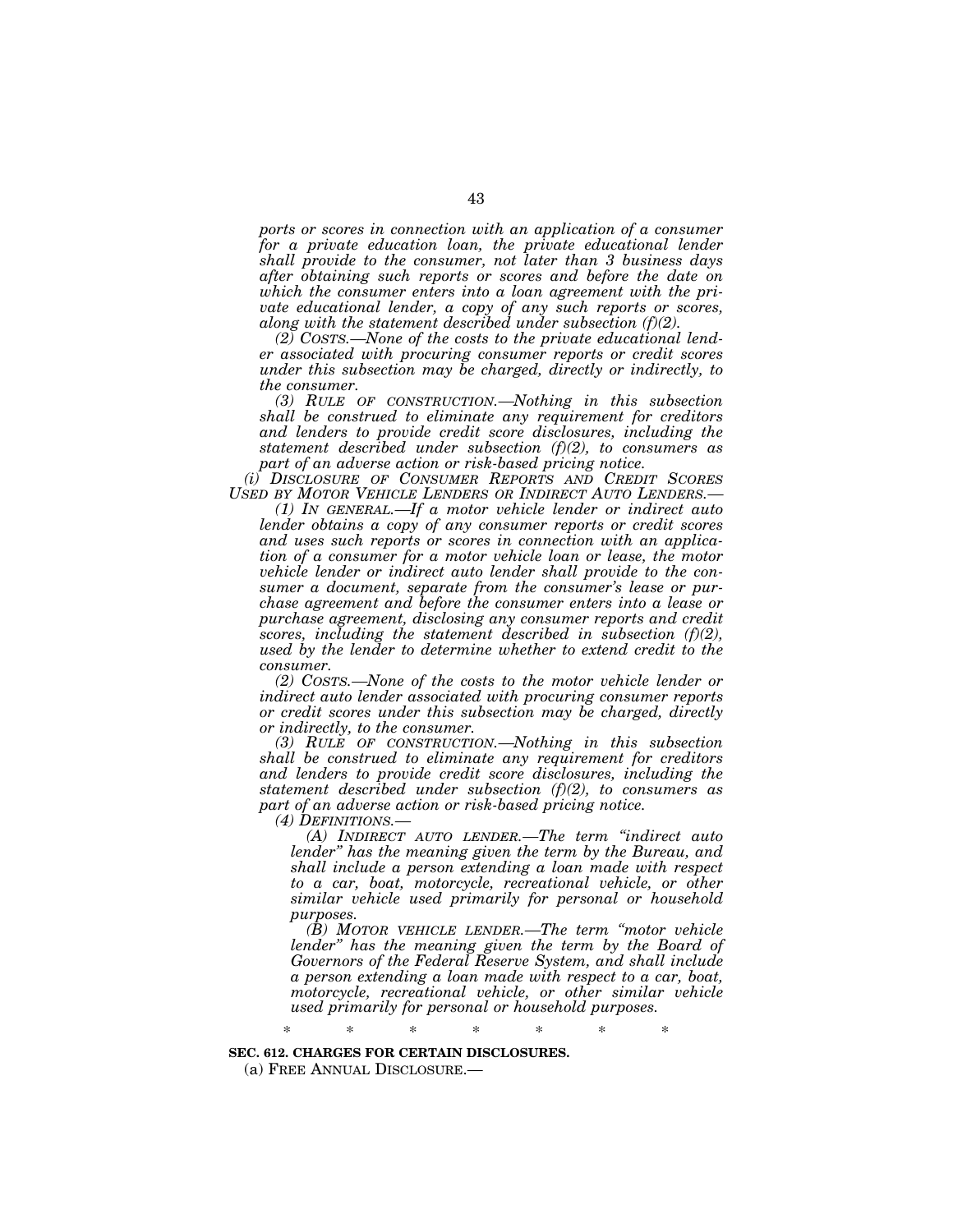*ports or scores in connection with an application of a consumer for a private education loan, the private educational lender shall provide to the consumer, not later than 3 business days after obtaining such reports or scores and before the date on which the consumer enters into a loan agreement with the private educational lender, a copy of any such reports or scores, along with the statement described under subsection (f)(2).*

*(2) COSTS.—None of the costs to the private educational lender associated with procuring consumer reports or credit scores under this subsection may be charged, directly or indirectly, to the consumer.*

*(3) RULE OF CONSTRUCTION.—Nothing in this subsection shall be construed to eliminate any requirement for creditors and lenders to provide credit score disclosures, including the statement described under subsection (f)(2), to consumers as part of an adverse action or risk-based pricing notice.*

*(i) DISCLOSURE OF CONSUMER REPORTS AND CREDIT SCORES USED BY MOTOR VEHICLE LENDERS OR INDIRECT AUTO LENDERS.—*

*(1) IN GENERAL.—If a motor vehicle lender or indirect auto lender obtains a copy of any consumer reports or credit scores and uses such reports or scores in connection with an application of a consumer for a motor vehicle loan or lease, the motor vehicle lender or indirect auto lender shall provide to the consumer a document, separate from the consumer's lease or purchase agreement and before the consumer enters into a lease or purchase agreement, disclosing any consumer reports and credit scores, including the statement described in subsection (f)(2), used by the lender to determine whether to extend credit to the consumer.*

*(2) COSTS.—None of the costs to the motor vehicle lender or indirect auto lender associated with procuring consumer reports or credit scores under this subsection may be charged, directly or indirectly, to the consumer.*

*(3) RULE OF CONSTRUCTION.—Nothing in this subsection shall be construed to eliminate any requirement for creditors and lenders to provide credit score disclosures, including the statement described under subsection (f)(2), to consumers as part of an adverse action or risk-based pricing notice.*

*(4) DEFINITIONS.—*

*(A) INDIRECT AUTO LENDER.—The term "indirect auto lender" has the meaning given the term by the Bureau, and shall include a person extending a loan made with respect to a car, boat, motorcycle, recreational vehicle, or other similar vehicle used primarily for personal or household purposes.*

*(B) MOTOR VEHICLE LENDER.—The term "motor vehicle lender" has the meaning given the term by the Board of Governors of the Federal Reserve System, and shall include a person extending a loan made with respect to a car, boat, motorcycle, recreational vehicle, or other similar vehicle used primarily for personal or household purposes.*

\* \* \* \* \* \* \*

**SEC. 612. CHARGES FOR CERTAIN DISCLOSURES.**

(a) FREE ANNUAL DISCLOSURE.—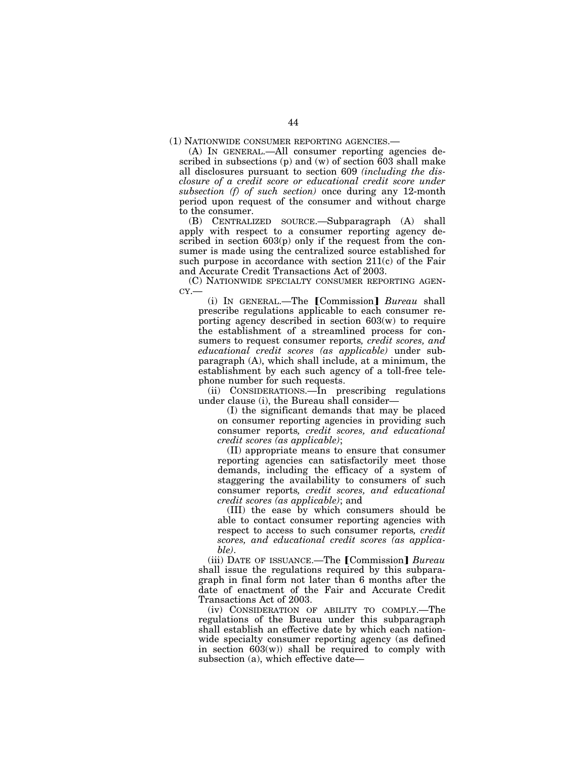(1) NATIONWIDE CONSUMER REPORTING AGENCIES.—

(A) IN GENERAL.—All consumer reporting agencies described in subsections (p) and (w) of section 603 shall make all disclosures pursuant to section 609 *(including the disclosure of a credit score or educational credit score under subsection (f) of such section)* once during any 12-month period upon request of the consumer and without charge to the consumer.

(B) CENTRALIZED SOURCE.—Subparagraph (A) shall apply with respect to a consumer reporting agency described in section 603(p) only if the request from the consumer is made using the centralized source established for such purpose in accordance with section 211(c) of the Fair and Accurate Credit Transactions Act of 2003.

(C) NATIONWIDE SPECIALTY CONSUMER REPORTING AGENCY.—

(i) IN GENERAL.—The ⟦Commission⟧ *Bureau* shall prescribe regulations applicable to each consumer reporting agency described in section 603(w) to require the establishment of a streamlined process for consumers to request consumer reports*, credit scores, and educational credit scores (as applicable)* under subparagraph (A), which shall include, at a minimum, the establishment by each such agency of a toll-free telephone number for such requests.

(ii) CONSIDERATIONS.—In prescribing regulations under clause (i), the Bureau shall consider—

(I) the significant demands that may be placed on consumer reporting agencies in providing such consumer reports*, credit scores, and educational credit scores (as applicable)*;

(II) appropriate means to ensure that consumer reporting agencies can satisfactorily meet those demands, including the efficacy of a system of staggering the availability to consumers of such consumer reports*, credit scores, and educational credit scores (as applicable)*; and

(III) the ease by which consumers should be able to contact consumer reporting agencies with respect to access to such consumer reports*, credit scores, and educational credit scores (as applicable)*.

(iii) DATE OF ISSUANCE.—The ⟦Commission⟧ *Bureau* shall issue the regulations required by this subparagraph in final form not later than 6 months after the date of enactment of the Fair and Accurate Credit Transactions Act of 2003.

(iv) CONSIDERATION OF ABILITY TO COMPLY.—The regulations of the Bureau under this subparagraph shall establish an effective date by which each nationwide specialty consumer reporting agency (as defined in section 603(w)) shall be required to comply with subsection (a), which effective date—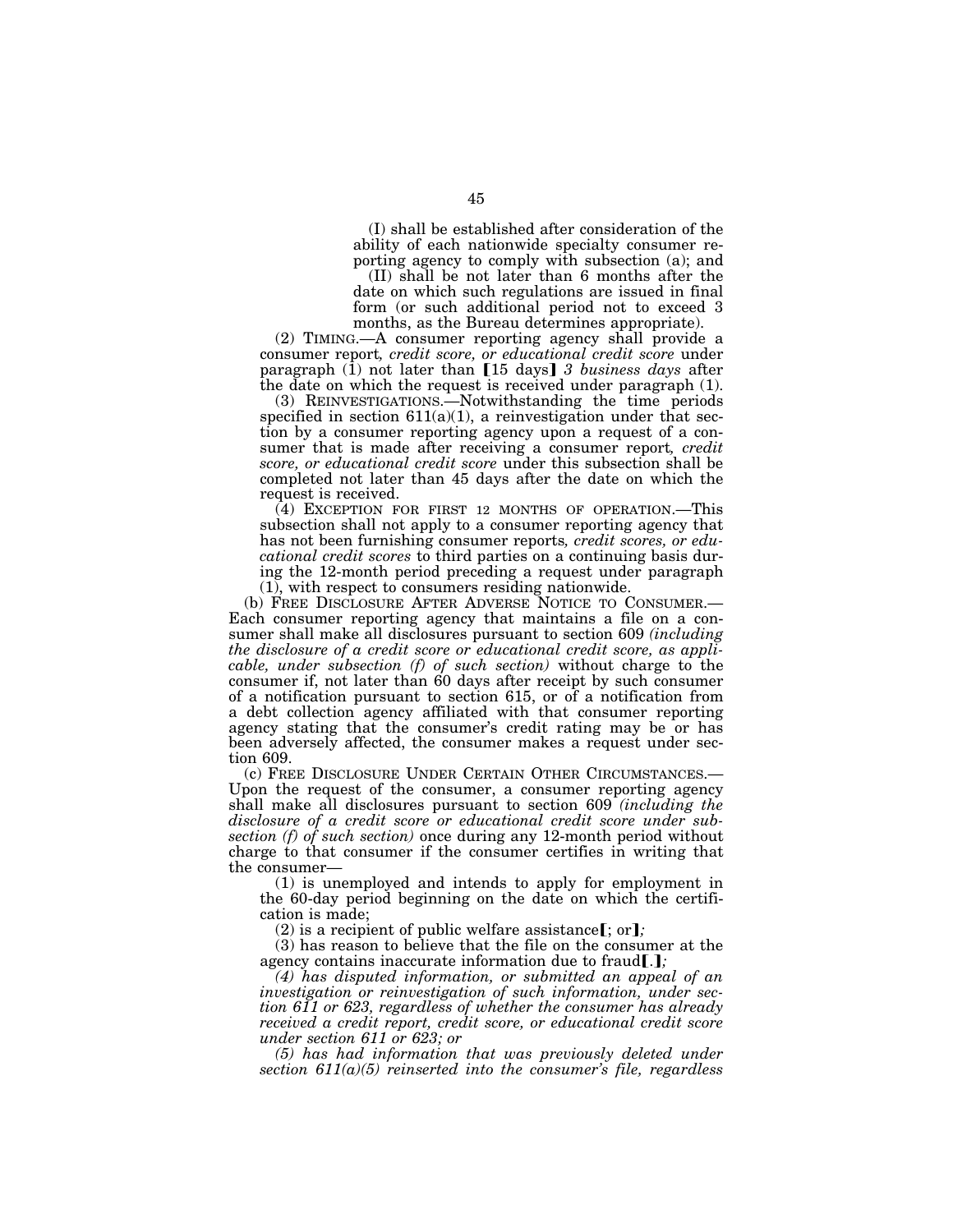(I) shall be established after consideration of the ability of each nationwide specialty consumer reporting agency to comply with subsection (a); and

(II) shall be not later than 6 months after the date on which such regulations are issued in final form (or such additional period not to exceed 3 months, as the Bureau determines appropriate).

(2) TIMING.—A consumer reporting agency shall provide a consumer report*, credit score, or educational credit score* under paragraph (1) not later than [15 days] *3 business days* after the date on which the request is received under paragraph (1).

(3) REINVESTIGATIONS.—Notwithstanding the time periods specified in section 611(a)(1), a reinvestigation under that section by a consumer reporting agency upon a request of a consumer that is made after receiving a consumer report*, credit score, or educational credit score* under this subsection shall be completed not later than 45 days after the date on which the request is received.

(4) EXCEPTION FOR FIRST 12 MONTHS OF OPERATION.—This subsection shall not apply to a consumer reporting agency that has not been furnishing consumer reports*, credit scores, or educational credit scores* to third parties on a continuing basis during the 12-month period preceding a request under paragraph (1), with respect to consumers residing nationwide.

(b) FREE DISCLOSURE AFTER ADVERSE NOTICE TO CONSUMER.—Each consumer reporting agency that maintains a file on a consumer shall make all disclosures pursuant to section 609 *(including the disclosure of a credit score or educational credit score, as applicable, under subsection (f) of such section)* without charge to the consumer if, not later than 60 days after receipt by such consumer of a notification pursuant to section 615, or of a notification from a debt collection agency affiliated with that consumer reporting agency stating that the consumer's credit rating may be or has been adversely affected, the consumer makes a request under section 609.

(c) FREE DISCLOSURE UNDER CERTAIN OTHER CIRCUMSTANCES.—Upon the request of the consumer, a consumer reporting agency shall make all disclosures pursuant to section 609 *(including the disclosure of a credit score or educational credit score under subsection (f) of such section)* once during any 12-month period without charge to that consumer if the consumer certifies in writing that the consumer—

(1) is unemployed and intends to apply for employment in the 60-day period beginning on the date on which the certification is made;

(2) is a recipient of public welfare assistance[; or]*;*

(3) has reason to believe that the file on the consumer at the agency contains inaccurate information due to fraud[.]*;*

*(4) has disputed information, or submitted an appeal of an investigation or reinvestigation of such information, under section 611 or 623, regardless of whether the consumer has already received a credit report, credit score, or educational credit score under section 611 or 623; or*

*(5) has had information that was previously deleted under section 611(a)(5) reinserted into the consumer's file, regardless*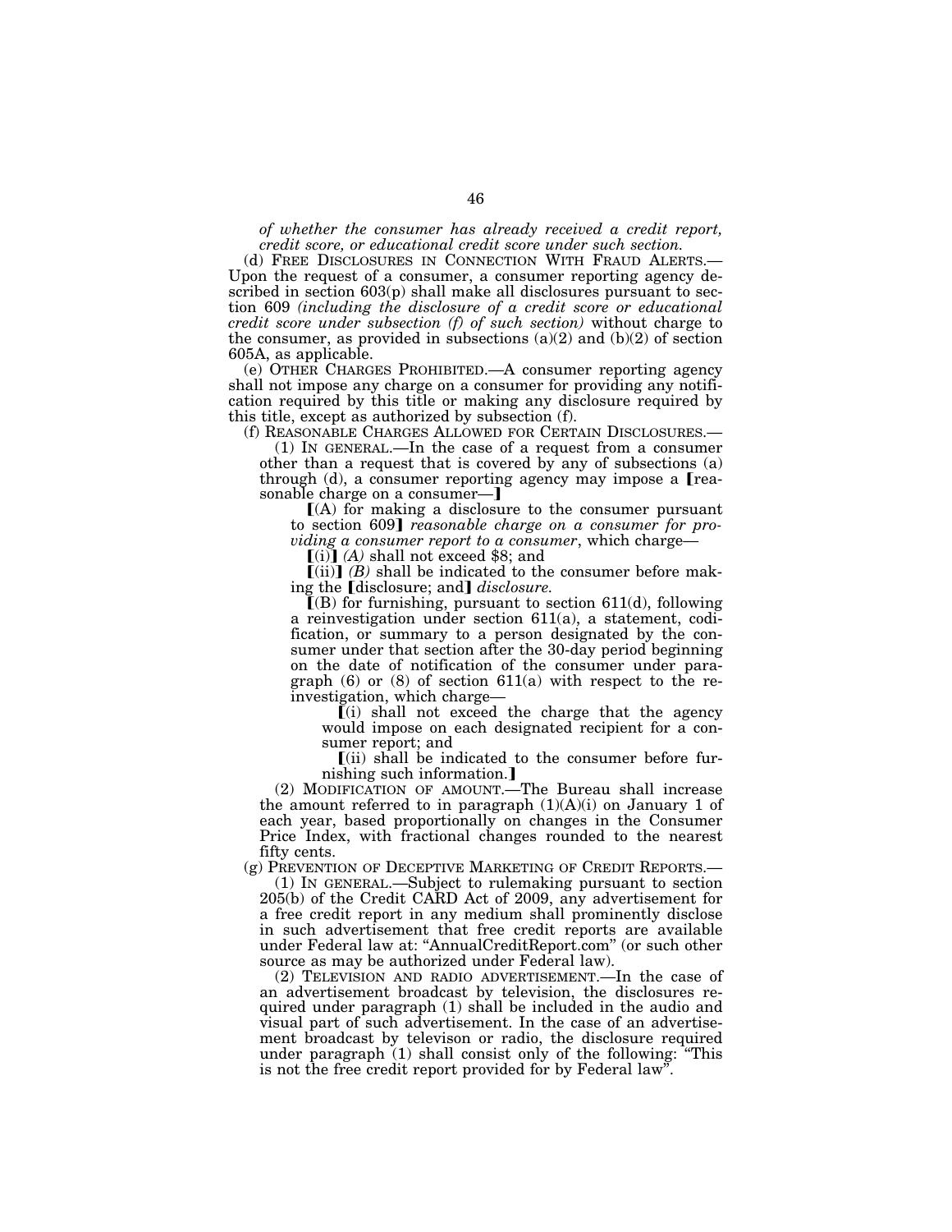*of whether the consumer has already received a credit report, credit score, or educational credit score under such section.*

(d) FREE DISCLOSURES IN CONNECTION WITH FRAUD ALERTS.—Upon the request of a consumer, a consumer reporting agency described in section 603(p) shall make all disclosures pursuant to section 609 *(including the disclosure of a credit score or educational credit score under subsection (f) of such section)* without charge to the consumer, as provided in subsections (a)(2) and (b)(2) of section 605A, as applicable.

(e) OTHER CHARGES PROHIBITED.—A consumer reporting agency shall not impose any charge on a consumer for providing any notification required by this title or making any disclosure required by this title, except as authorized by subsection (f).

(f) REASONABLE CHARGES ALLOWED FOR CERTAIN DISCLOSURES.—

(1) IN GENERAL.—In the case of a request from a consumer other than a request that is covered by any of subsections (a) through (d), a consumer reporting agency may impose a ⟦reasonable charge on a consumer—⟧

⟦(A) for making a disclosure to the consumer pursuant to section 609⟧ *reasonable charge on a consumer for providing a consumer report to a consumer*, which charge—

⟦(i)⟧ *(A)* shall not exceed $8; and

⟦(ii)⟧ *(B)* shall be indicated to the consumer before making the ⟦disclosure; and⟧ *disclosure.*

⟦(B) for furnishing, pursuant to section 611(d), following a reinvestigation under section 611(a), a statement, codification, or summary to a person designated by the consumer under that section after the 30-day period beginning on the date of notification of the consumer under paragraph (6) or (8) of section 611(a) with respect to the reinvestigation, which charge—

⟦(i) shall not exceed the charge that the agency would impose on each designated recipient for a consumer report; and

⟦(ii) shall be indicated to the consumer before furnishing such information.⟧

(2) MODIFICATION OF AMOUNT.—The Bureau shall increase the amount referred to in paragraph (1)(A)(i) on January 1 of each year, based proportionally on changes in the Consumer Price Index, with fractional changes rounded to the nearest fifty cents.

(g) PREVENTION OF DECEPTIVE MARKETING OF CREDIT REPORTS.—

(1) IN GENERAL.—Subject to rulemaking pursuant to section 205(b) of the Credit CARD Act of 2009, any advertisement for a free credit report in any medium shall prominently disclose in such advertisement that free credit reports are available under Federal law at: "AnnualCreditReport.com" (or such other source as may be authorized under Federal law).

(2) TELEVISION AND RADIO ADVERTISEMENT.—In the case of an advertisement broadcast by television, the disclosures required under paragraph (1) shall be included in the audio and visual part of such advertisement. In the case of an advertisement broadcast by televison or radio, the disclosure required under paragraph (1) shall consist only of the following: "This is not the free credit report provided for by Federal law".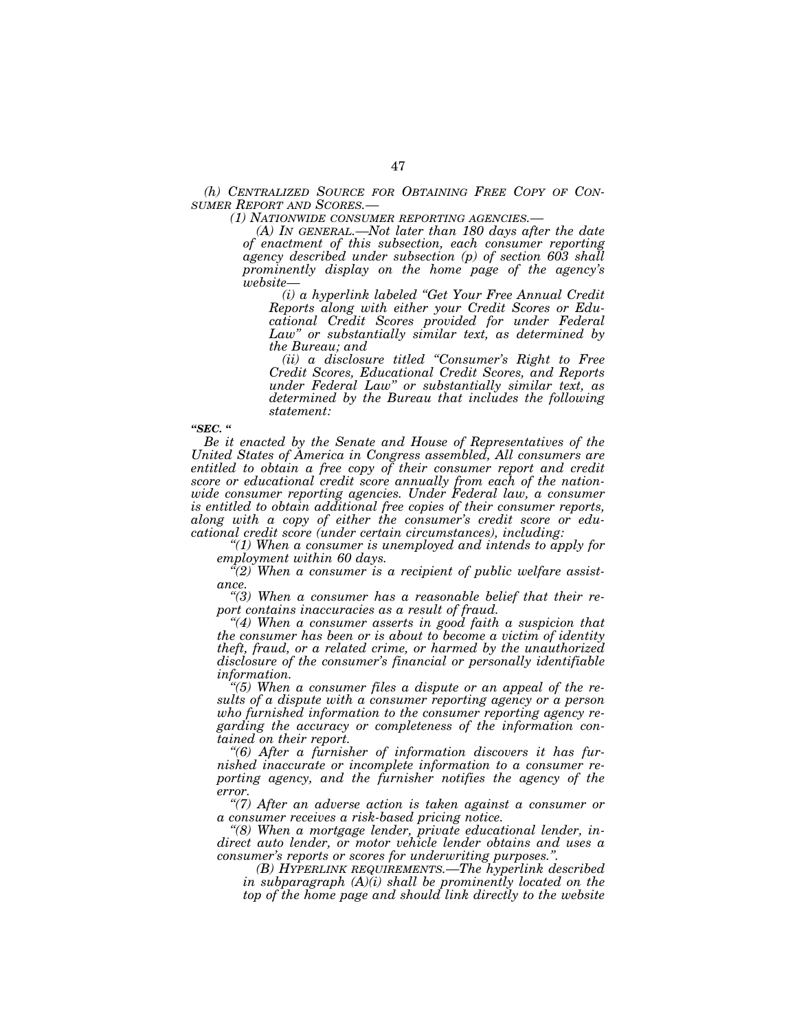*(h) CENTRALIZED SOURCE FOR OBTAINING FREE COPY OF CONSUMER REPORT AND SCORES.—*

*(1) NATIONWIDE CONSUMER REPORTING AGENCIES.—*

*(A) IN GENERAL.—Not later than 180 days after the date of enactment of this subsection, each consumer reporting agency described under subsection (p) of section 603 shall prominently display on the home page of the agency's website—*

*(i) a hyperlink labeled "Get Your Free Annual Credit Reports along with either your Credit Scores or Educational Credit Scores provided for under Federal Law" or substantially similar text, as determined by the Bureau; and*

*(ii) a disclosure titled "Consumer's Right to Free Credit Scores, Educational Credit Scores, and Reports under Federal Law" or substantially similar text, as determined by the Bureau that includes the following statement:*

***"SEC. "***

*Be it enacted by the Senate and House of Representatives of the United States of America in Congress assembled, All consumers are entitled to obtain a free copy of their consumer report and credit score or educational credit score annually from each of the nationwide consumer reporting agencies. Under Federal law, a consumer is entitled to obtain additional free copies of their consumer reports, along with a copy of either the consumer's credit score or educational credit score (under certain circumstances), including:*

*"(1) When a consumer is unemployed and intends to apply for employment within 60 days.*

*"(2) When a consumer is a recipient of public welfare assistance.*

*"(3) When a consumer has a reasonable belief that their report contains inaccuracies as a result of fraud.*

*"(4) When a consumer asserts in good faith a suspicion that the consumer has been or is about to become a victim of identity theft, fraud, or a related crime, or harmed by the unauthorized disclosure of the consumer's financial or personally identifiable information.*

*"(5) When a consumer files a dispute or an appeal of the results of a dispute with a consumer reporting agency or a person who furnished information to the consumer reporting agency regarding the accuracy or completeness of the information contained on their report.*

*"(6) After a furnisher of information discovers it has furnished inaccurate or incomplete information to a consumer reporting agency, and the furnisher notifies the agency of the error.*

*"(7) After an adverse action is taken against a consumer or a consumer receives a risk-based pricing notice.*

*"(8) When a mortgage lender, private educational lender, indirect auto lender, or motor vehicle lender obtains and uses a consumer's reports or scores for underwriting purposes.".*

*(B) HYPERLINK REQUIREMENTS.—The hyperlink described in subparagraph (A)(i) shall be prominently located on the top of the home page and should link directly to the website*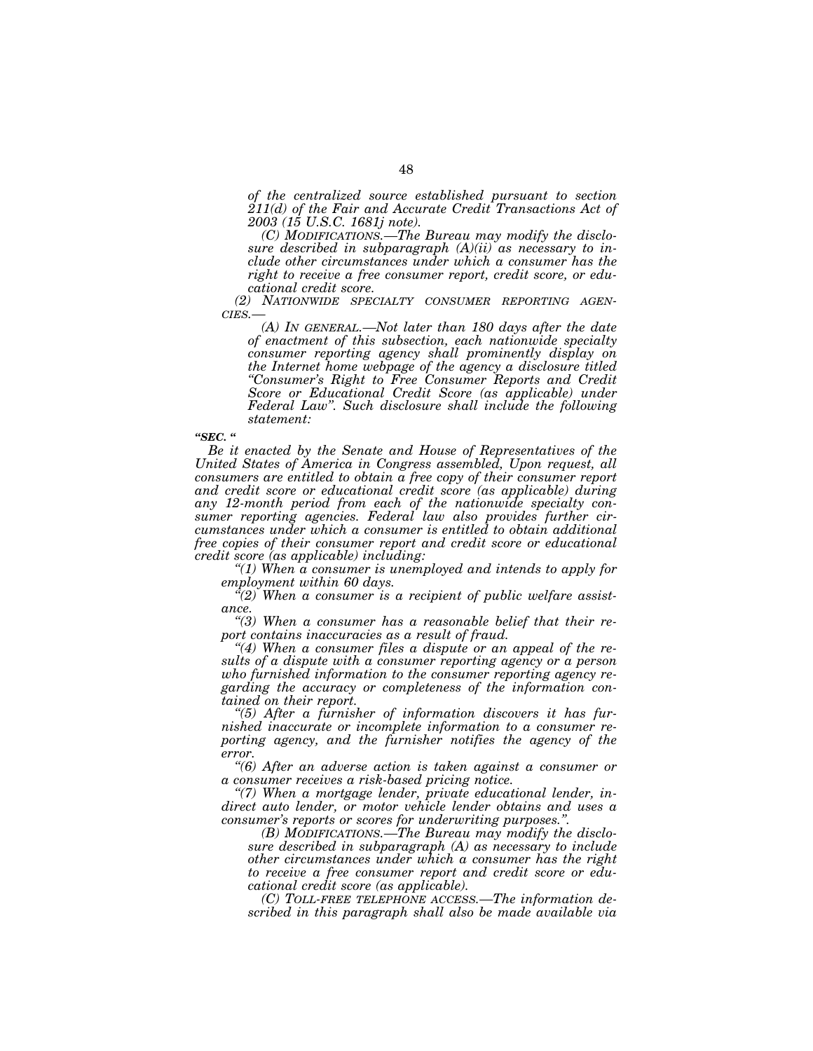*of the centralized source established pursuant to section 211(d) of the Fair and Accurate Credit Transactions Act of 2003 (15 U.S.C. 1681j note).*

*(C) MODIFICATIONS.—The Bureau may modify the disclosure described in subparagraph (A)(ii) as necessary to include other circumstances under which a consumer has the right to receive a free consumer report, credit score, or educational credit score.*

*(2) NATIONWIDE SPECIALTY CONSUMER REPORTING AGENCIES.—*

*(A) IN GENERAL.—Not later than 180 days after the date of enactment of this subsection, each nationwide specialty consumer reporting agency shall prominently display on the Internet home webpage of the agency a disclosure titled "Consumer's Right to Free Consumer Reports and Credit Score or Educational Credit Score (as applicable) under Federal Law". Such disclosure shall include the following statement:*

***"SEC. "***

*Be it enacted by the Senate and House of Representatives of the United States of America in Congress assembled, Upon request, all consumers are entitled to obtain a free copy of their consumer report and credit score or educational credit score (as applicable) during any 12-month period from each of the nationwide specialty consumer reporting agencies. Federal law also provides further circumstances under which a consumer is entitled to obtain additional free copies of their consumer report and credit score or educational credit score (as applicable) including:*

*"(1) When a consumer is unemployed and intends to apply for employment within 60 days.*

*"(2) When a consumer is a recipient of public welfare assistance.*

*"(3) When a consumer has a reasonable belief that their report contains inaccuracies as a result of fraud.*

*"(4) When a consumer files a dispute or an appeal of the results of a dispute with a consumer reporting agency or a person who furnished information to the consumer reporting agency regarding the accuracy or completeness of the information contained on their report.*

*"(5) After a furnisher of information discovers it has furnished inaccurate or incomplete information to a consumer reporting agency, and the furnisher notifies the agency of the error.*

*"(6) After an adverse action is taken against a consumer or a consumer receives a risk-based pricing notice.*

*"(7) When a mortgage lender, private educational lender, indirect auto lender, or motor vehicle lender obtains and uses a consumer's reports or scores for underwriting purposes.".*

*(B) MODIFICATIONS.—The Bureau may modify the disclosure described in subparagraph (A) as necessary to include other circumstances under which a consumer has the right to receive a free consumer report and credit score or educational credit score (as applicable).*

*(C) TOLL-FREE TELEPHONE ACCESS.—The information described in this paragraph shall also be made available via*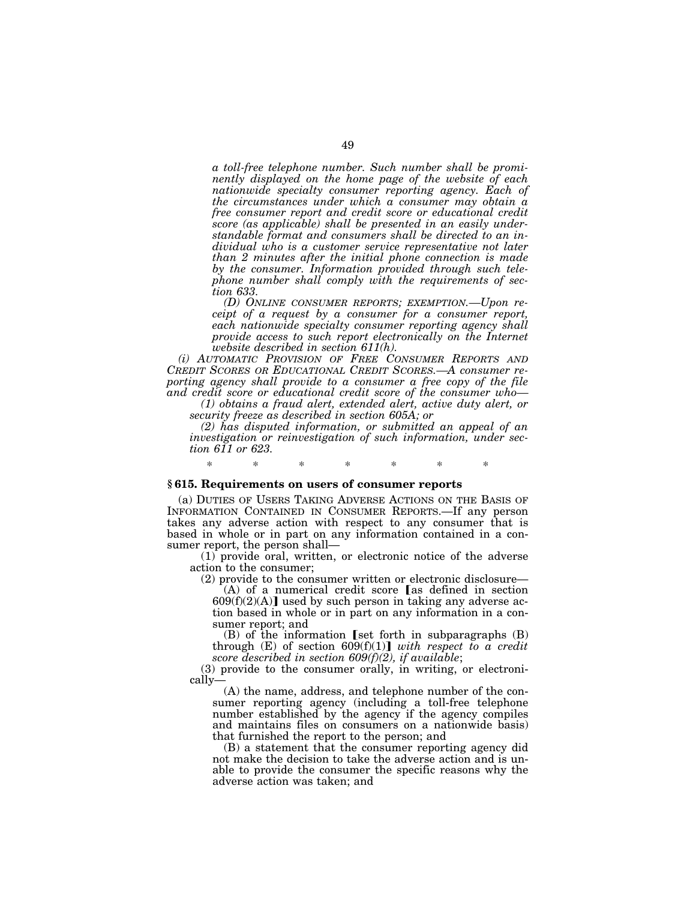*a toll-free telephone number. Such number shall be prominently displayed on the home page of the website of each nationwide specialty consumer reporting agency. Each of the circumstances under which a consumer may obtain a free consumer report and credit score or educational credit score (as applicable) shall be presented in an easily understandable format and consumers shall be directed to an individual who is a customer service representative not later than 2 minutes after the initial phone connection is made by the consumer. Information provided through such telephone number shall comply with the requirements of section 633.*

*(D) ONLINE CONSUMER REPORTS; EXEMPTION.—Upon receipt of a request by a consumer for a consumer report, each nationwide specialty consumer reporting agency shall provide access to such report electronically on the Internet website described in section 611(h).*

*(i) AUTOMATIC PROVISION OF FREE CONSUMER REPORTS AND CREDIT SCORES OR EDUCATIONAL CREDIT SCORES.—A consumer reporting agency shall provide to a consumer a free copy of the file and credit score or educational credit score of the consumer who—*

*(1) obtains a fraud alert, extended alert, active duty alert, or security freeze as described in section 605A; or*

*(2) has disputed information, or submitted an appeal of an investigation or reinvestigation of such information, under section 611 or 623.*

\* \* \* \* \* \* \*

## § 615. Requirements on users of consumer reports

(a) DUTIES OF USERS TAKING ADVERSE ACTIONS ON THE BASIS OF INFORMATION CONTAINED IN CONSUMER REPORTS.—If any person takes any adverse action with respect to any consumer that is based in whole or in part on any information contained in a consumer report, the person shall—

(1) provide oral, written, or electronic notice of the adverse action to the consumer;

(2) provide to the consumer written or electronic disclosure—

(A) of a numerical credit score ⟦as defined in section 609(f)(2)(A)⟧ used by such person in taking any adverse action based in whole or in part on any information in a consumer report; and

(B) of the information ⟦set forth in subparagraphs (B) through (E) of section 609(f)(1)⟧ *with respect to a credit score described in section 609(f)(2), if available*;

(3) provide to the consumer orally, in writing, or electronically—

(A) the name, address, and telephone number of the consumer reporting agency (including a toll-free telephone number established by the agency if the agency compiles and maintains files on consumers on a nationwide basis) that furnished the report to the person; and

(B) a statement that the consumer reporting agency did not make the decision to take the adverse action and is unable to provide the consumer the specific reasons why the adverse action was taken; and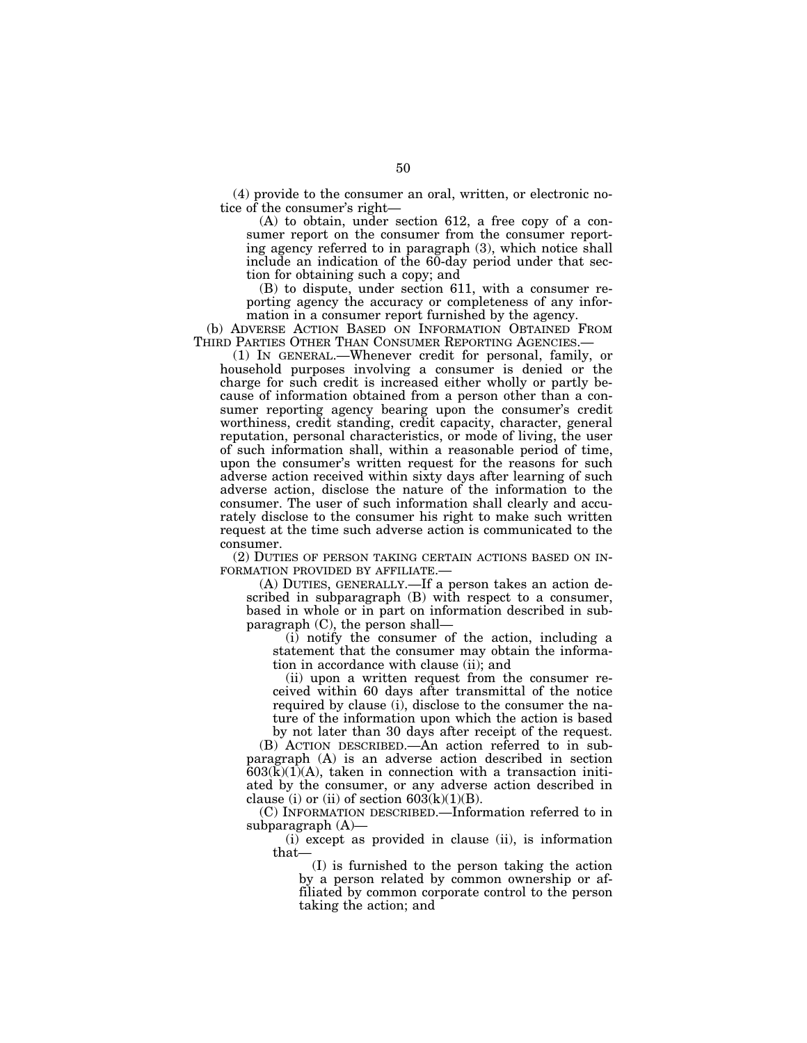(4) provide to the consumer an oral, written, or electronic notice of the consumer's right—

(A) to obtain, under section 612, a free copy of a consumer report on the consumer from the consumer reporting agency referred to in paragraph (3), which notice shall include an indication of the 60-day period under that section for obtaining such a copy; and

(B) to dispute, under section 611, with a consumer reporting agency the accuracy or completeness of any information in a consumer report furnished by the agency.

(b) ADVERSE ACTION BASED ON INFORMATION OBTAINED FROM THIRD PARTIES OTHER THAN CONSUMER REPORTING AGENCIES.—

(1) IN GENERAL.—Whenever credit for personal, family, or household purposes involving a consumer is denied or the charge for such credit is increased either wholly or partly because of information obtained from a person other than a consumer reporting agency bearing upon the consumer's credit worthiness, credit standing, credit capacity, character, general reputation, personal characteristics, or mode of living, the user of such information shall, within a reasonable period of time, upon the consumer's written request for the reasons for such adverse action received within sixty days after learning of such adverse action, disclose the nature of the information to the consumer. The user of such information shall clearly and accurately disclose to the consumer his right to make such written request at the time such adverse action is communicated to the consumer.

(2) DUTIES OF PERSON TAKING CERTAIN ACTIONS BASED ON INFORMATION PROVIDED BY AFFILIATE.—

(A) DUTIES, GENERALLY.—If a person takes an action described in subparagraph (B) with respect to a consumer, based in whole or in part on information described in subparagraph (C), the person shall—

(i) notify the consumer of the action, including a statement that the consumer may obtain the information in accordance with clause (ii); and

(ii) upon a written request from the consumer received within 60 days after transmittal of the notice required by clause (i), disclose to the consumer the nature of the information upon which the action is based by not later than 30 days after receipt of the request.

(B) ACTION DESCRIBED.—An action referred to in subparagraph (A) is an adverse action described in section 603(k)(1)(A), taken in connection with a transaction initiated by the consumer, or any adverse action described in clause (i) or (ii) of section 603(k)(1)(B).

(C) INFORMATION DESCRIBED.—Information referred to in subparagraph (A)—

(i) except as provided in clause (ii), is information that—

(I) is furnished to the person taking the action by a person related by common ownership or affiliated by common corporate control to the person taking the action; and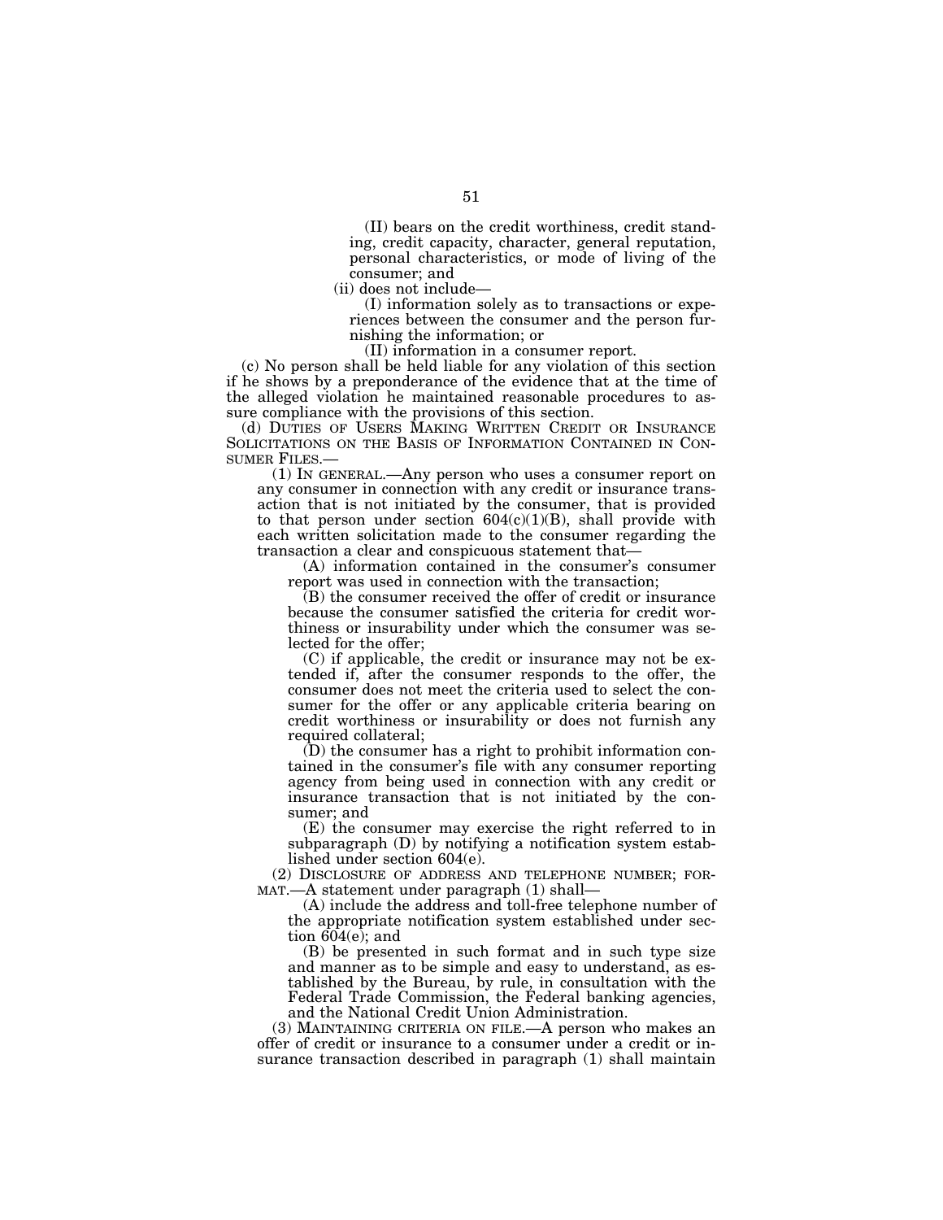(II) bears on the credit worthiness, credit standing, credit capacity, character, general reputation, personal characteristics, or mode of living of the consumer; and

(ii) does not include—

(I) information solely as to transactions or experiences between the consumer and the person furnishing the information; or

(II) information in a consumer report.

(c) No person shall be held liable for any violation of this section if he shows by a preponderance of the evidence that at the time of the alleged violation he maintained reasonable procedures to assure compliance with the provisions of this section.

(d) DUTIES OF USERS MAKING WRITTEN CREDIT OR INSURANCE SOLICITATIONS ON THE BASIS OF INFORMATION CONTAINED IN CONSUMER FILES.—

(1) IN GENERAL.—Any person who uses a consumer report on any consumer in connection with any credit or insurance transaction that is not initiated by the consumer, that is provided to that person under section 604(c)(1)(B), shall provide with each written solicitation made to the consumer regarding the transaction a clear and conspicuous statement that—

(A) information contained in the consumer's consumer report was used in connection with the transaction;

(B) the consumer received the offer of credit or insurance because the consumer satisfied the criteria for credit worthiness or insurability under which the consumer was selected for the offer;

(C) if applicable, the credit or insurance may not be extended if, after the consumer responds to the offer, the consumer does not meet the criteria used to select the consumer for the offer or any applicable criteria bearing on credit worthiness or insurability or does not furnish any required collateral;

(D) the consumer has a right to prohibit information contained in the consumer's file with any consumer reporting agency from being used in connection with any credit or insurance transaction that is not initiated by the consumer; and

(E) the consumer may exercise the right referred to in subparagraph (D) by notifying a notification system established under section 604(e).

(2) DISCLOSURE OF ADDRESS AND TELEPHONE NUMBER; FORMAT.—A statement under paragraph (1) shall—

(A) include the address and toll-free telephone number of the appropriate notification system established under section 604(e); and

(B) be presented in such format and in such type size and manner as to be simple and easy to understand, as established by the Bureau, by rule, in consultation with the Federal Trade Commission, the Federal banking agencies, and the National Credit Union Administration.

(3) MAINTAINING CRITERIA ON FILE.—A person who makes an offer of credit or insurance to a consumer under a credit or insurance transaction described in paragraph (1) shall maintain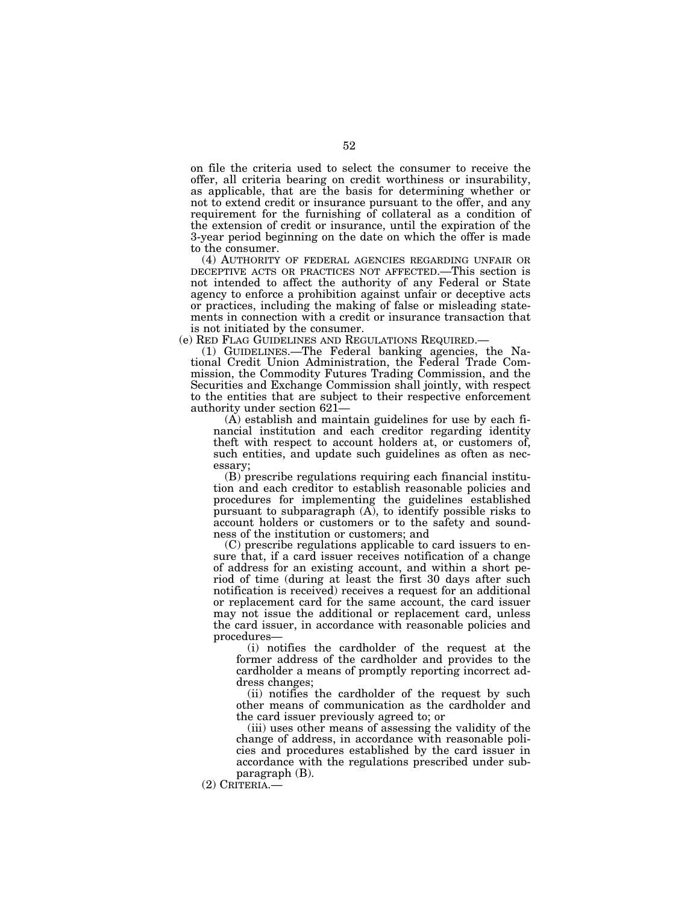on file the criteria used to select the consumer to receive the offer, all criteria bearing on credit worthiness or insurability, as applicable, that are the basis for determining whether or not to extend credit or insurance pursuant to the offer, and any requirement for the furnishing of collateral as a condition of the extension of credit or insurance, until the expiration of the 3-year period beginning on the date on which the offer is made to the consumer.

(4) AUTHORITY OF FEDERAL AGENCIES REGARDING UNFAIR OR DECEPTIVE ACTS OR PRACTICES NOT AFFECTED.—This section is not intended to affect the authority of any Federal or State agency to enforce a prohibition against unfair or deceptive acts or practices, including the making of false or misleading statements in connection with a credit or insurance transaction that is not initiated by the consumer.

(e) RED FLAG GUIDELINES AND REGULATIONS REQUIRED.—

(1) GUIDELINES.—The Federal banking agencies, the National Credit Union Administration, the Federal Trade Commission, the Commodity Futures Trading Commission, and the Securities and Exchange Commission shall jointly, with respect to the entities that are subject to their respective enforcement authority under section 621—

(A) establish and maintain guidelines for use by each financial institution and each creditor regarding identity theft with respect to account holders at, or customers of, such entities, and update such guidelines as often as necessary;

(B) prescribe regulations requiring each financial institution and each creditor to establish reasonable policies and procedures for implementing the guidelines established pursuant to subparagraph (A), to identify possible risks to account holders or customers or to the safety and soundness of the institution or customers; and

(C) prescribe regulations applicable to card issuers to ensure that, if a card issuer receives notification of a change of address for an existing account, and within a short period of time (during at least the first 30 days after such notification is received) receives a request for an additional or replacement card for the same account, the card issuer may not issue the additional or replacement card, unless the card issuer, in accordance with reasonable policies and procedures—

(i) notifies the cardholder of the request at the former address of the cardholder and provides to the cardholder a means of promptly reporting incorrect address changes;

(ii) notifies the cardholder of the request by such other means of communication as the cardholder and the card issuer previously agreed to; or

(iii) uses other means of assessing the validity of the change of address, in accordance with reasonable policies and procedures established by the card issuer in accordance with the regulations prescribed under subparagraph (B).

(2) CRITERIA.—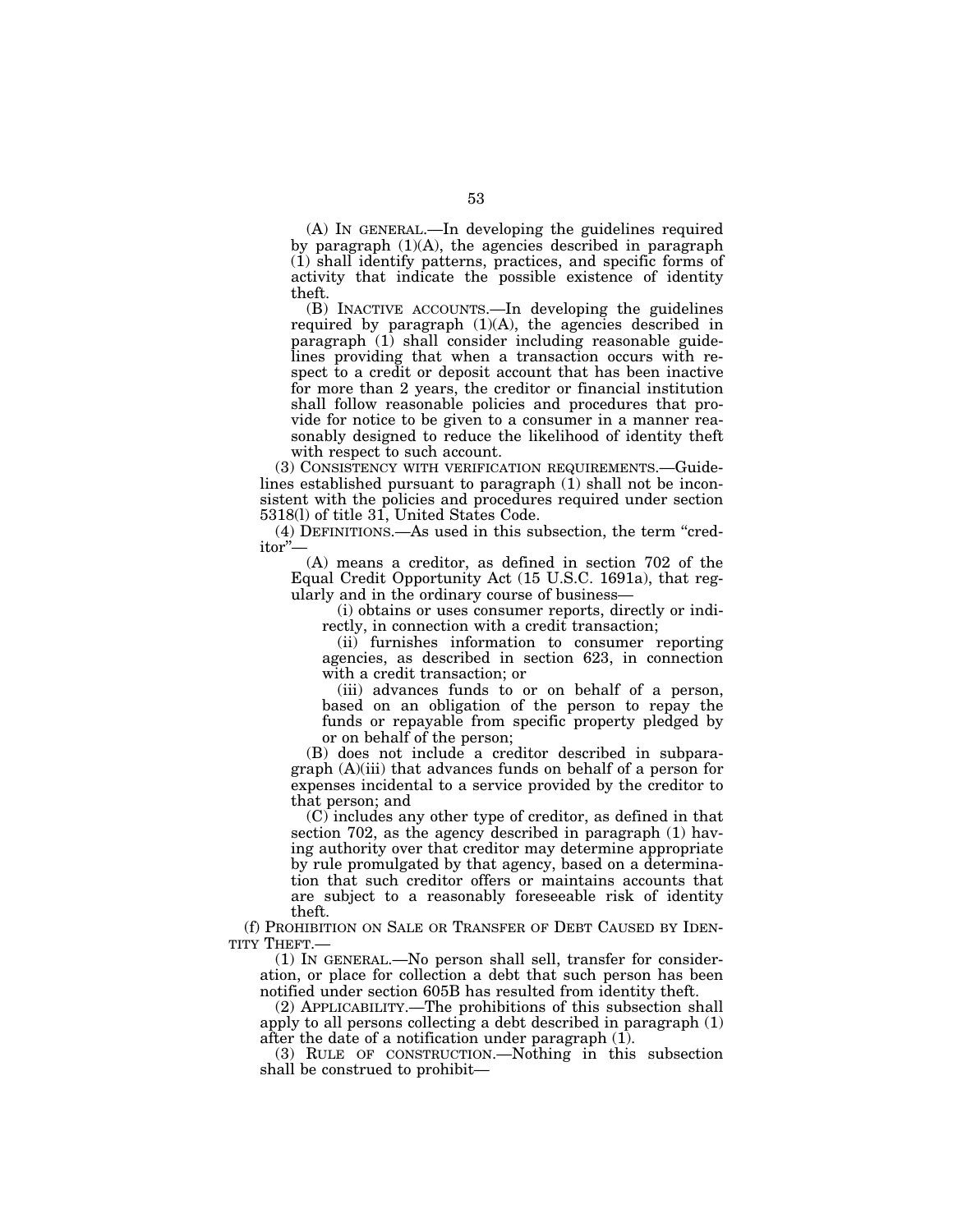(A) IN GENERAL.—In developing the guidelines required by paragraph (1)(A), the agencies described in paragraph (1) shall identify patterns, practices, and specific forms of activity that indicate the possible existence of identity theft.

(B) INACTIVE ACCOUNTS.—In developing the guidelines required by paragraph (1)(A), the agencies described in paragraph (1) shall consider including reasonable guidelines providing that when a transaction occurs with respect to a credit or deposit account that has been inactive for more than 2 years, the creditor or financial institution shall follow reasonable policies and procedures that provide for notice to be given to a consumer in a manner reasonably designed to reduce the likelihood of identity theft with respect to such account.

(3) CONSISTENCY WITH VERIFICATION REQUIREMENTS.—Guidelines established pursuant to paragraph (1) shall not be inconsistent with the policies and procedures required under section 5318(l) of title 31, United States Code.

(4) DEFINITIONS.—As used in this subsection, the term "creditor"—

(A) means a creditor, as defined in section 702 of the Equal Credit Opportunity Act (15 U.S.C. 1691a), that regularly and in the ordinary course of business—

(i) obtains or uses consumer reports, directly or indirectly, in connection with a credit transaction;

(ii) furnishes information to consumer reporting agencies, as described in section 623, in connection with a credit transaction; or

(iii) advances funds to or on behalf of a person, based on an obligation of the person to repay the funds or repayable from specific property pledged by or on behalf of the person;

(B) does not include a creditor described in subparagraph (A)(iii) that advances funds on behalf of a person for expenses incidental to a service provided by the creditor to that person; and

(C) includes any other type of creditor, as defined in that section 702, as the agency described in paragraph (1) having authority over that creditor may determine appropriate by rule promulgated by that agency, based on a determination that such creditor offers or maintains accounts that are subject to a reasonably foreseeable risk of identity theft.

(f) PROHIBITION ON SALE OR TRANSFER OF DEBT CAUSED BY IDENTITY THEFT.—

(1) IN GENERAL.—No person shall sell, transfer for consideration, or place for collection a debt that such person has been notified under section 605B has resulted from identity theft.

(2) APPLICABILITY.—The prohibitions of this subsection shall apply to all persons collecting a debt described in paragraph (1) after the date of a notification under paragraph (1).

(3) RULE OF CONSTRUCTION.—Nothing in this subsection shall be construed to prohibit—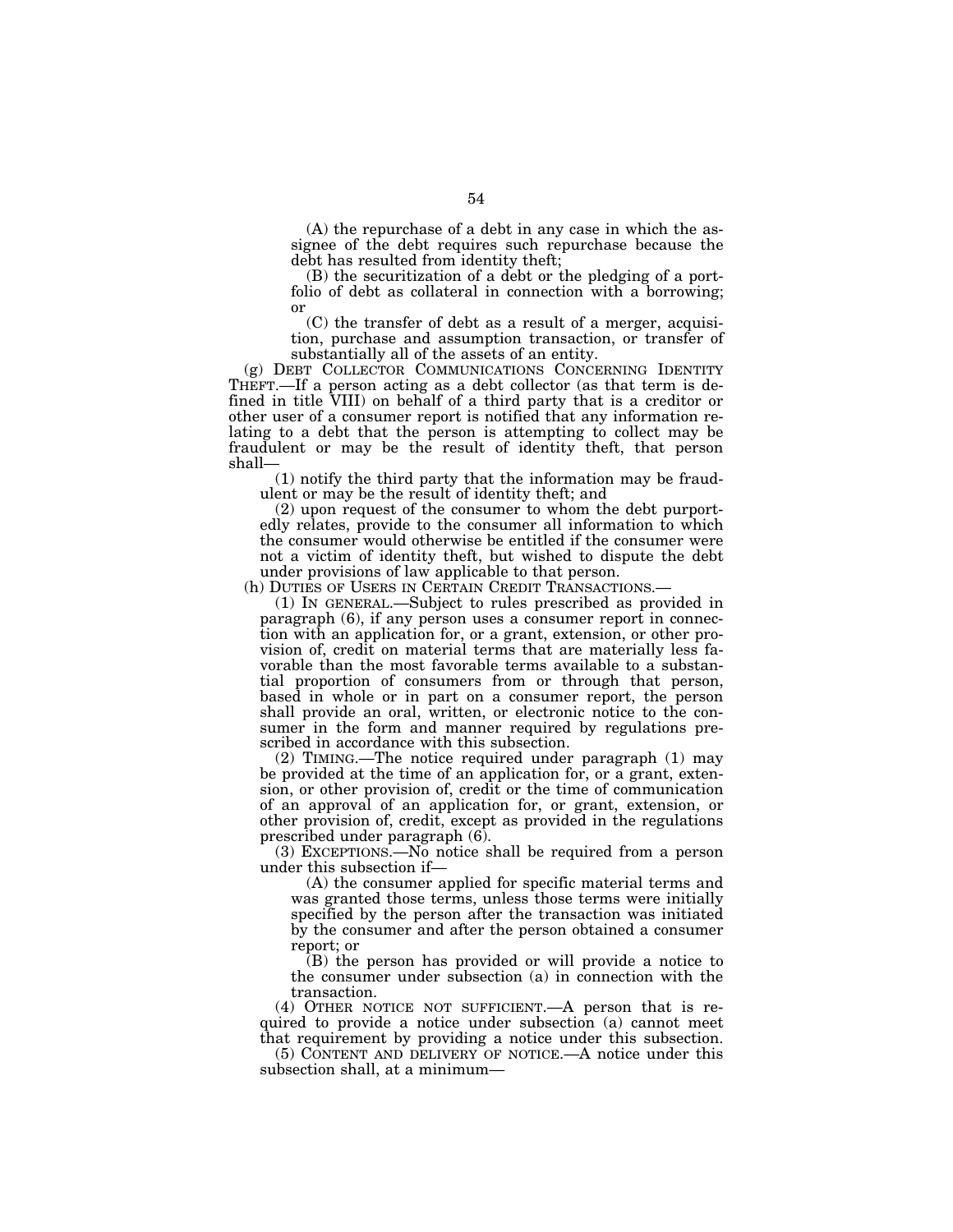(A) the repurchase of a debt in any case in which the assignee of the debt requires such repurchase because the debt has resulted from identity theft;

(B) the securitization of a debt or the pledging of a portfolio of debt as collateral in connection with a borrowing; or

(C) the transfer of debt as a result of a merger, acquisition, purchase and assumption transaction, or transfer of substantially all of the assets of an entity.

(g) DEBT COLLECTOR COMMUNICATIONS CONCERNING IDENTITY THEFT.—If a person acting as a debt collector (as that term is defined in title VIII) on behalf of a third party that is a creditor or other user of a consumer report is notified that any information relating to a debt that the person is attempting to collect may be fraudulent or may be the result of identity theft, that person shall—

(1) notify the third party that the information may be fraudulent or may be the result of identity theft; and

(2) upon request of the consumer to whom the debt purportedly relates, provide to the consumer all information to which the consumer would otherwise be entitled if the consumer were not a victim of identity theft, but wished to dispute the debt under provisions of law applicable to that person.

(h) DUTIES OF USERS IN CERTAIN CREDIT TRANSACTIONS.—

(1) IN GENERAL.—Subject to rules prescribed as provided in paragraph (6), if any person uses a consumer report in connection with an application for, or a grant, extension, or other provision of, credit on material terms that are materially less favorable than the most favorable terms available to a substantial proportion of consumers from or through that person, based in whole or in part on a consumer report, the person shall provide an oral, written, or electronic notice to the consumer in the form and manner required by regulations prescribed in accordance with this subsection.

(2) TIMING.—The notice required under paragraph (1) may be provided at the time of an application for, or a grant, extension, or other provision of, credit or the time of communication of an approval of an application for, or grant, extension, or other provision of, credit, except as provided in the regulations prescribed under paragraph (6).

(3) EXCEPTIONS.—No notice shall be required from a person under this subsection if—

(A) the consumer applied for specific material terms and was granted those terms, unless those terms were initially specified by the person after the transaction was initiated by the consumer and after the person obtained a consumer report; or

(B) the person has provided or will provide a notice to the consumer under subsection (a) in connection with the transaction.

(4) OTHER NOTICE NOT SUFFICIENT.—A person that is required to provide a notice under subsection (a) cannot meet that requirement by providing a notice under this subsection.

(5) CONTENT AND DELIVERY OF NOTICE.—A notice under this subsection shall, at a minimum—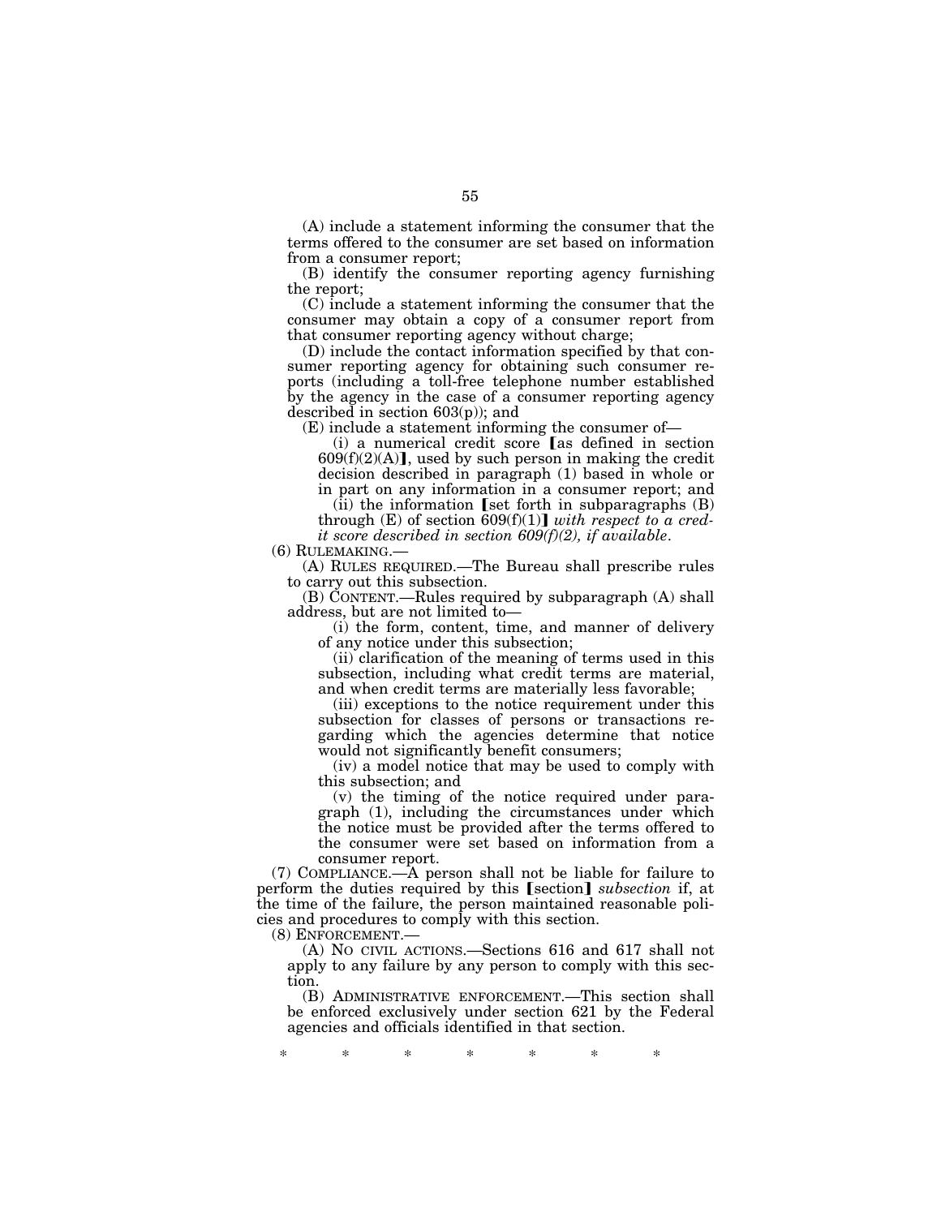(A) include a statement informing the consumer that the terms offered to the consumer are set based on information from a consumer report;

(B) identify the consumer reporting agency furnishing the report;

(C) include a statement informing the consumer that the consumer may obtain a copy of a consumer report from that consumer reporting agency without charge;

(D) include the contact information specified by that consumer reporting agency for obtaining such consumer reports (including a toll-free telephone number established by the agency in the case of a consumer reporting agency described in section 603(p)); and

(E) include a statement informing the consumer of—

(i) a numerical credit score [as defined in section 609(f)(2)(A)], used by such person in making the credit decision described in paragraph (1) based in whole or in part on any information in a consumer report; and

(ii) the information [set forth in subparagraphs (B) through (E) of section 609(f)(1)] *with respect to a credit score described in section 609(f)(2), if available*.

(6) RULEMAKING.—

(A) RULES REQUIRED.—The Bureau shall prescribe rules to carry out this subsection.

(B) CONTENT.—Rules required by subparagraph (A) shall address, but are not limited to—

(i) the form, content, time, and manner of delivery of any notice under this subsection;

(ii) clarification of the meaning of terms used in this subsection, including what credit terms are material, and when credit terms are materially less favorable;

(iii) exceptions to the notice requirement under this subsection for classes of persons or transactions regarding which the agencies determine that notice would not significantly benefit consumers;

(iv) a model notice that may be used to comply with this subsection; and

(v) the timing of the notice required under paragraph (1), including the circumstances under which the notice must be provided after the terms offered to the consumer were set based on information from a consumer report.

(7) COMPLIANCE.—A person shall not be liable for failure to perform the duties required by this [section] *subsection* if, at the time of the failure, the person maintained reasonable policies and procedures to comply with this section.

(8) ENFORCEMENT.—

(A) NO CIVIL ACTIONS.—Sections 616 and 617 shall not apply to any failure by any person to comply with this section.

(B) ADMINISTRATIVE ENFORCEMENT.—This section shall be enforced exclusively under section 621 by the Federal agencies and officials identified in that section.

\* \* \* \* \* \* \*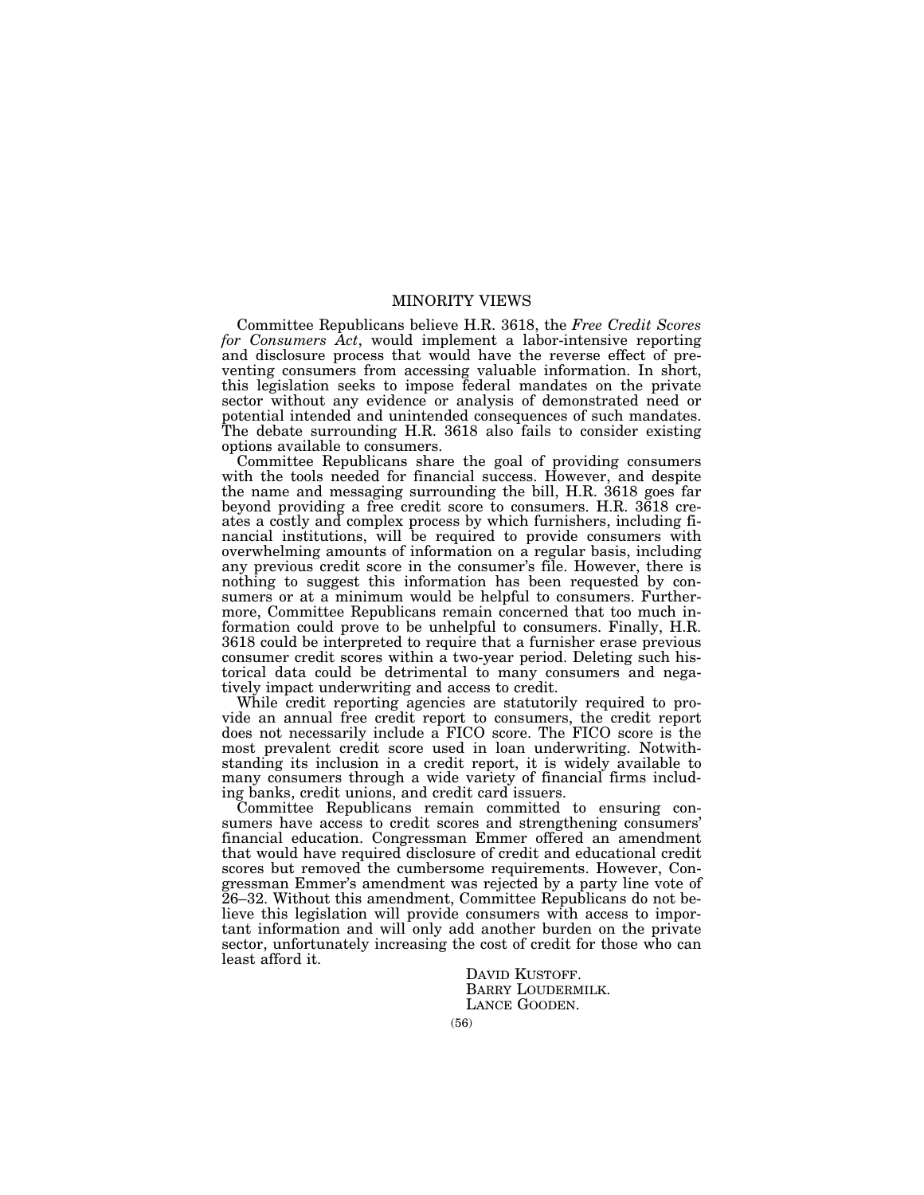# MINORITY VIEWS

Committee Republicans believe H.R. 3618, the *Free Credit Scores for Consumers Act*, would implement a labor-intensive reporting and disclosure process that would have the reverse effect of preventing consumers from accessing valuable information. In short, this legislation seeks to impose federal mandates on the private sector without any evidence or analysis of demonstrated need or potential intended and unintended consequences of such mandates. The debate surrounding H.R. 3618 also fails to consider existing options available to consumers.

Committee Republicans share the goal of providing consumers with the tools needed for financial success. However, and despite the name and messaging surrounding the bill, H.R. 3618 goes far beyond providing a free credit score to consumers. H.R. 3618 creates a costly and complex process by which furnishers, including financial institutions, will be required to provide consumers with overwhelming amounts of information on a regular basis, including any previous credit score in the consumer's file. However, there is nothing to suggest this information has been requested by consumers or at a minimum would be helpful to consumers. Furthermore, Committee Republicans remain concerned that too much information could prove to be unhelpful to consumers. Finally, H.R. 3618 could be interpreted to require that a furnisher erase previous consumer credit scores within a two-year period. Deleting such historical data could be detrimental to many consumers and negatively impact underwriting and access to credit.

While credit reporting agencies are statutorily required to provide an annual free credit report to consumers, the credit report does not necessarily include a FICO score. The FICO score is the most prevalent credit score used in loan underwriting. Notwithstanding its inclusion in a credit report, it is widely available to many consumers through a wide variety of financial firms including banks, credit unions, and credit card issuers.

Committee Republicans remain committed to ensuring consumers have access to credit scores and strengthening consumers' financial education. Congressman Emmer offered an amendment that would have required disclosure of credit and educational credit scores but removed the cumbersome requirements. However, Congressman Emmer's amendment was rejected by a party line vote of 26–32. Without this amendment, Committee Republicans do not believe this legislation will provide consumers with access to important information and will only add another burden on the private sector, unfortunately increasing the cost of credit for those who can least afford it.

DAVID KUSTOFF.
BARRY LOUDERMILK.
LANCE GOODEN.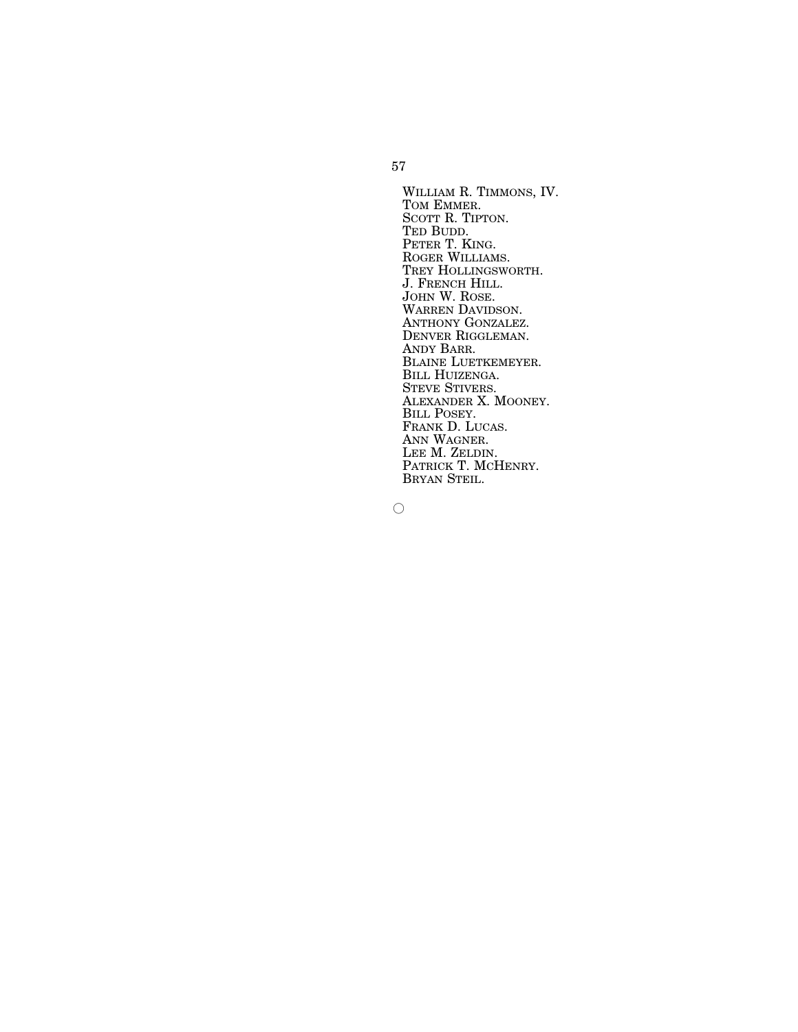WILLIAM R. TIMMONS, IV.
TOM EMMER.
SCOTT R. TIPTON.
TED BUDD.
PETER T. KING.
ROGER WILLIAMS.
TREY HOLLINGSWORTH.
J. FRENCH HILL.
JOHN W. ROSE.
WARREN DAVIDSON.
ANTHONY GONZALEZ.
DENVER RIGGLEMAN.
ANDY BARR.
BLAINE LUETKEMEYER.
BILL HUIZENGA.
STEVE STIVERS.
ALEXANDER X. MOONEY.
BILL POSEY.
FRANK D. LUCAS.
ANN WAGNER.
LEE M. ZELDIN.
PATRICK T. MCHENRY.
BRYAN STEIL.